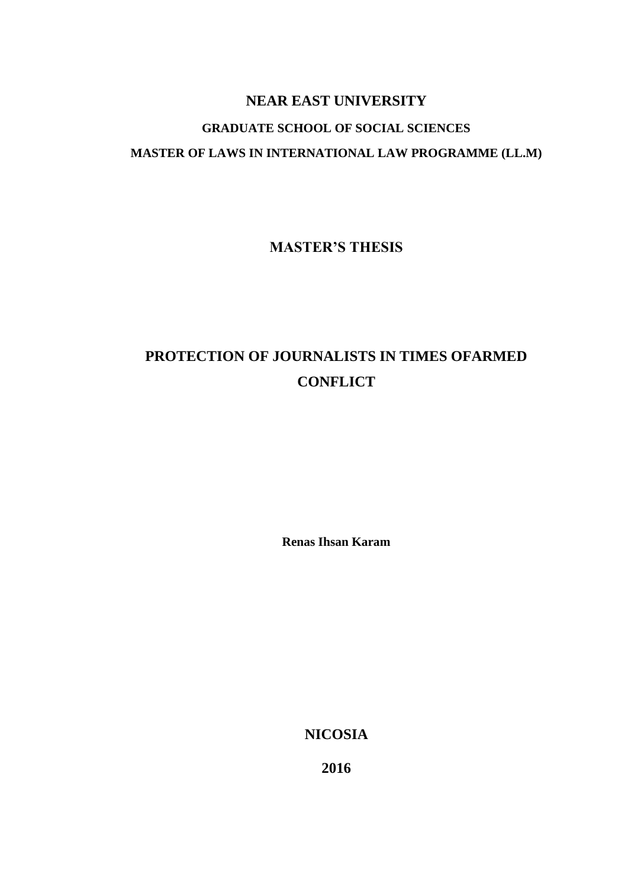**NEAR EAST UNIVERSITY**

**GRADUATE SCHOOL OF SOCIAL SCIENCES**

**MASTER OF LAWS IN INTERNATIONAL LAW PROGRAMME (LL.M)**

**MASTER'S THESIS**

# PROTECTION OF JOURNALISTS IN TIMES OFARMED CONFLICT

**Renas Ihsan Karam**

**NICOSIA**

**2016**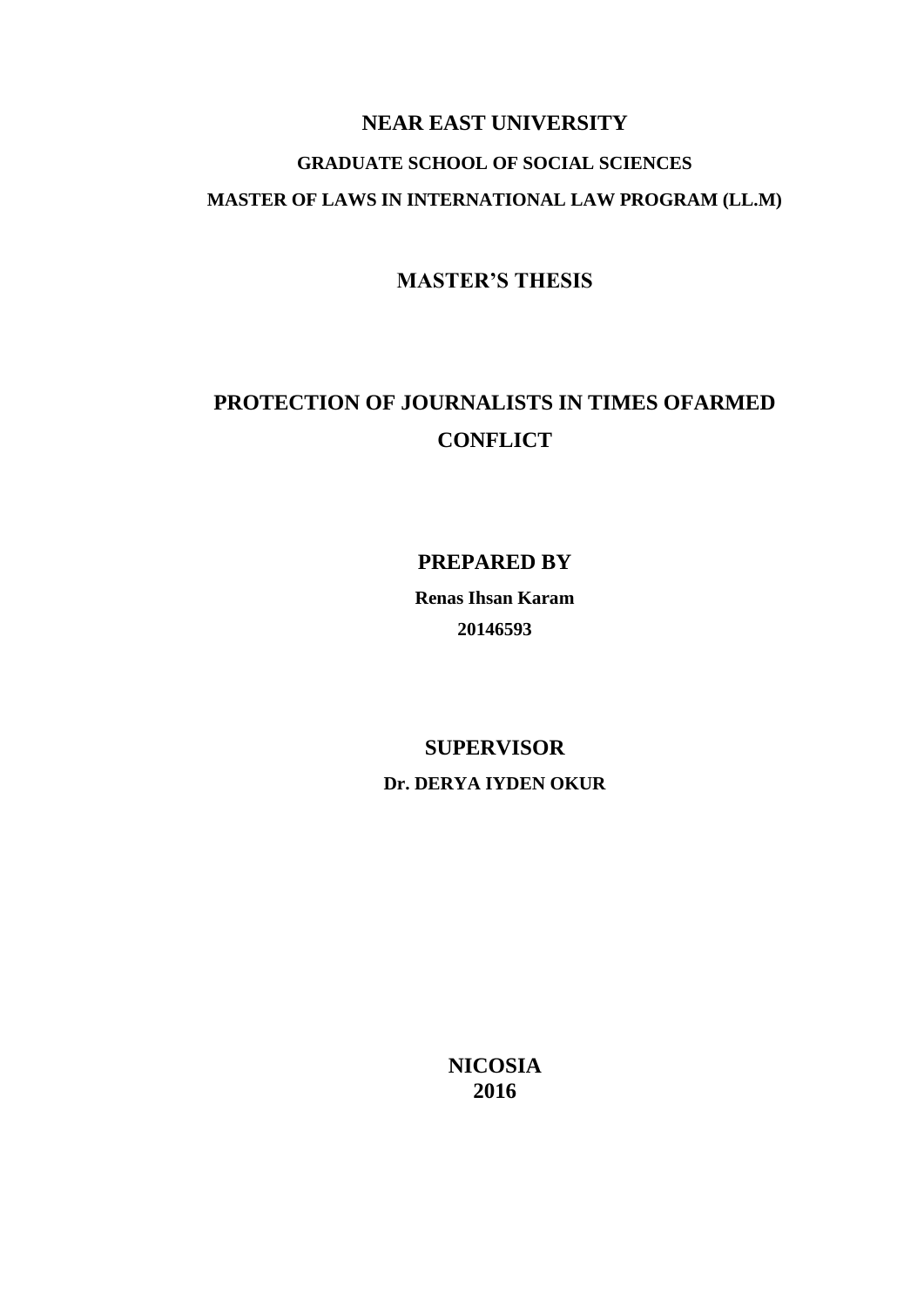**NEAR EAST UNIVERSITY**

**GRADUATE SCHOOL OF SOCIAL SCIENCES**

**MASTER OF LAWS IN INTERNATIONAL LAW PROGRAM (LL.M)**

**MASTER'S THESIS**

# PROTECTION OF JOURNALISTS IN TIMES OFARMED CONFLICT

**PREPARED BY**

**Renas Ihsan Karam**

**20146593**

**SUPERVISOR**

**Dr. DERYA IYDEN OKUR**

**NICOSIA**
**2016**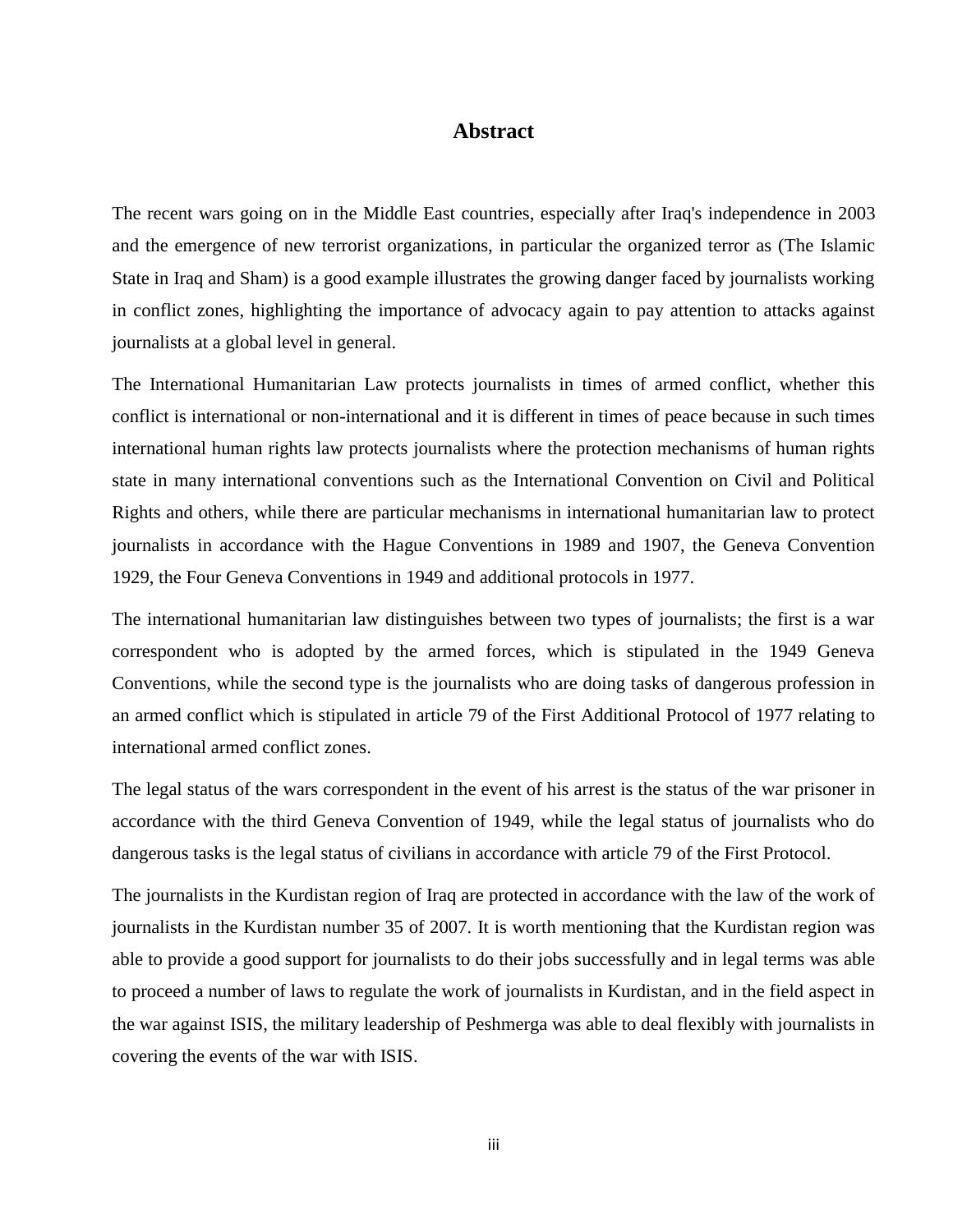# Abstract

The recent wars going on in the Middle East countries, especially after Iraq's independence in 2003 and the emergence of new terrorist organizations, in particular the organized terror as (The Islamic State in Iraq and Sham) is a good example illustrates the growing danger faced by journalists working in conflict zones, highlighting the importance of advocacy again to pay attention to attacks against journalists at a global level in general.

The International Humanitarian Law protects journalists in times of armed conflict, whether this conflict is international or non-international and it is different in times of peace because in such times international human rights law protects journalists where the protection mechanisms of human rights state in many international conventions such as the International Convention on Civil and Political Rights and others, while there are particular mechanisms in international humanitarian law to protect journalists in accordance with the Hague Conventions in 1989 and 1907, the Geneva Convention 1929, the Four Geneva Conventions in 1949 and additional protocols in 1977.

The international humanitarian law distinguishes between two types of journalists; the first is a war correspondent who is adopted by the armed forces, which is stipulated in the 1949 Geneva Conventions, while the second type is the journalists who are doing tasks of dangerous profession in an armed conflict which is stipulated in article 79 of the First Additional Protocol of 1977 relating to international armed conflict zones.

The legal status of the wars correspondent in the event of his arrest is the status of the war prisoner in accordance with the third Geneva Convention of 1949, while the legal status of journalists who do dangerous tasks is the legal status of civilians in accordance with article 79 of the First Protocol.

The journalists in the Kurdistan region of Iraq are protected in accordance with the law of the work of journalists in the Kurdistan number 35 of 2007. It is worth mentioning that the Kurdistan region was able to provide a good support for journalists to do their jobs successfully and in legal terms was able to proceed a number of laws to regulate the work of journalists in Kurdistan, and in the field aspect in the war against ISIS, the military leadership of Peshmerga was able to deal flexibly with journalists in covering the events of the war with ISIS.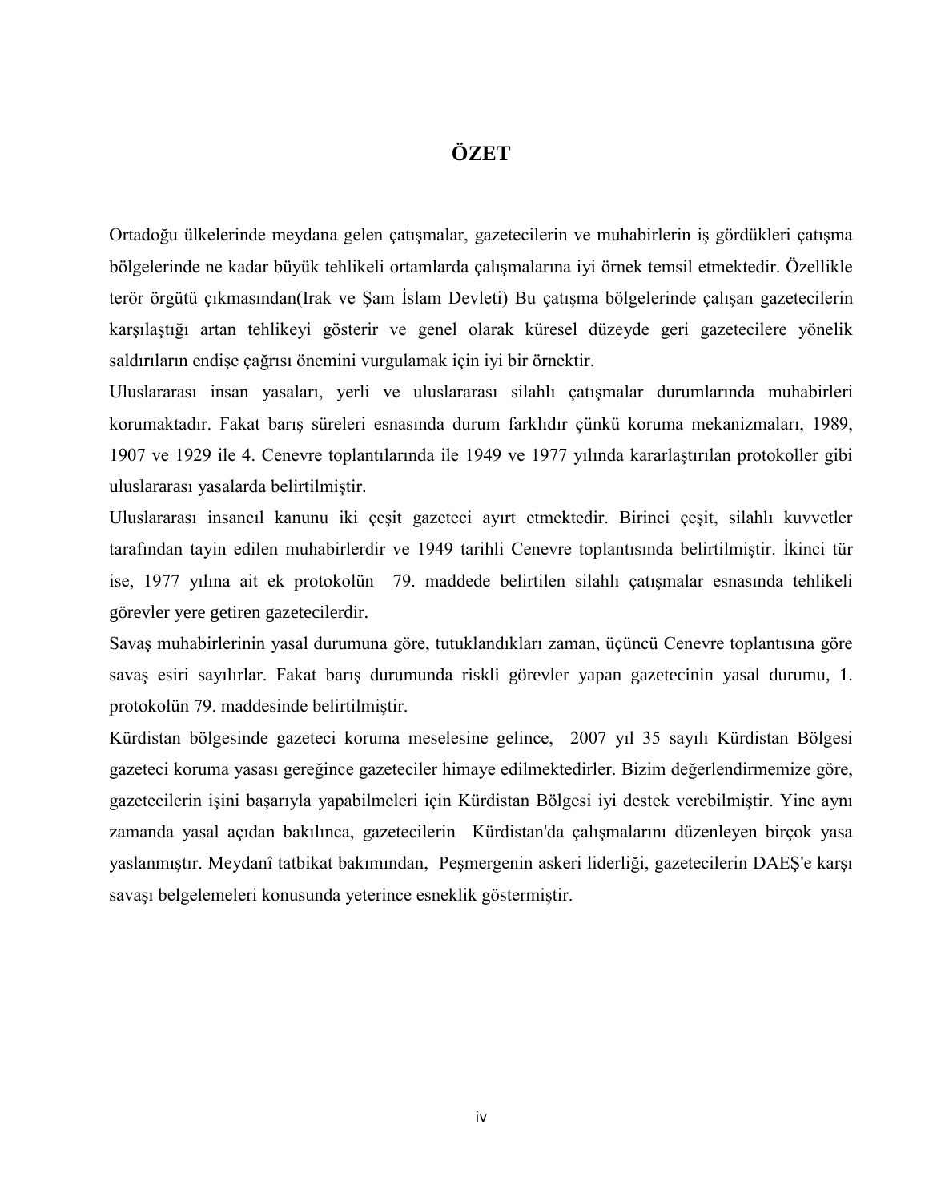# ÖZET

Ortadoğu ülkelerinde meydana gelen çatışmalar, gazetecilerin ve muhabirlerin iş gördükleri çatışma bölgelerinde ne kadar büyük tehlikeli ortamlarda çalışmalarına iyi örnek temsil etmektedir. Özellikle terör örgütü çıkmasından(Irak ve Şam İslam Devleti) Bu çatışma bölgelerinde çalışan gazetecilerin karşılaştığı artan tehlikeyi gösterir ve genel olarak küresel düzeyde geri gazetecilere yönelik saldırıların endişe çağrısı önemini vurgulamak için iyi bir örnektir.

Uluslararası insan yasaları, yerli ve uluslararası silahlı çatışmalar durumlarında muhabirleri korumaktadır. Fakat barış süreleri esnasında durum farklıdır çünkü koruma mekanizmaları, 1989, 1907 ve 1929 ile 4. Cenevre toplantılarında ile 1949 ve 1977 yılında kararlaştırılan protokoller gibi uluslararası yasalarda belirtilmiştir.

Uluslararası insancıl kanunu iki çeşit gazeteci ayırt etmektedir. Birinci çeşit, silahlı kuvvetler tarafından tayin edilen muhabirlerdir ve 1949 tarihli Cenevre toplantısında belirtilmiştir. İkinci tür ise, 1977 yılına ait ek protokolün 79. maddede belirtilen silahlı çatışmalar esnasında tehlikeli görevler yere getiren gazetecilerdir.

Savaş muhabirlerinin yasal durumuna göre, tutuklandıkları zaman, üçüncü Cenevre toplantısına göre savaş esiri sayılırlar. Fakat barış durumunda riskli görevler yapan gazetecinin yasal durumu, 1. protokolün 79. maddesinde belirtilmiştir.

Kürdistan bölgesinde gazeteci koruma meselesine gelince, 2007 yıl 35 sayılı Kürdistan Bölgesi gazeteci koruma yasası gereğince gazeteciler himaye edilmektedirler. Bizim değerlendirmemize göre, gazetecilerin işini başarıyla yapabilmeleri için Kürdistan Bölgesi iyi destek verebilmiştir. Yine aynı zamanda yasal açıdan bakılınca, gazetecilerin Kürdistan'da çalışmalarını düzenleyen birçok yasa yaslanmıştır. Meydanî tatbikat bakımından, Peşmergenin askeri liderliği, gazetecilerin DAEŞ'e karşı savaşı belgelemeleri konusunda yeterince esneklik göstermiştir.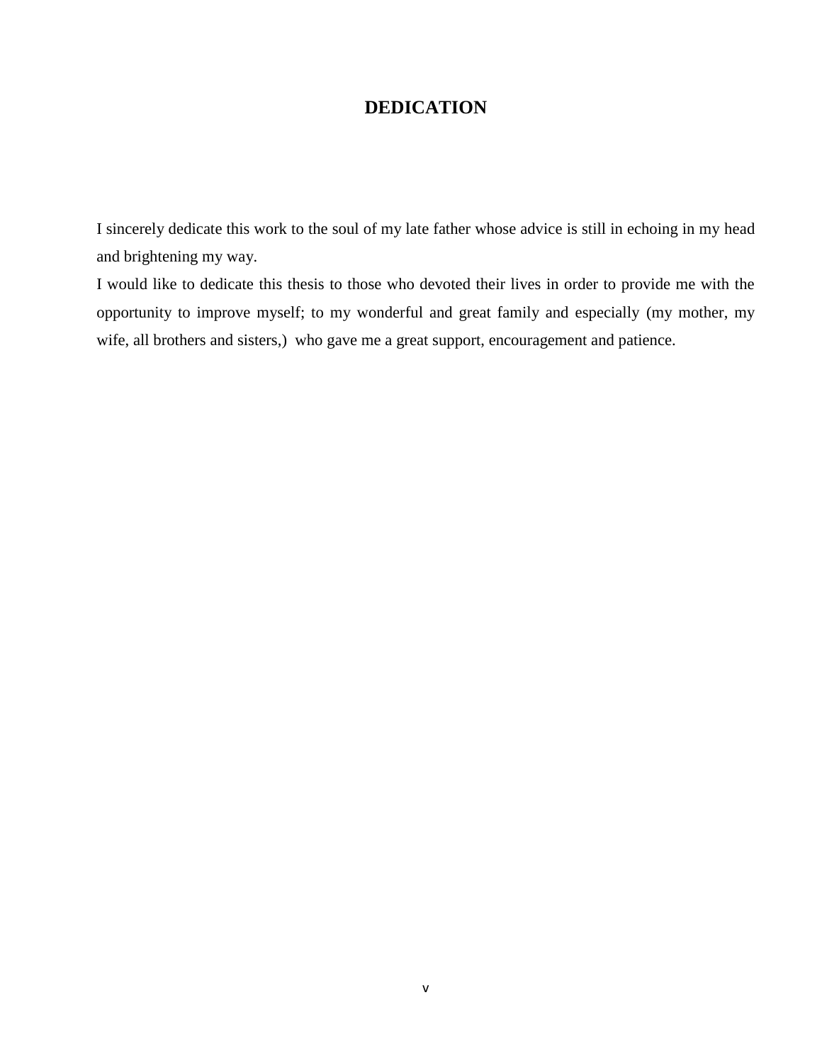# DEDICATION

I sincerely dedicate this work to the soul of my late father whose advice is still in echoing in my head and brightening my way.

I would like to dedicate this thesis to those who devoted their lives in order to provide me with the opportunity to improve myself; to my wonderful and great family and especially (my mother, my wife, all brothers and sisters,) who gave me a great support, encouragement and patience.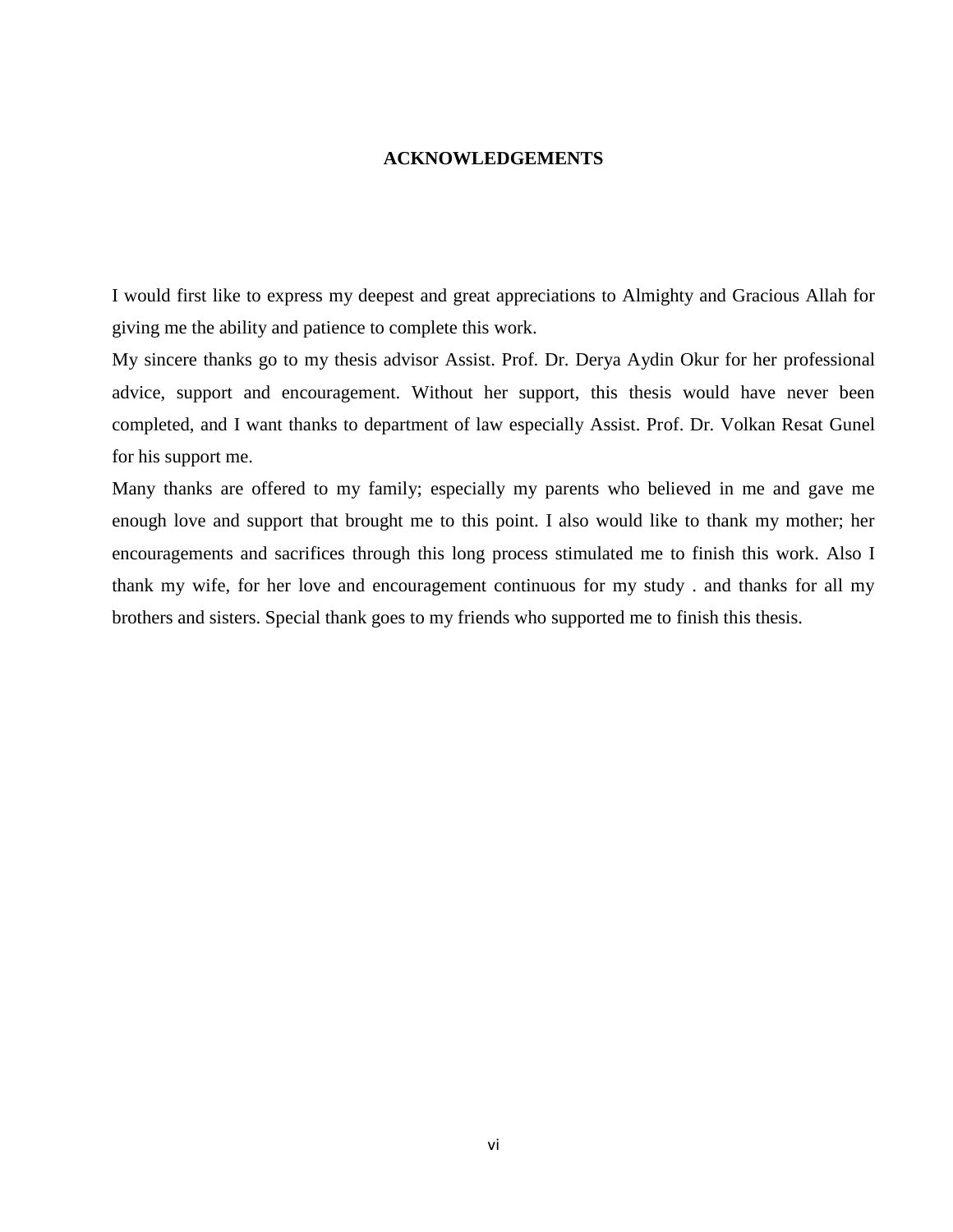# ACKNOWLEDGEMENTS

I would first like to express my deepest and great appreciations to Almighty and Gracious Allah for giving me the ability and patience to complete this work.

My sincere thanks go to my thesis advisor Assist. Prof. Dr. Derya Aydin Okur for her professional advice, support and encouragement. Without her support, this thesis would have never been completed, and I want thanks to department of law especially Assist. Prof. Dr. Volkan Resat Gunel for his support me.

Many thanks are offered to my family; especially my parents who believed in me and gave me enough love and support that brought me to this point. I also would like to thank my mother; her encouragements and sacrifices through this long process stimulated me to finish this work. Also I thank my wife, for her love and encouragement continuous for my study . and thanks for all my brothers and sisters. Special thank goes to my friends who supported me to finish this thesis.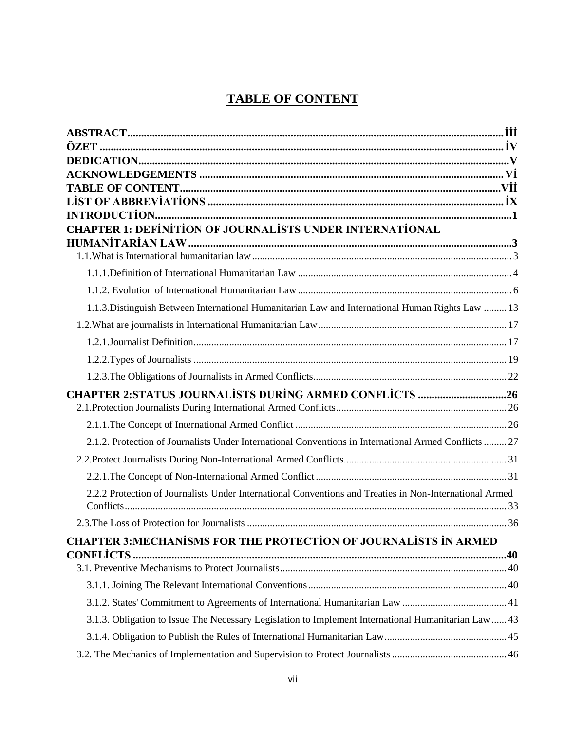# TABLE OF CONTENT

**ABSTRACT** ........ iii
**ÖZET** ........ İV
**DEDICATION** ........ V
**ACKNOWLEDGEMENTS** ........ Vİ
**TABLE OF CONTENT** ........ Vİİ
**LİST OF ABBREVİATİONS** ........ İX
**INTRODUCTİON** ........ 1
**CHAPTER 1: DEFİNİTİON OF JOURNALİSTS UNDER INTERNATİONAL HUMANİTARİAN LAW** ........ 3
1.1.What is International humanitarian law ........ 3
1.1.1.Definition of International Humanitarian Law ........ 4
1.1.2. Evolution of International Humanitarian Law ........ 6
1.1.3.Distinguish Between International Humanitarian Law and International Human Rights Law ........ 13
1.2.What are journalists in International Humanitarian Law ........ 17
1.2.1.Journalist Definition ........ 17
1.2.2.Types of Journalists ........ 19
1.2.3.The Obligations of Journalists in Armed Conflicts ........ 22
**CHAPTER 2:STATUS JOURNALİSTS DURİNG ARMED CONFLİCTS** ........ 26
2.1.Protection Journalists During International Armed Conflicts ........ 26
2.1.1.The Concept of International Armed Conflict ........ 26
2.1.2. Protection of Journalists Under International Conventions in International Armed Conflicts ........ 27
2.2.Protect Journalists During Non-International Armed Conflicts ........ 31
2.2.1.The Concept of Non-International Armed Conflict ........ 31
2.2.2 Protection of Journalists Under International Conventions and Treaties in Non-International Armed Conflicts ........ 33
2.3.The Loss of Protection for Journalists ........ 36
**CHAPTER 3:MECHANİSMS FOR THE PROTECTİON OF JOURNALİSTS İN ARMED CONFLİCTS** ........ 40
3.1. Preventive Mechanisms to Protect Journalists ........ 40
3.1.1. Joining The Relevant International Conventions ........ 40
3.1.2. States' Commitment to Agreements of International Humanitarian Law ........ 41
3.1.3. Obligation to Issue The Necessary Legislation to Implement International Humanitarian Law ........ 43
3.1.4. Obligation to Publish the Rules of International Humanitarian Law ........ 45
3.2. The Mechanics of Implementation and Supervision to Protect Journalists ........ 46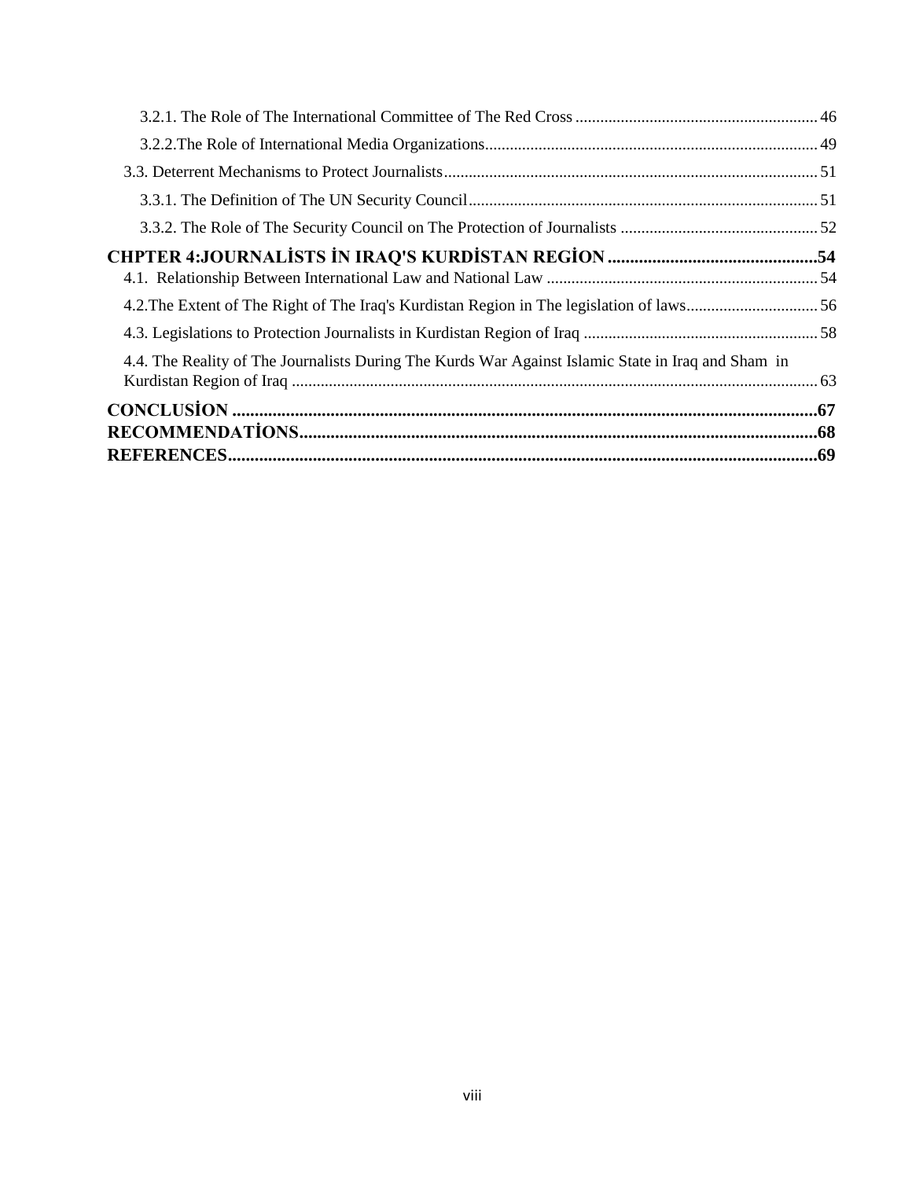3.2.1. The Role of The International Committee of The Red Cross ........................................................... 46

3.2.2.The Role of International Media Organizations................................................................................. 49

3.3. Deterrent Mechanisms to Protect Journalists........................................................................................... 51

3.3.1. The Definition of The UN Security Council..................................................................................... 51

3.3.2. The Role of The Security Council on The Protection of Journalists ................................................ 52

**CHPTER 4:JOURNALİSTS İN IRAQ'S KURDİSTAN REGİON ...............................................54**

4.1. Relationship Between International Law and National Law .................................................................. 54

4.2.The Extent of The Right of The Iraq's Kurdistan Region in The legislation of laws................................ 56

4.3. Legislations to Protection Journalists in Kurdistan Region of Iraq ......................................................... 58

4.4. The Reality of The Journalists During The Kurds War Against Islamic State in Iraq and Sham in Kurdistan Region of Iraq ............................................................................................................................... 63

**CONCLUSİON ...................................................................................................................................67**

**RECOMMENDATİONS....................................................................................................................68**

**REFERENCES....................................................................................................................................69**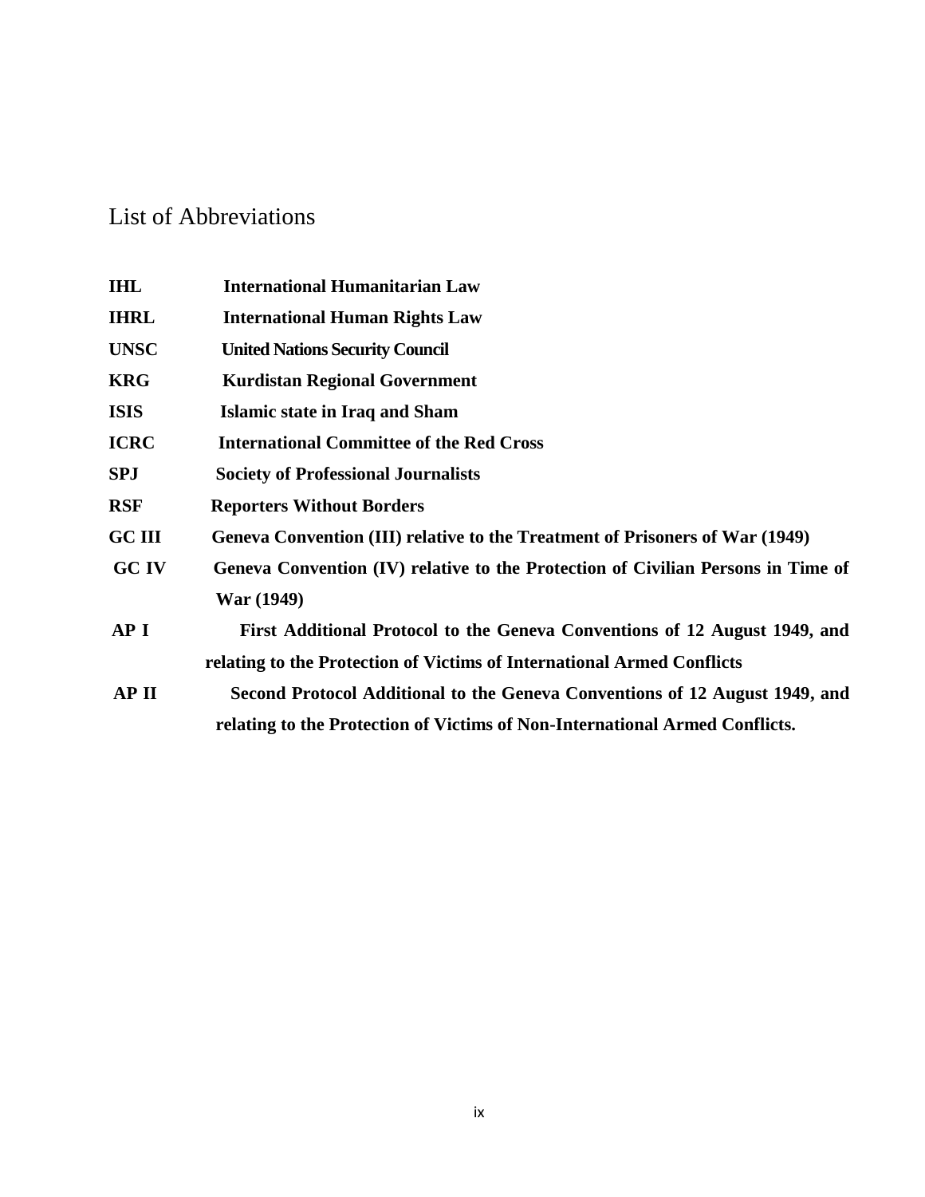# List of Abbreviations

| | |
|---|---|
| **IHL** | **International Humanitarian Law** |
| **IHRL** | **International Human Rights Law** |
| **UNSC** | **United Nations Security Council** |
| **KRG** | **Kurdistan Regional Government** |
| **ISIS** | **Islamic state in Iraq and Sham** |
| **ICRC** | **International Committee of the Red Cross** |
| **SPJ** | **Society of Professional Journalists** |
| **RSF** | **Reporters Without Borders** |
| **GC III** | **Geneva Convention (III) relative to the Treatment of Prisoners of War (1949)** |
| **GC IV** | **Geneva Convention (IV) relative to the Protection of Civilian Persons in Time of War (1949)** |
| **AP I** | **First Additional Protocol to the Geneva Conventions of 12 August 1949, and relating to the Protection of Victims of International Armed Conflicts** |
| **AP II** | **Second Protocol Additional to the Geneva Conventions of 12 August 1949, and relating to the Protection of Victims of Non-International Armed Conflicts.** |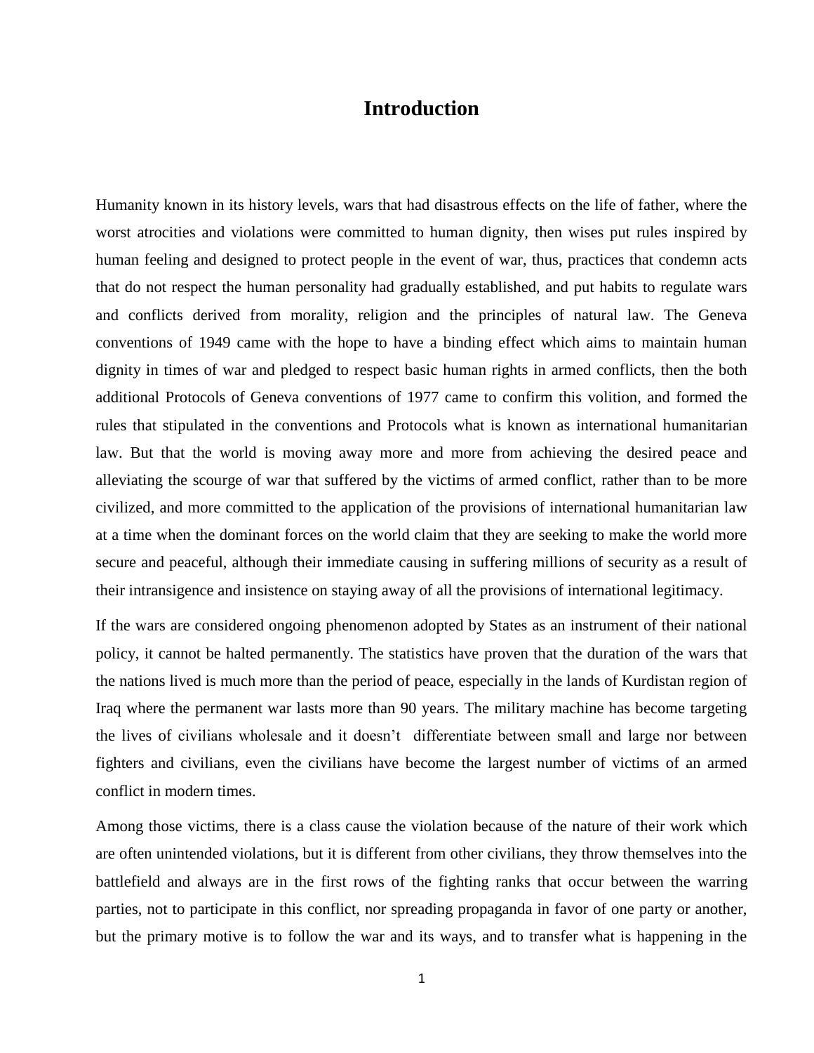# Introduction

Humanity known in its history levels, wars that had disastrous effects on the life of father, where the worst atrocities and violations were committed to human dignity, then wises put rules inspired by human feeling and designed to protect people in the event of war, thus, practices that condemn acts that do not respect the human personality had gradually established, and put habits to regulate wars and conflicts derived from morality, religion and the principles of natural law. The Geneva conventions of 1949 came with the hope to have a binding effect which aims to maintain human dignity in times of war and pledged to respect basic human rights in armed conflicts, then the both additional Protocols of Geneva conventions of 1977 came to confirm this volition, and formed the rules that stipulated in the conventions and Protocols what is known as international humanitarian law. But that the world is moving away more and more from achieving the desired peace and alleviating the scourge of war that suffered by the victims of armed conflict, rather than to be more civilized, and more committed to the application of the provisions of international humanitarian law at a time when the dominant forces on the world claim that they are seeking to make the world more secure and peaceful, although their immediate causing in suffering millions of security as a result of their intransigence and insistence on staying away of all the provisions of international legitimacy.

If the wars are considered ongoing phenomenon adopted by States as an instrument of their national policy, it cannot be halted permanently. The statistics have proven that the duration of the wars that the nations lived is much more than the period of peace, especially in the lands of Kurdistan region of Iraq where the permanent war lasts more than 90 years. The military machine has become targeting the lives of civilians wholesale and it doesn't differentiate between small and large nor between fighters and civilians, even the civilians have become the largest number of victims of an armed conflict in modern times.

Among those victims, there is a class cause the violation because of the nature of their work which are often unintended violations, but it is different from other civilians, they throw themselves into the battlefield and always are in the first rows of the fighting ranks that occur between the warring parties, not to participate in this conflict, nor spreading propaganda in favor of one party or another, but the primary motive is to follow the war and its ways, and to transfer what is happening in the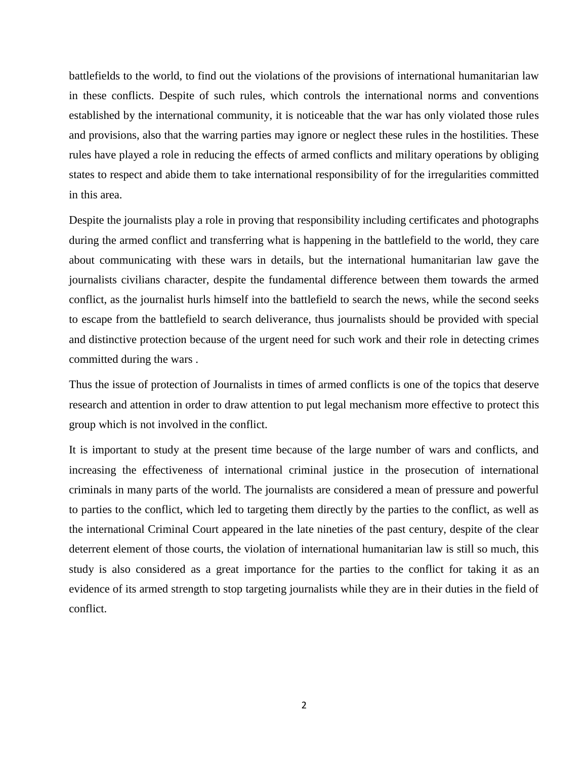battlefields to the world, to find out the violations of the provisions of international humanitarian law in these conflicts. Despite of such rules, which controls the international norms and conventions established by the international community, it is noticeable that the war has only violated those rules and provisions, also that the warring parties may ignore or neglect these rules in the hostilities. These rules have played a role in reducing the effects of armed conflicts and military operations by obliging states to respect and abide them to take international responsibility of for the irregularities committed in this area.

Despite the journalists play a role in proving that responsibility including certificates and photographs during the armed conflict and transferring what is happening in the battlefield to the world, they care about communicating with these wars in details, but the international humanitarian law gave the journalists civilians character, despite the fundamental difference between them towards the armed conflict, as the journalist hurls himself into the battlefield to search the news, while the second seeks to escape from the battlefield to search deliverance, thus journalists should be provided with special and distinctive protection because of the urgent need for such work and their role in detecting crimes committed during the wars .

Thus the issue of protection of Journalists in times of armed conflicts is one of the topics that deserve research and attention in order to draw attention to put legal mechanism more effective to protect this group which is not involved in the conflict.

It is important to study at the present time because of the large number of wars and conflicts, and increasing the effectiveness of international criminal justice in the prosecution of international criminals in many parts of the world. The journalists are considered a mean of pressure and powerful to parties to the conflict, which led to targeting them directly by the parties to the conflict, as well as the international Criminal Court appeared in the late nineties of the past century, despite of the clear deterrent element of those courts, the violation of international humanitarian law is still so much, this study is also considered as a great importance for the parties to the conflict for taking it as an evidence of its armed strength to stop targeting journalists while they are in their duties in the field of conflict.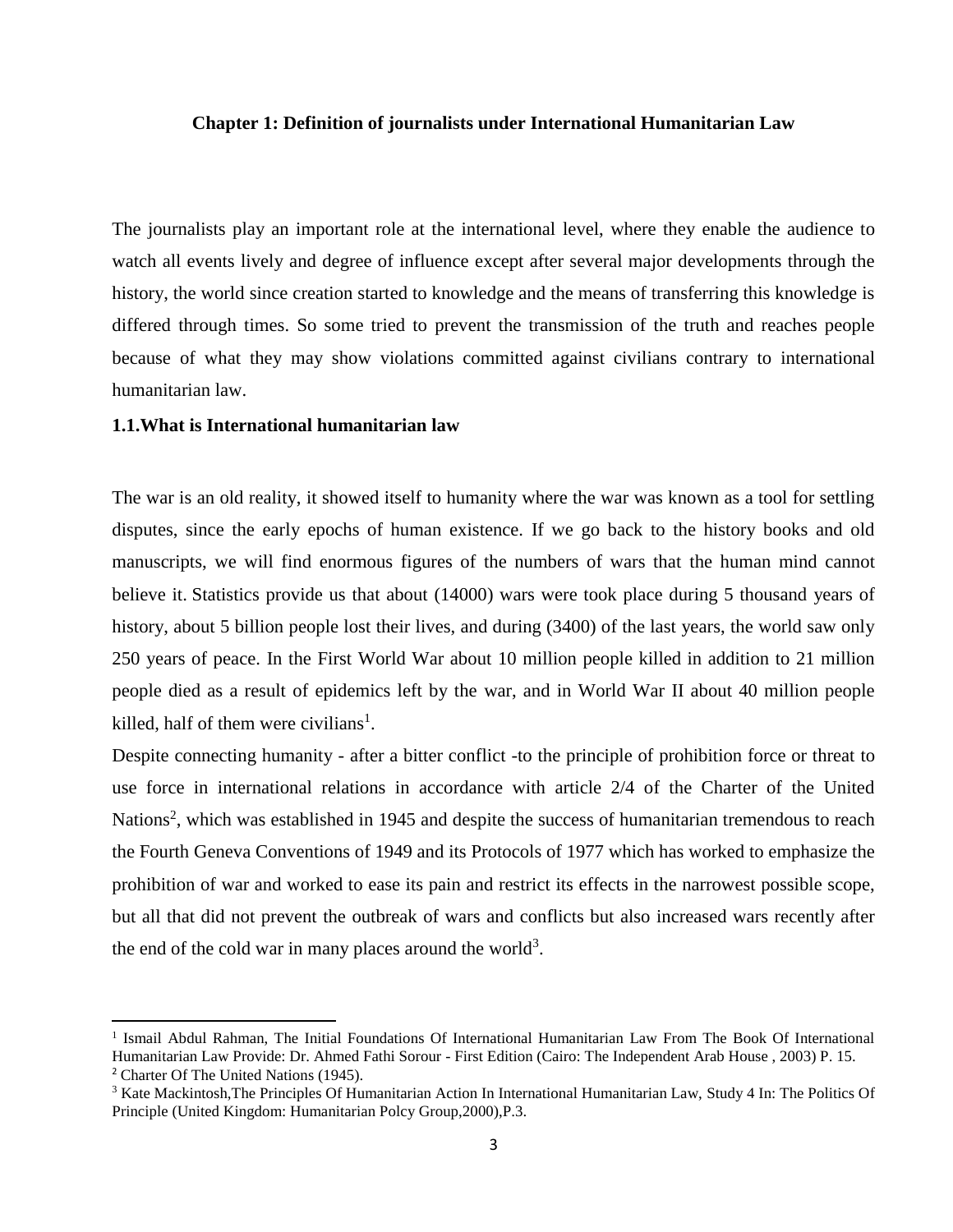## Chapter 1: Definition of journalists under International Humanitarian Law

The journalists play an important role at the international level, where they enable the audience to watch all events lively and degree of influence except after several major developments through the history, the world since creation started to knowledge and the means of transferring this knowledge is differed through times. So some tried to prevent the transmission of the truth and reaches people because of what they may show violations committed against civilians contrary to international humanitarian law.

### 1.1.What is International humanitarian law

The war is an old reality, it showed itself to humanity where the war was known as a tool for settling disputes, since the early epochs of human existence. If we go back to the history books and old manuscripts, we will find enormous figures of the numbers of wars that the human mind cannot believe it. Statistics provide us that about (14000) wars were took place during 5 thousand years of history, about 5 billion people lost their lives, and during (3400) of the last years, the world saw only 250 years of peace. In the First World War about 10 million people killed in addition to 21 million people died as a result of epidemics left by the war, and in World War II about 40 million people killed, half of them were civilians[1].

Despite connecting humanity - after a bitter conflict -to the principle of prohibition force or threat to use force in international relations in accordance with article 2/4 of the Charter of the United Nations[2], which was established in 1945 and despite the success of humanitarian tremendous to reach the Fourth Geneva Conventions of 1949 and its Protocols of 1977 which has worked to emphasize the prohibition of war and worked to ease its pain and restrict its effects in the narrowest possible scope, but all that did not prevent the outbreak of wars and conflicts but also increased wars recently after the end of the cold war in many places around the world[3].

---

[1] Ismail Abdul Rahman, The Initial Foundations Of International Humanitarian Law From The Book Of International Humanitarian Law Provide: Dr. Ahmed Fathi Sorour - First Edition (Cairo: The Independent Arab House , 2003) P. 15.

[2] Charter Of The United Nations (1945).

[3] Kate Mackintosh,The Principles Of Humanitarian Action In International Humanitarian Law, Study 4 In: The Politics Of Principle (United Kingdom: Humanitarian Polcy Group,2000),P.3.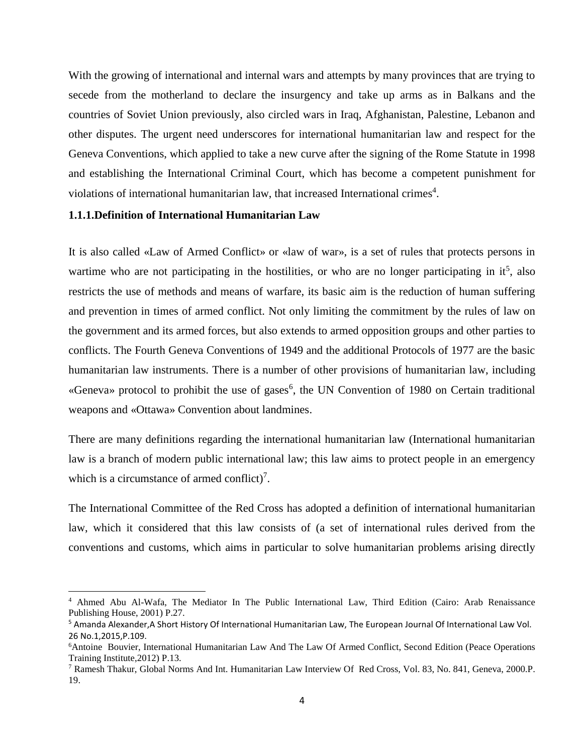With the growing of international and internal wars and attempts by many provinces that are trying to secede from the motherland to declare the insurgency and take up arms as in Balkans and the countries of Soviet Union previously, also circled wars in Iraq, Afghanistan, Palestine, Lebanon and other disputes. The urgent need underscores for international humanitarian law and respect for the Geneva Conventions, which applied to take a new curve after the signing of the Rome Statute in 1998 and establishing the International Criminal Court, which has become a competent punishment for violations of international humanitarian law, that increased International crimes[4].

### 1.1.1.Definition of International Humanitarian Law

It is also called «Law of Armed Conflict» or «law of war», is a set of rules that protects persons in wartime who are not participating in the hostilities, or who are no longer participating in it[5], also restricts the use of methods and means of warfare, its basic aim is the reduction of human suffering and prevention in times of armed conflict. Not only limiting the commitment by the rules of law on the government and its armed forces, but also extends to armed opposition groups and other parties to conflicts. The Fourth Geneva Conventions of 1949 and the additional Protocols of 1977 are the basic humanitarian law instruments. There is a number of other provisions of humanitarian law, including «Geneva» protocol to prohibit the use of gases[6], the UN Convention of 1980 on Certain traditional weapons and «Ottawa» Convention about landmines.

There are many definitions regarding the international humanitarian law (International humanitarian law is a branch of modern public international law; this law aims to protect people in an emergency which is a circumstance of armed conflict)[7].

The International Committee of the Red Cross has adopted a definition of international humanitarian law, which it considered that this law consists of (a set of international rules derived from the conventions and customs, which aims in particular to solve humanitarian problems arising directly

---

[4] Ahmed Abu Al-Wafa, The Mediator In The Public International Law, Third Edition (Cairo: Arab Renaissance Publishing House, 2001) P.27.

[5] Amanda Alexander,A Short History Of International Humanitarian Law, The European Journal Of International Law Vol. 26 No.1,2015,P.109.

[6] Antoine Bouvier, International Humanitarian Law And The Law Of Armed Conflict, Second Edition (Peace Operations Training Institute,2012) P.13.

[7] Ramesh Thakur, Global Norms And Int. Humanitarian Law Interview Of Red Cross, Vol. 83, No. 841, Geneva, 2000.P. 19.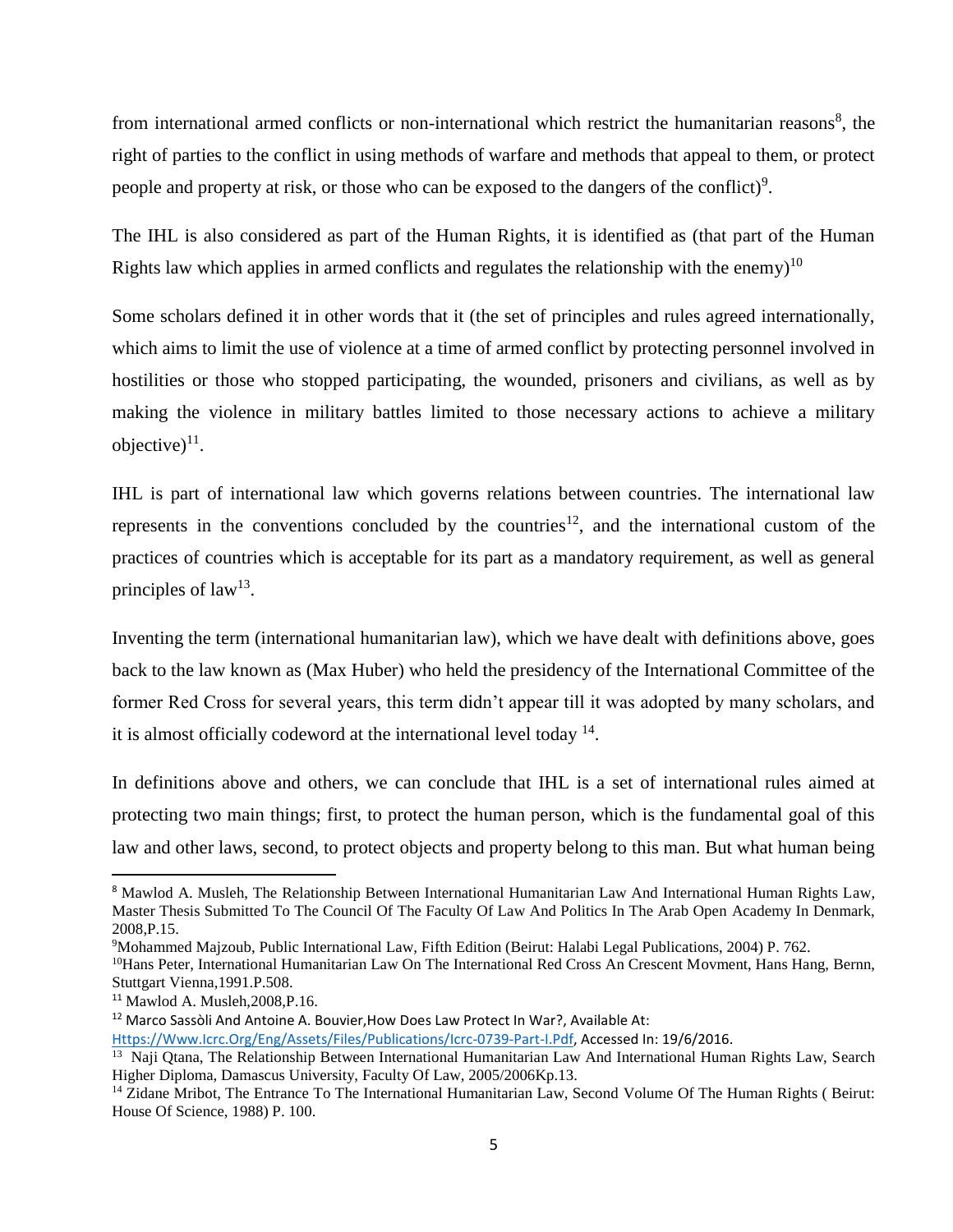from international armed conflicts or non-international which restrict the humanitarian reasons[8], the right of parties to the conflict in using methods of warfare and methods that appeal to them, or protect people and property at risk, or those who can be exposed to the dangers of the conflict)[9].

The IHL is also considered as part of the Human Rights, it is identified as (that part of the Human Rights law which applies in armed conflicts and regulates the relationship with the enemy)[10]

Some scholars defined it in other words that it (the set of principles and rules agreed internationally, which aims to limit the use of violence at a time of armed conflict by protecting personnel involved in hostilities or those who stopped participating, the wounded, prisoners and civilians, as well as by making the violence in military battles limited to those necessary actions to achieve a military objective)[11].

IHL is part of international law which governs relations between countries. The international law represents in the conventions concluded by the countries[12], and the international custom of the practices of countries which is acceptable for its part as a mandatory requirement, as well as general principles of law[13].

Inventing the term (international humanitarian law), which we have dealt with definitions above, goes back to the law known as (Max Huber) who held the presidency of the International Committee of the former Red Cross for several years, this term didn't appear till it was adopted by many scholars, and it is almost officially codeword at the international level today [14].

In definitions above and others, we can conclude that IHL is a set of international rules aimed at protecting two main things; first, to protect the human person, which is the fundamental goal of this law and other laws, second, to protect objects and property belong to this man. But what human being

---

[8] Mawlod A. Musleh, The Relationship Between International Humanitarian Law And International Human Rights Law, Master Thesis Submitted To The Council Of The Faculty Of Law And Politics In The Arab Open Academy In Denmark, 2008,P.15.

[9] Mohammed Majzoub, Public International Law, Fifth Edition (Beirut: Halabi Legal Publications, 2004) P. 762.

[10] Hans Peter, International Humanitarian Law On The International Red Cross An Crescent Movment, Hans Hang, Bernn, Stuttgart Vienna,1991.P.508.

[11] Mawlod A. Musleh,2008,P.16.

[12] Marco Sassòli And Antoine A. Bouvier,How Does Law Protect In War?, Available At: Https://Www.Icrc.Org/Eng/Assets/Files/Publications/Icrc-0739-Part-I.Pdf, Accessed In: 19/6/2016.

[13] Naji Qtana, The Relationship Between International Humanitarian Law And International Human Rights Law, Search Higher Diploma, Damascus University, Faculty Of Law, 2005/2006Kp.13.

[14] Zidane Mribot, The Entrance To The International Humanitarian Law, Second Volume Of The Human Rights ( Beirut: House Of Science, 1988) P. 100.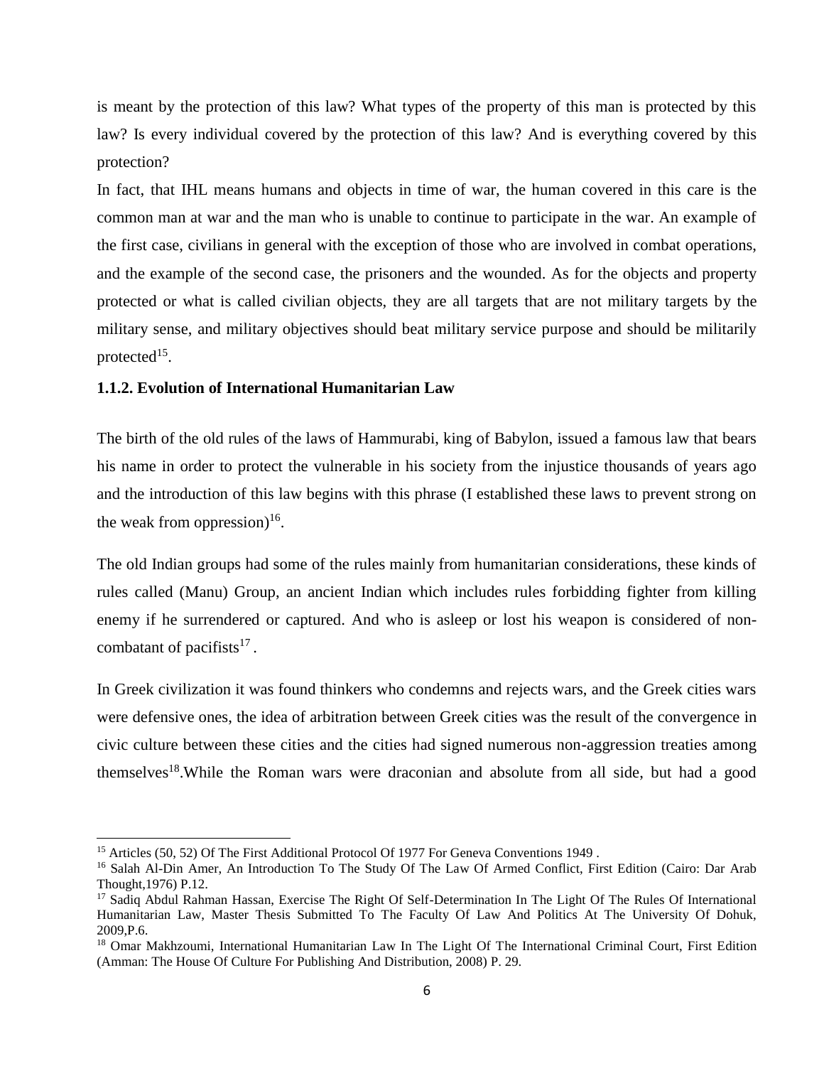is meant by the protection of this law? What types of the property of this man is protected by this law? Is every individual covered by the protection of this law? And is everything covered by this protection?

In fact, that IHL means humans and objects in time of war, the human covered in this care is the common man at war and the man who is unable to continue to participate in the war. An example of the first case, civilians in general with the exception of those who are involved in combat operations, and the example of the second case, the prisoners and the wounded. As for the objects and property protected or what is called civilian objects, they are all targets that are not military targets by the military sense, and military objectives should beat military service purpose and should be militarily protected[15].

### 1.1.2. Evolution of International Humanitarian Law

The birth of the old rules of the laws of Hammurabi, king of Babylon, issued a famous law that bears his name in order to protect the vulnerable in his society from the injustice thousands of years ago and the introduction of this law begins with this phrase (I established these laws to prevent strong on the weak from oppression)[16].

The old Indian groups had some of the rules mainly from humanitarian considerations, these kinds of rules called (Manu) Group, an ancient Indian which includes rules forbidding fighter from killing enemy if he surrendered or captured. And who is asleep or lost his weapon is considered of non-combatant of pacifists[17] .

In Greek civilization it was found thinkers who condemns and rejects wars, and the Greek cities wars were defensive ones, the idea of arbitration between Greek cities was the result of the convergence in civic culture between these cities and the cities had signed numerous non-aggression treaties among themselves[18].While the Roman wars were draconian and absolute from all side, but had a good

---

[15] Articles (50, 52) Of The First Additional Protocol Of 1977 For Geneva Conventions 1949 .

[16] Salah Al-Din Amer, An Introduction To The Study Of The Law Of Armed Conflict, First Edition (Cairo: Dar Arab Thought,1976) P.12.

[17] Sadiq Abdul Rahman Hassan, Exercise The Right Of Self-Determination In The Light Of The Rules Of International Humanitarian Law, Master Thesis Submitted To The Faculty Of Law And Politics At The University Of Dohuk, 2009,P.6.

[18] Omar Makhzoumi, International Humanitarian Law In The Light Of The International Criminal Court, First Edition (Amman: The House Of Culture For Publishing And Distribution, 2008) P. 29.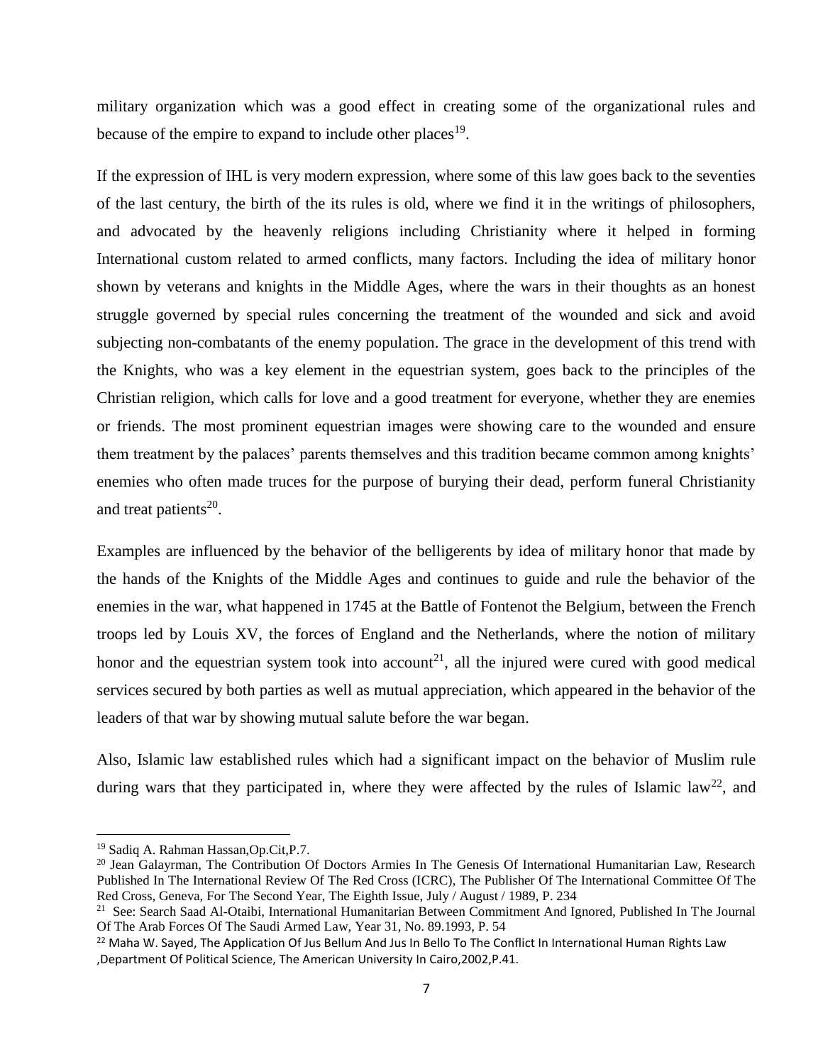military organization which was a good effect in creating some of the organizational rules and because of the empire to expand to include other places[19].

If the expression of IHL is very modern expression, where some of this law goes back to the seventies of the last century, the birth of the its rules is old, where we find it in the writings of philosophers, and advocated by the heavenly religions including Christianity where it helped in forming International custom related to armed conflicts, many factors. Including the idea of military honor shown by veterans and knights in the Middle Ages, where the wars in their thoughts as an honest struggle governed by special rules concerning the treatment of the wounded and sick and avoid subjecting non-combatants of the enemy population. The grace in the development of this trend with the Knights, who was a key element in the equestrian system, goes back to the principles of the Christian religion, which calls for love and a good treatment for everyone, whether they are enemies or friends. The most prominent equestrian images were showing care to the wounded and ensure them treatment by the palaces' parents themselves and this tradition became common among knights' enemies who often made truces for the purpose of burying their dead, perform funeral Christianity and treat patients[20].

Examples are influenced by the behavior of the belligerents by idea of military honor that made by the hands of the Knights of the Middle Ages and continues to guide and rule the behavior of the enemies in the war, what happened in 1745 at the Battle of Fontenot the Belgium, between the French troops led by Louis XV, the forces of England and the Netherlands, where the notion of military honor and the equestrian system took into account[21], all the injured were cured with good medical services secured by both parties as well as mutual appreciation, which appeared in the behavior of the leaders of that war by showing mutual salute before the war began.

Also, Islamic law established rules which had a significant impact on the behavior of Muslim rule during wars that they participated in, where they were affected by the rules of Islamic law[22], and

---

[19] Sadiq A. Rahman Hassan,Op.Cit,P.7.

[20] Jean Galayrman, The Contribution Of Doctors Armies In The Genesis Of International Humanitarian Law, Research Published In The International Review Of The Red Cross (ICRC), The Publisher Of The International Committee Of The Red Cross, Geneva, For The Second Year, The Eighth Issue, July / August / 1989, P. 234

[21] See: Search Saad Al-Otaibi, International Humanitarian Between Commitment And Ignored, Published In The Journal Of The Arab Forces Of The Saudi Armed Law, Year 31, No. 89.1993, P. 54

[22] Maha W. Sayed, The Application Of Jus Bellum And Jus In Bello To The Conflict In International Human Rights Law ,Department Of Political Science, The American University In Cairo,2002,P.41.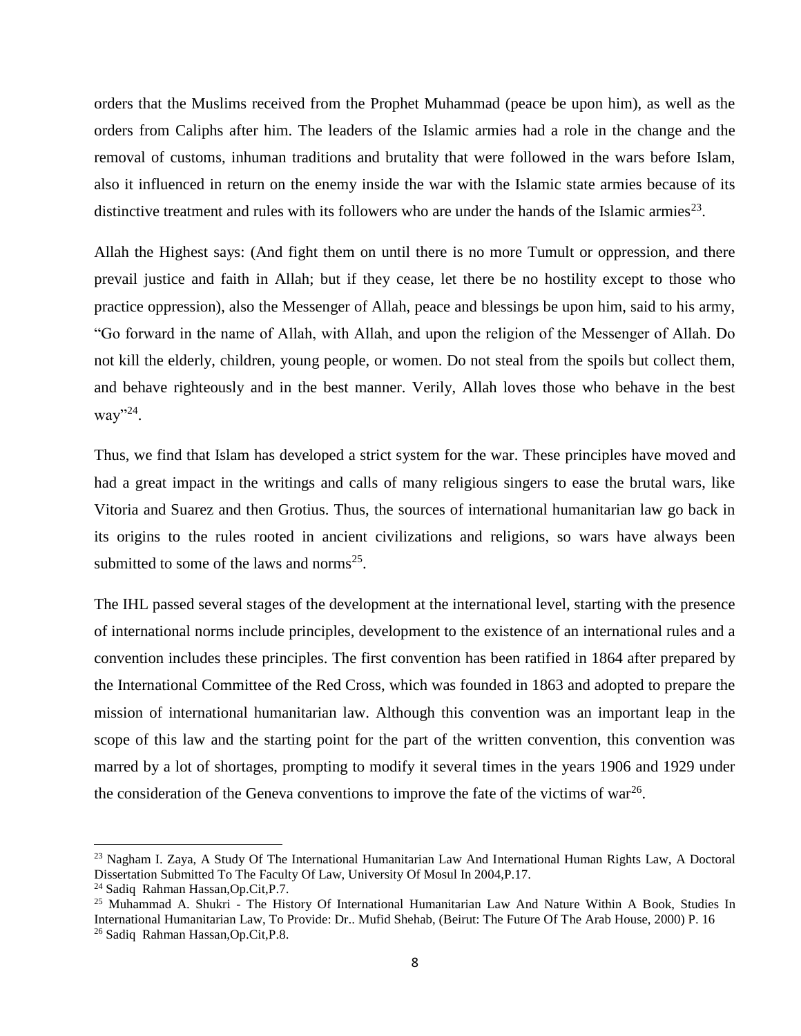orders that the Muslims received from the Prophet Muhammad (peace be upon him), as well as the orders from Caliphs after him. The leaders of the Islamic armies had a role in the change and the removal of customs, inhuman traditions and brutality that were followed in the wars before Islam, also it influenced in return on the enemy inside the war with the Islamic state armies because of its distinctive treatment and rules with its followers who are under the hands of the Islamic armies[23].

Allah the Highest says: (And fight them on until there is no more Tumult or oppression, and there prevail justice and faith in Allah; but if they cease, let there be no hostility except to those who practice oppression), also the Messenger of Allah, peace and blessings be upon him, said to his army, "Go forward in the name of Allah, with Allah, and upon the religion of the Messenger of Allah. Do not kill the elderly, children, young people, or women. Do not steal from the spoils but collect them, and behave righteously and in the best manner. Verily, Allah loves those who behave in the best way"[24].

Thus, we find that Islam has developed a strict system for the war. These principles have moved and had a great impact in the writings and calls of many religious singers to ease the brutal wars, like Vitoria and Suarez and then Grotius. Thus, the sources of international humanitarian law go back in its origins to the rules rooted in ancient civilizations and religions, so wars have always been submitted to some of the laws and norms[25].

The IHL passed several stages of the development at the international level, starting with the presence of international norms include principles, development to the existence of an international rules and a convention includes these principles. The first convention has been ratified in 1864 after prepared by the International Committee of the Red Cross, which was founded in 1863 and adopted to prepare the mission of international humanitarian law. Although this convention was an important leap in the scope of this law and the starting point for the part of the written convention, this convention was marred by a lot of shortages, prompting to modify it several times in the years 1906 and 1929 under the consideration of the Geneva conventions to improve the fate of the victims of war[26].

---

[23] Nagham I. Zaya, A Study Of The International Humanitarian Law And International Human Rights Law, A Doctoral Dissertation Submitted To The Faculty Of Law, University Of Mosul In 2004,P.17.

[24] Sadiq Rahman Hassan,Op.Cit,P.7.

[25] Muhammad A. Shukri - The History Of International Humanitarian Law And Nature Within A Book, Studies In International Humanitarian Law, To Provide: Dr.. Mufid Shehab, (Beirut: The Future Of The Arab House, 2000) P. 16

[26] Sadiq Rahman Hassan,Op.Cit,P.8.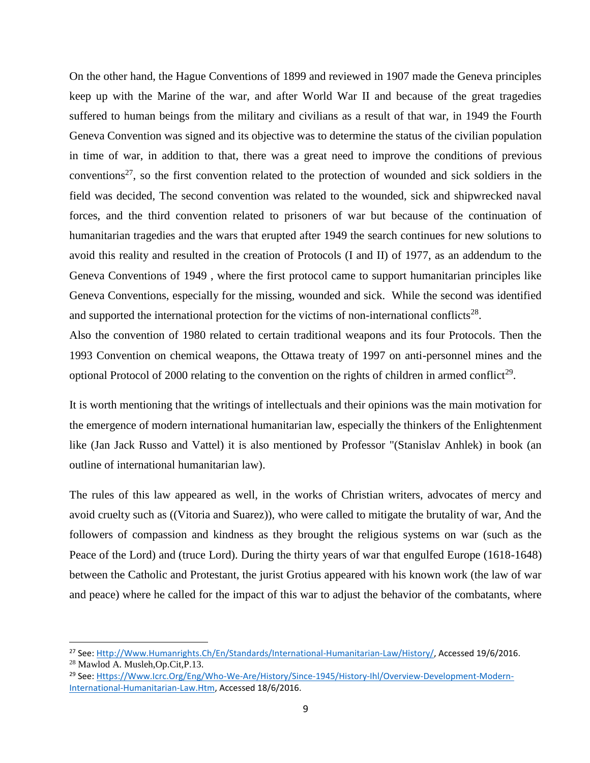On the other hand, the Hague Conventions of 1899 and reviewed in 1907 made the Geneva principles keep up with the Marine of the war, and after World War II and because of the great tragedies suffered to human beings from the military and civilians as a result of that war, in 1949 the Fourth Geneva Convention was signed and its objective was to determine the status of the civilian population in time of war, in addition to that, there was a great need to improve the conditions of previous conventions[27], so the first convention related to the protection of wounded and sick soldiers in the field was decided, The second convention was related to the wounded, sick and shipwrecked naval forces, and the third convention related to prisoners of war but because of the continuation of humanitarian tragedies and the wars that erupted after 1949 the search continues for new solutions to avoid this reality and resulted in the creation of Protocols (I and II) of 1977, as an addendum to the Geneva Conventions of 1949 , where the first protocol came to support humanitarian principles like Geneva Conventions, especially for the missing, wounded and sick. While the second was identified and supported the international protection for the victims of non-international conflicts[28].

Also the convention of 1980 related to certain traditional weapons and its four Protocols. Then the 1993 Convention on chemical weapons, the Ottawa treaty of 1997 on anti-personnel mines and the optional Protocol of 2000 relating to the convention on the rights of children in armed conflict[29].

It is worth mentioning that the writings of intellectuals and their opinions was the main motivation for the emergence of modern international humanitarian law, especially the thinkers of the Enlightenment like (Jan Jack Russo and Vattel) it is also mentioned by Professor "(Stanislav Anhlek) in book (an outline of international humanitarian law).

The rules of this law appeared as well, in the works of Christian writers, advocates of mercy and avoid cruelty such as ((Vitoria and Suarez)), who were called to mitigate the brutality of war, And the followers of compassion and kindness as they brought the religious systems on war (such as the Peace of the Lord) and (truce Lord). During the thirty years of war that engulfed Europe (1618-1648) between the Catholic and Protestant, the jurist Grotius appeared with his known work (the law of war and peace) where he called for the impact of this war to adjust the behavior of the combatants, where

---

[27] See: Http://Www.Humanrights.Ch/En/Standards/International-Humanitarian-Law/History/, Accessed 19/6/2016.

[28] Mawlod A. Musleh,Op.Cit,P.13.

[29] See: Https://Www.Icrc.Org/Eng/Who-We-Are/History/Since-1945/History-Ihl/Overview-Development-Modern-International-Humanitarian-Law.Htm, Accessed 18/6/2016.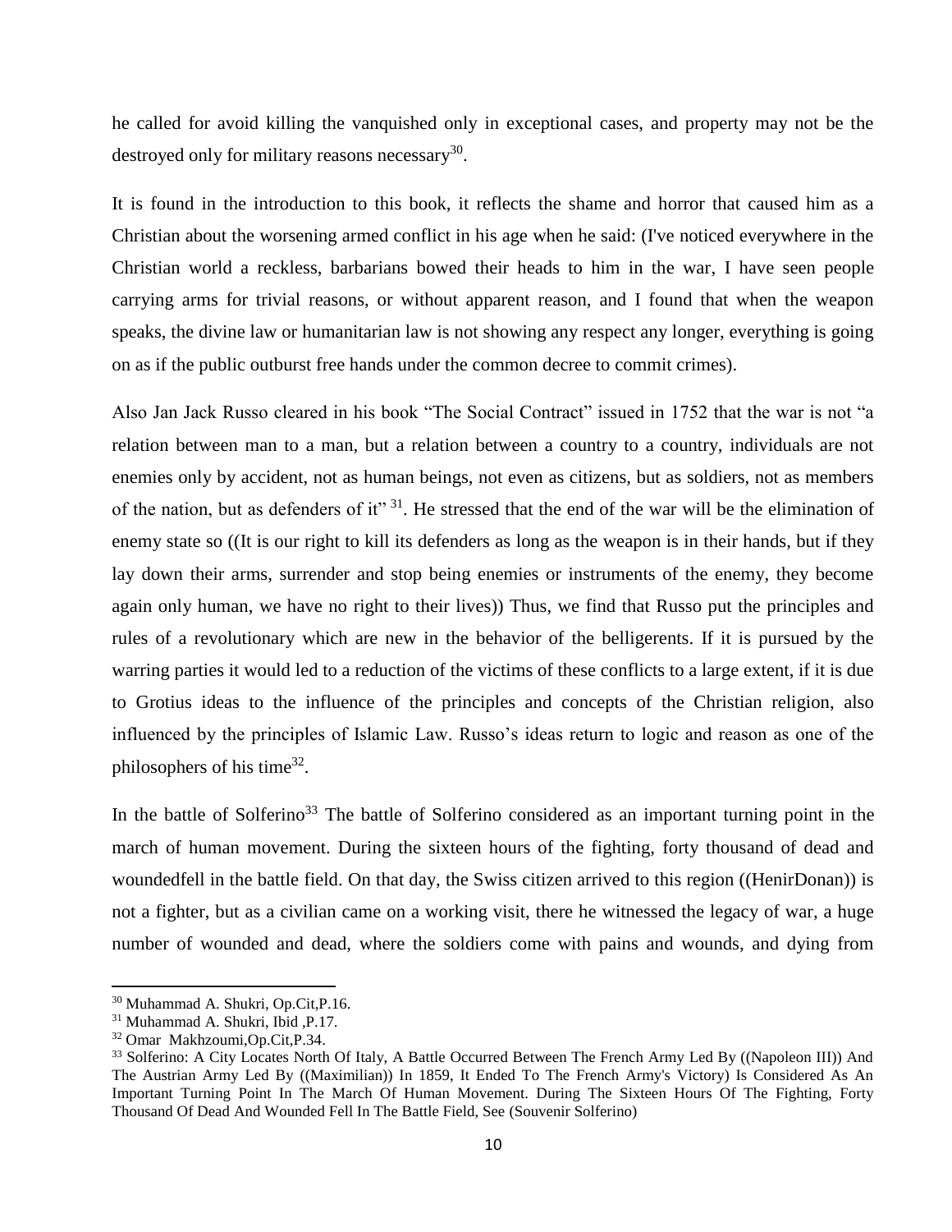he called for avoid killing the vanquished only in exceptional cases, and property may not be the destroyed only for military reasons necessary[30].

It is found in the introduction to this book, it reflects the shame and horror that caused him as a Christian about the worsening armed conflict in his age when he said: (I've noticed everywhere in the Christian world a reckless, barbarians bowed their heads to him in the war, I have seen people carrying arms for trivial reasons, or without apparent reason, and I found that when the weapon speaks, the divine law or humanitarian law is not showing any respect any longer, everything is going on as if the public outburst free hands under the common decree to commit crimes).

Also Jan Jack Russo cleared in his book "The Social Contract" issued in 1752 that the war is not "a relation between man to a man, but a relation between a country to a country, individuals are not enemies only by accident, not as human beings, not even as citizens, but as soldiers, not as members of the nation, but as defenders of it" [31]. He stressed that the end of the war will be the elimination of enemy state so ((It is our right to kill its defenders as long as the weapon is in their hands, but if they lay down their arms, surrender and stop being enemies or instruments of the enemy, they become again only human, we have no right to their lives)) Thus, we find that Russo put the principles and rules of a revolutionary which are new in the behavior of the belligerents. If it is pursued by the warring parties it would led to a reduction of the victims of these conflicts to a large extent, if it is due to Grotius ideas to the influence of the principles and concepts of the Christian religion, also influenced by the principles of Islamic Law. Russo's ideas return to logic and reason as one of the philosophers of his time[32].

In the battle of Solferino[33] The battle of Solferino considered as an important turning point in the march of human movement. During the sixteen hours of the fighting, forty thousand of dead and woundedfell in the battle field. On that day, the Swiss citizen arrived to this region ((HenirDonan)) is not a fighter, but as a civilian came on a working visit, there he witnessed the legacy of war, a huge number of wounded and dead, where the soldiers come with pains and wounds, and dying from

---

[30] Muhammad A. Shukri, Op.Cit,P.16.

[31] Muhammad A. Shukri, Ibid ,P.17.

[32] Omar Makhzoumi,Op.Cit,P.34.

[33] Solferino: A City Locates North Of Italy, A Battle Occurred Between The French Army Led By ((Napoleon III)) And The Austrian Army Led By ((Maximilian)) In 1859, It Ended To The French Army's Victory) Is Considered As An Important Turning Point In The March Of Human Movement. During The Sixteen Hours Of The Fighting, Forty Thousand Of Dead And Wounded Fell In The Battle Field, See (Souvenir Solferino)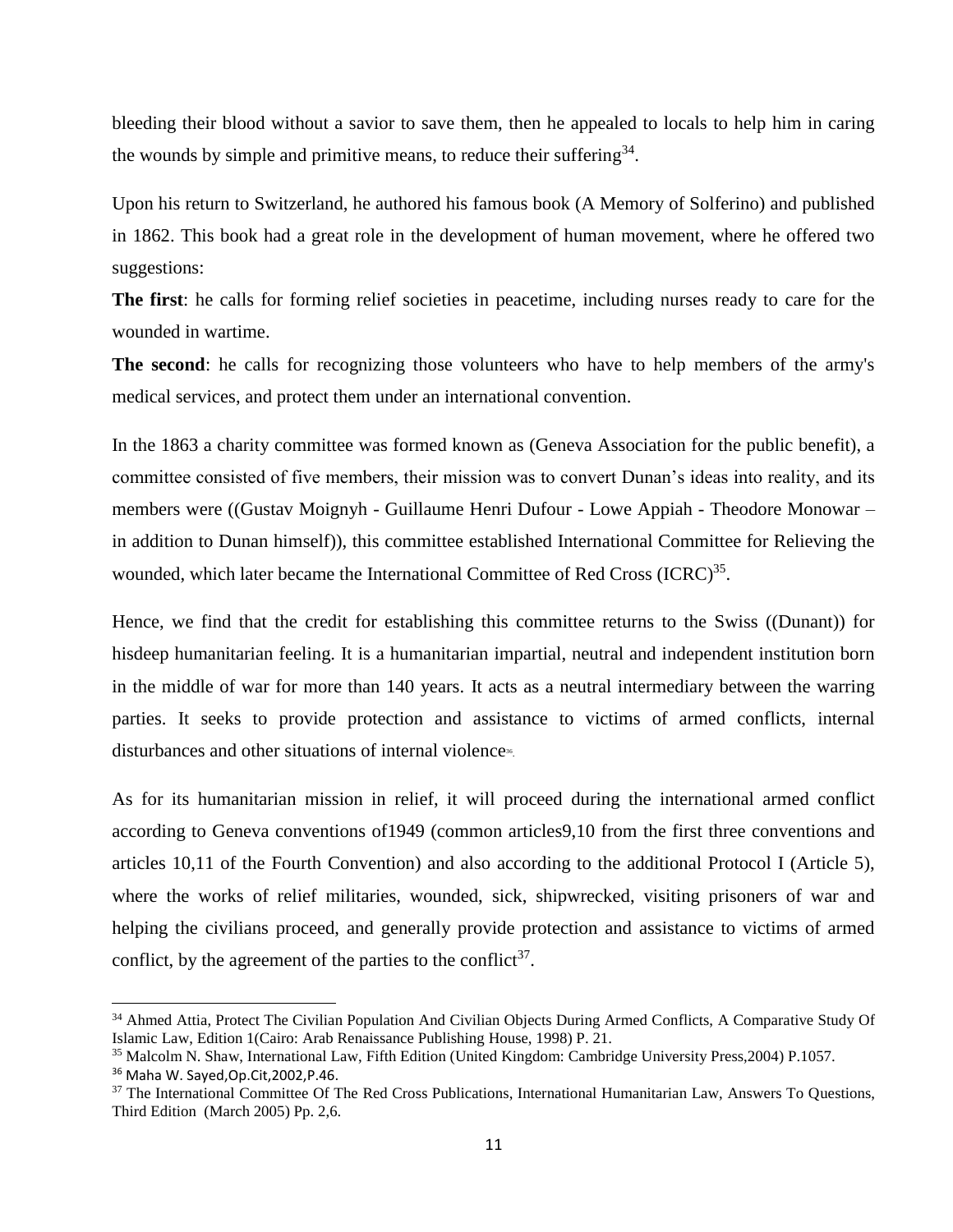bleeding their blood without a savior to save them, then he appealed to locals to help him in caring the wounds by simple and primitive means, to reduce their suffering[34].

Upon his return to Switzerland, he authored his famous book (A Memory of Solferino) and published in 1862. This book had a great role in the development of human movement, where he offered two suggestions:

**The first**: he calls for forming relief societies in peacetime, including nurses ready to care for the wounded in wartime.

**The second**: he calls for recognizing those volunteers who have to help members of the army's medical services, and protect them under an international convention.

In the 1863 a charity committee was formed known as (Geneva Association for the public benefit), a committee consisted of five members, their mission was to convert Dunan's ideas into reality, and its members were ((Gustav Moignyh - Guillaume Henri Dufour - Lowe Appiah - Theodore Monowar – in addition to Dunan himself)), this committee established International Committee for Relieving the wounded, which later became the International Committee of Red Cross (ICRC)[35].

Hence, we find that the credit for establishing this committee returns to the Swiss ((Dunant)) for hisdeep humanitarian feeling. It is a humanitarian impartial, neutral and independent institution born in the middle of war for more than 140 years. It acts as a neutral intermediary between the warring parties. It seeks to provide protection and assistance to victims of armed conflicts, internal disturbances and other situations of internal violence[36].

As for its humanitarian mission in relief, it will proceed during the international armed conflict according to Geneva conventions of1949 (common articles9,10 from the first three conventions and articles 10,11 of the Fourth Convention) and also according to the additional Protocol I (Article 5), where the works of relief militaries, wounded, sick, shipwrecked, visiting prisoners of war and helping the civilians proceed, and generally provide protection and assistance to victims of armed conflict, by the agreement of the parties to the conflict[37].

---

[34] Ahmed Attia, Protect The Civilian Population And Civilian Objects During Armed Conflicts, A Comparative Study Of Islamic Law, Edition 1(Cairo: Arab Renaissance Publishing House, 1998) P. 21.

[35] Malcolm N. Shaw, International Law, Fifth Edition (United Kingdom: Cambridge University Press,2004) P.1057.

[36] Maha W. Sayed,Op.Cit,2002,P.46.

[37] The International Committee Of The Red Cross Publications, International Humanitarian Law, Answers To Questions, Third Edition (March 2005) Pp. 2,6.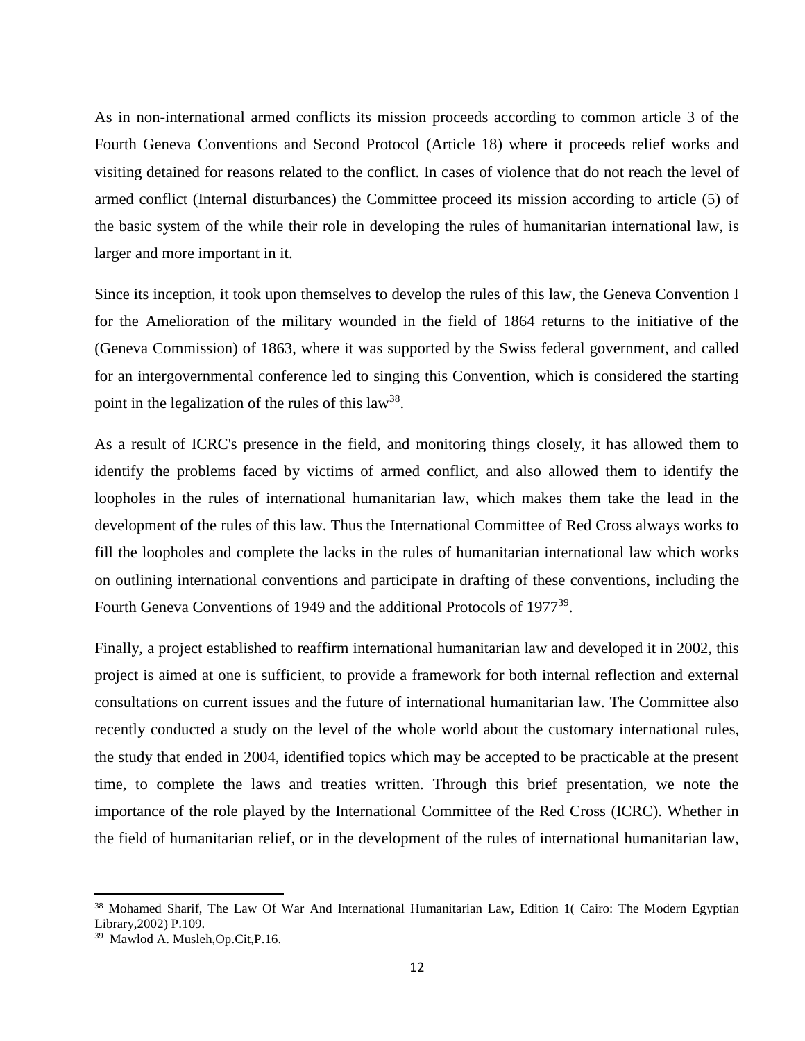As in non-international armed conflicts its mission proceeds according to common article 3 of the Fourth Geneva Conventions and Second Protocol (Article 18) where it proceeds relief works and visiting detained for reasons related to the conflict. In cases of violence that do not reach the level of armed conflict (Internal disturbances) the Committee proceed its mission according to article (5) of the basic system of the while their role in developing the rules of humanitarian international law, is larger and more important in it.

Since its inception, it took upon themselves to develop the rules of this law, the Geneva Convention I for the Amelioration of the military wounded in the field of 1864 returns to the initiative of the (Geneva Commission) of 1863, where it was supported by the Swiss federal government, and called for an intergovernmental conference led to singing this Convention, which is considered the starting point in the legalization of the rules of this law[38].

As a result of ICRC's presence in the field, and monitoring things closely, it has allowed them to identify the problems faced by victims of armed conflict, and also allowed them to identify the loopholes in the rules of international humanitarian law, which makes them take the lead in the development of the rules of this law. Thus the International Committee of Red Cross always works to fill the loopholes and complete the lacks in the rules of humanitarian international law which works on outlining international conventions and participate in drafting of these conventions, including the Fourth Geneva Conventions of 1949 and the additional Protocols of 1977[39].

Finally, a project established to reaffirm international humanitarian law and developed it in 2002, this project is aimed at one is sufficient, to provide a framework for both internal reflection and external consultations on current issues and the future of international humanitarian law. The Committee also recently conducted a study on the level of the whole world about the customary international rules, the study that ended in 2004, identified topics which may be accepted to be practicable at the present time, to complete the laws and treaties written. Through this brief presentation, we note the importance of the role played by the International Committee of the Red Cross (ICRC). Whether in the field of humanitarian relief, or in the development of the rules of international humanitarian law,

---

[38] Mohamed Sharif, The Law Of War And International Humanitarian Law, Edition 1( Cairo: The Modern Egyptian Library,2002) P.109.

[39] Mawlod A. Musleh,Op.Cit,P.16.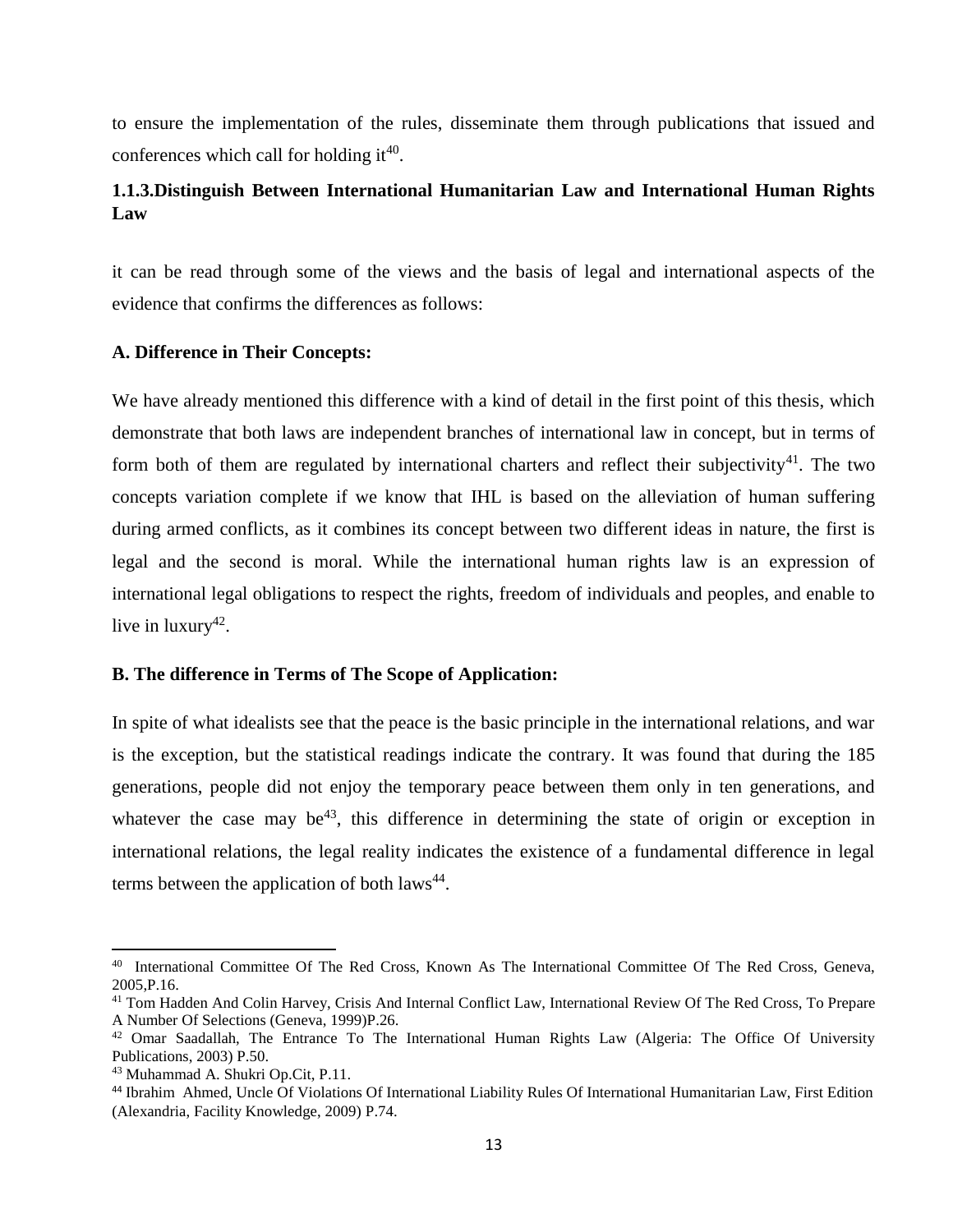to ensure the implementation of the rules, disseminate them through publications that issued and conferences which call for holding it[40].

### 1.1.3.Distinguish Between International Humanitarian Law and International Human Rights Law

it can be read through some of the views and the basis of legal and international aspects of the evidence that confirms the differences as follows:

**A. Difference in Their Concepts:**

We have already mentioned this difference with a kind of detail in the first point of this thesis, which demonstrate that both laws are independent branches of international law in concept, but in terms of form both of them are regulated by international charters and reflect their subjectivity[41]. The two concepts variation complete if we know that IHL is based on the alleviation of human suffering during armed conflicts, as it combines its concept between two different ideas in nature, the first is legal and the second is moral. While the international human rights law is an expression of international legal obligations to respect the rights, freedom of individuals and peoples, and enable to live in luxury[42].

**B. The difference in Terms of The Scope of Application:**

In spite of what idealists see that the peace is the basic principle in the international relations, and war is the exception, but the statistical readings indicate the contrary. It was found that during the 185 generations, people did not enjoy the temporary peace between them only in ten generations, and whatever the case may be[43], this difference in determining the state of origin or exception in international relations, the legal reality indicates the existence of a fundamental difference in legal terms between the application of both laws[44].

---

[40] International Committee Of The Red Cross, Known As The International Committee Of The Red Cross, Geneva, 2005,P.16.

[41] Tom Hadden And Colin Harvey, Crisis And Internal Conflict Law, International Review Of The Red Cross, To Prepare A Number Of Selections (Geneva, 1999)P.26.

[42] Omar Saadallah, The Entrance To The International Human Rights Law (Algeria: The Office Of University Publications, 2003) P.50.

[43] Muhammad A. Shukri Op.Cit, P.11.

[44] Ibrahim Ahmed, Uncle Of Violations Of International Liability Rules Of International Humanitarian Law, First Edition (Alexandria, Facility Knowledge, 2009) P.74.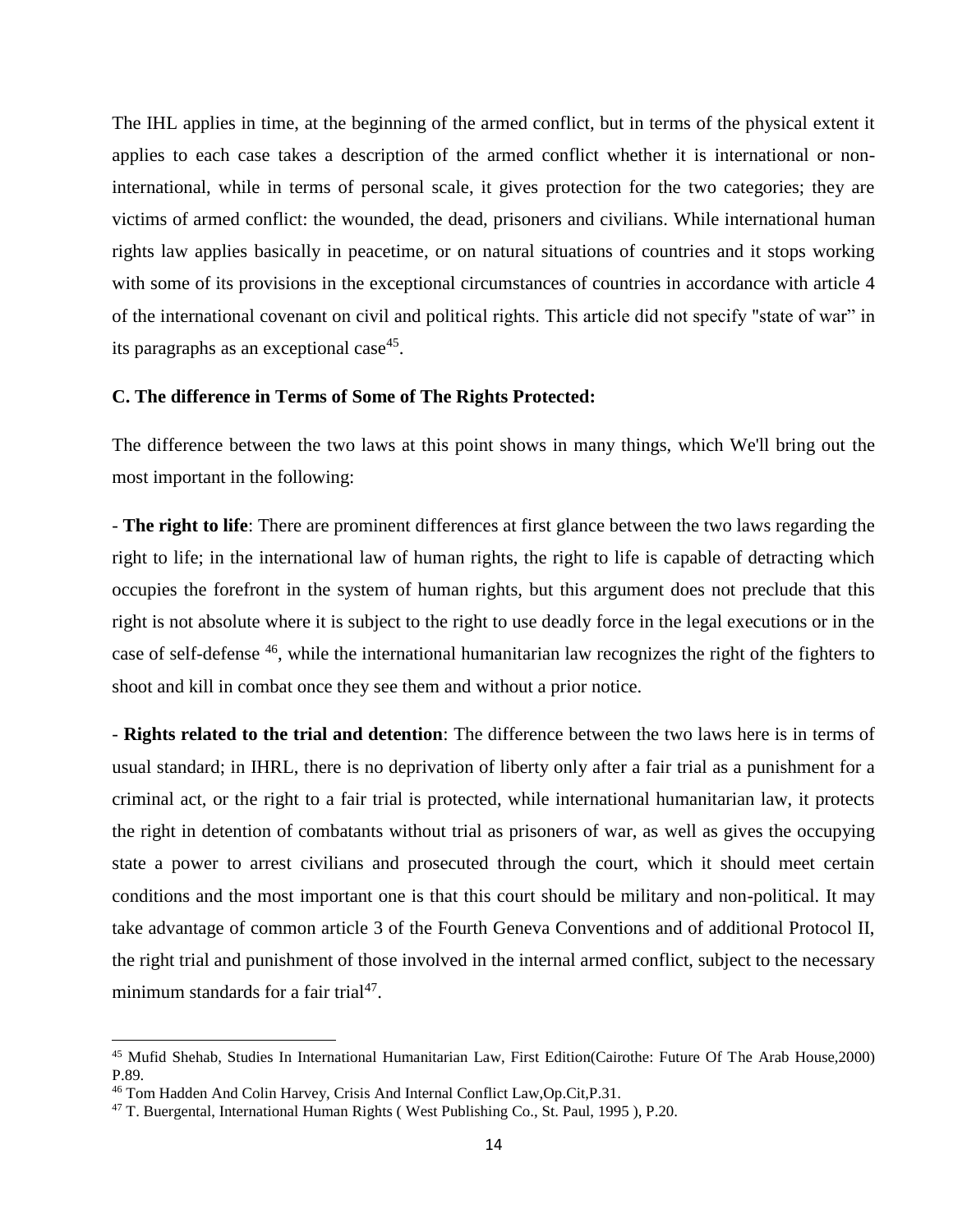The IHL applies in time, at the beginning of the armed conflict, but in terms of the physical extent it applies to each case takes a description of the armed conflict whether it is international or non-international, while in terms of personal scale, it gives protection for the two categories; they are victims of armed conflict: the wounded, the dead, prisoners and civilians. While international human rights law applies basically in peacetime, or on natural situations of countries and it stops working with some of its provisions in the exceptional circumstances of countries in accordance with article 4 of the international covenant on civil and political rights. This article did not specify "state of war" in its paragraphs as an exceptional case[45].

**C. The difference in Terms of Some of The Rights Protected:**

The difference between the two laws at this point shows in many things, which We'll bring out the most important in the following:

- **The right to life**: There are prominent differences at first glance between the two laws regarding the right to life; in the international law of human rights, the right to life is capable of detracting which occupies the forefront in the system of human rights, but this argument does not preclude that this right is not absolute where it is subject to the right to use deadly force in the legal executions or in the case of self-defense [46], while the international humanitarian law recognizes the right of the fighters to shoot and kill in combat once they see them and without a prior notice.

- **Rights related to the trial and detention**: The difference between the two laws here is in terms of usual standard; in IHRL, there is no deprivation of liberty only after a fair trial as a punishment for a criminal act, or the right to a fair trial is protected, while international humanitarian law, it protects the right in detention of combatants without trial as prisoners of war, as well as gives the occupying state a power to arrest civilians and prosecuted through the court, which it should meet certain conditions and the most important one is that this court should be military and non-political. It may take advantage of common article 3 of the Fourth Geneva Conventions and of additional Protocol II, the right trial and punishment of those involved in the internal armed conflict, subject to the necessary minimum standards for a fair trial[47].

---

[45] Mufid Shehab, Studies In International Humanitarian Law, First Edition(Cairothe: Future Of The Arab House,2000) P.89.

[46] Tom Hadden And Colin Harvey, Crisis And Internal Conflict Law,Op.Cit,P.31.

[47] T. Buergental, International Human Rights ( West Publishing Co., St. Paul, 1995 ), P.20.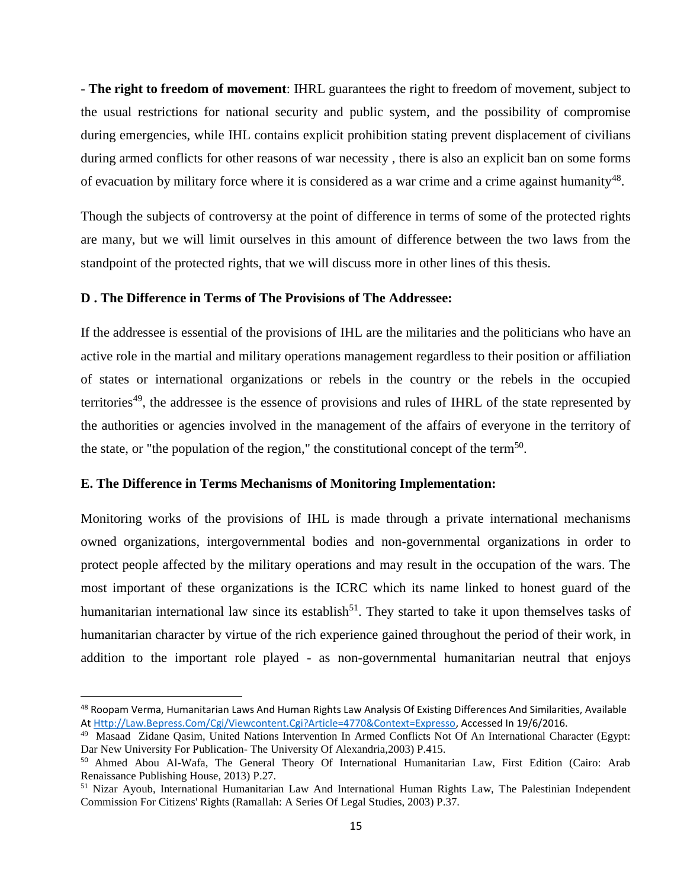- **The right to freedom of movement**: IHRL guarantees the right to freedom of movement, subject to the usual restrictions for national security and public system, and the possibility of compromise during emergencies, while IHL contains explicit prohibition stating prevent displacement of civilians during armed conflicts for other reasons of war necessity , there is also an explicit ban on some forms of evacuation by military force where it is considered as a war crime and a crime against humanity[48].

Though the subjects of controversy at the point of difference in terms of some of the protected rights are many, but we will limit ourselves in this amount of difference between the two laws from the standpoint of the protected rights, that we will discuss more in other lines of this thesis.

**D . The Difference in Terms of The Provisions of The Addressee:**

If the addressee is essential of the provisions of IHL are the militaries and the politicians who have an active role in the martial and military operations management regardless to their position or affiliation of states or international organizations or rebels in the country or the rebels in the occupied territories[49], the addressee is the essence of provisions and rules of IHRL of the state represented by the authorities or agencies involved in the management of the affairs of everyone in the territory of the state, or "the population of the region," the constitutional concept of the term[50].

**E. The Difference in Terms Mechanisms of Monitoring Implementation:**

Monitoring works of the provisions of IHL is made through a private international mechanisms owned organizations, intergovernmental bodies and non-governmental organizations in order to protect people affected by the military operations and may result in the occupation of the wars. The most important of these organizations is the ICRC which its name linked to honest guard of the humanitarian international law since its establish[51]. They started to take it upon themselves tasks of humanitarian character by virtue of the rich experience gained throughout the period of their work, in addition to the important role played - as non-governmental humanitarian neutral that enjoys

---

[48] Roopam Verma, Humanitarian Laws And Human Rights Law Analysis Of Existing Differences And Similarities, Available At Http://Law.Bepress.Com/Cgi/Viewcontent.Cgi?Article=4770&Context=Expresso, Accessed In 19/6/2016.

[49] Masaad Zidane Qasim, United Nations Intervention In Armed Conflicts Not Of An International Character (Egypt: Dar New University For Publication- The University Of Alexandria,2003) P.415.

[50] Ahmed Abou Al-Wafa, The General Theory Of International Humanitarian Law, First Edition (Cairo: Arab Renaissance Publishing House, 2013) P.27.

[51] Nizar Ayoub, International Humanitarian Law And International Human Rights Law, The Palestinian Independent Commission For Citizens' Rights (Ramallah: A Series Of Legal Studies, 2003) P.37.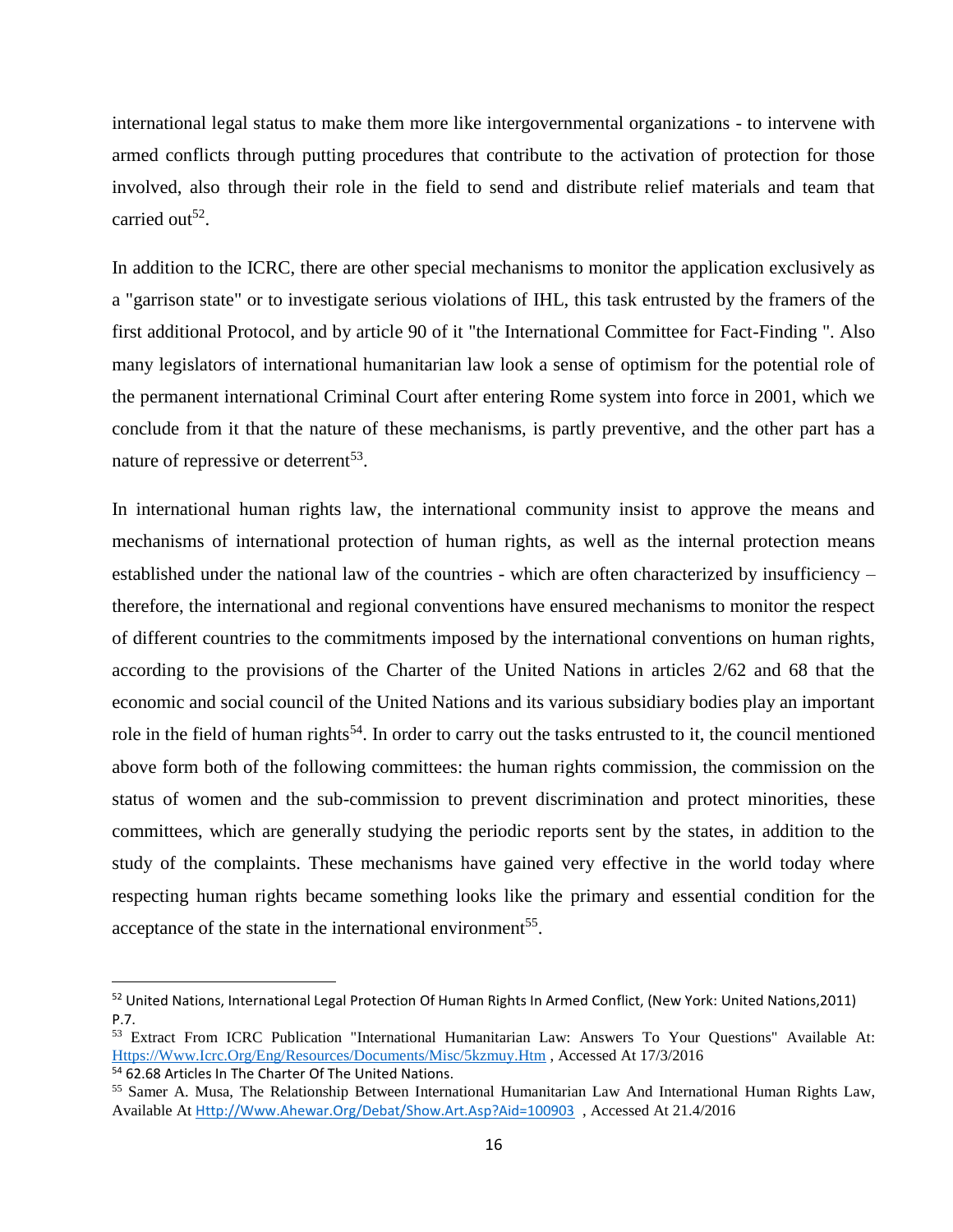international legal status to make them more like intergovernmental organizations - to intervene with armed conflicts through putting procedures that contribute to the activation of protection for those involved, also through their role in the field to send and distribute relief materials and team that carried out[52].

In addition to the ICRC, there are other special mechanisms to monitor the application exclusively as a "garrison state" or to investigate serious violations of IHL, this task entrusted by the framers of the first additional Protocol, and by article 90 of it "the International Committee for Fact-Finding ". Also many legislators of international humanitarian law look a sense of optimism for the potential role of the permanent international Criminal Court after entering Rome system into force in 2001, which we conclude from it that the nature of these mechanisms, is partly preventive, and the other part has a nature of repressive or deterrent[53].

In international human rights law, the international community insist to approve the means and mechanisms of international protection of human rights, as well as the internal protection means established under the national law of the countries - which are often characterized by insufficiency – therefore, the international and regional conventions have ensured mechanisms to monitor the respect of different countries to the commitments imposed by the international conventions on human rights, according to the provisions of the Charter of the United Nations in articles 2/62 and 68 that the economic and social council of the United Nations and its various subsidiary bodies play an important role in the field of human rights[54]. In order to carry out the tasks entrusted to it, the council mentioned above form both of the following committees: the human rights commission, the commission on the status of women and the sub-commission to prevent discrimination and protect minorities, these committees, which are generally studying the periodic reports sent by the states, in addition to the study of the complaints. These mechanisms have gained very effective in the world today where respecting human rights became something looks like the primary and essential condition for the acceptance of the state in the international environment[55].

---

[52] United Nations, International Legal Protection Of Human Rights In Armed Conflict, (New York: United Nations,2011) P.7.

[53] Extract From ICRC Publication "International Humanitarian Law: Answers To Your Questions" Available At: Https://Www.Icrc.Org/Eng/Resources/Documents/Misc/5kzmuy.Htm , Accessed At 17/3/2016

[54] 62.68 Articles In The Charter Of The United Nations.

[55] Samer A. Musa, The Relationship Between International Humanitarian Law And International Human Rights Law, Available At Http://Www.Ahewar.Org/Debat/Show.Art.Asp?Aid=100903 , Accessed At 21.4/2016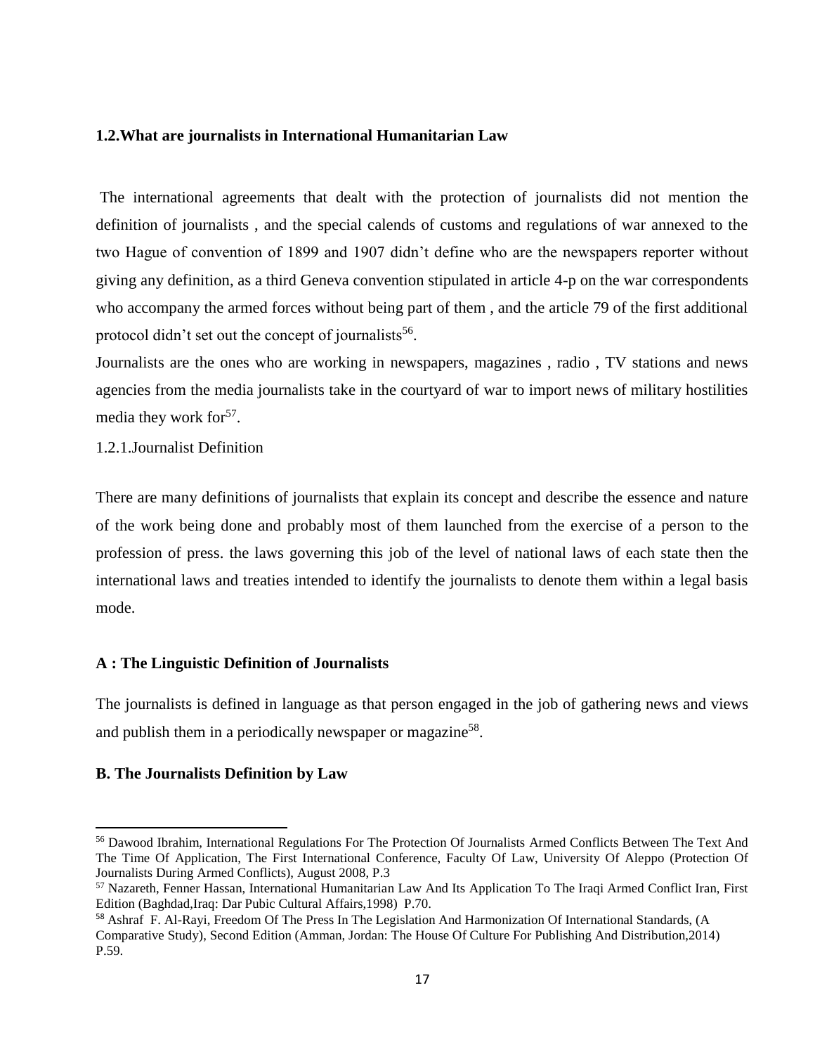### 1.2.What are journalists in International Humanitarian Law

The international agreements that dealt with the protection of journalists did not mention the definition of journalists , and the special calends of customs and regulations of war annexed to the two Hague of convention of 1899 and 1907 didn't define who are the newspapers reporter without giving any definition, as a third Geneva convention stipulated in article 4-p on the war correspondents who accompany the armed forces without being part of them , and the article 79 of the first additional protocol didn't set out the concept of journalists[56].

Journalists are the ones who are working in newspapers, magazines , radio , TV stations and news agencies from the media journalists take in the courtyard of war to import news of military hostilities media they work for[57].

1.2.1.Journalist Definition

There are many definitions of journalists that explain its concept and describe the essence and nature of the work being done and probably most of them launched from the exercise of a person to the profession of press. the laws governing this job of the level of national laws of each state then the international laws and treaties intended to identify the journalists to denote them within a legal basis mode.

**A : The Linguistic Definition of Journalists**

The journalists is defined in language as that person engaged in the job of gathering news and views and publish them in a periodically newspaper or magazine[58].

**B. The Journalists Definition by Law**

---

[56] Dawood Ibrahim, International Regulations For The Protection Of Journalists Armed Conflicts Between The Text And The Time Of Application, The First International Conference, Faculty Of Law, University Of Aleppo (Protection Of Journalists During Armed Conflicts), August 2008, P.3

[57] Nazareth, Fenner Hassan, International Humanitarian Law And Its Application To The Iraqi Armed Conflict Iran, First Edition (Baghdad,Iraq: Dar Pubic Cultural Affairs,1998) P.70.

[58] Ashraf F. Al-Rayi, Freedom Of The Press In The Legislation And Harmonization Of International Standards, (A Comparative Study), Second Edition (Amman, Jordan: The House Of Culture For Publishing And Distribution,2014) P.59.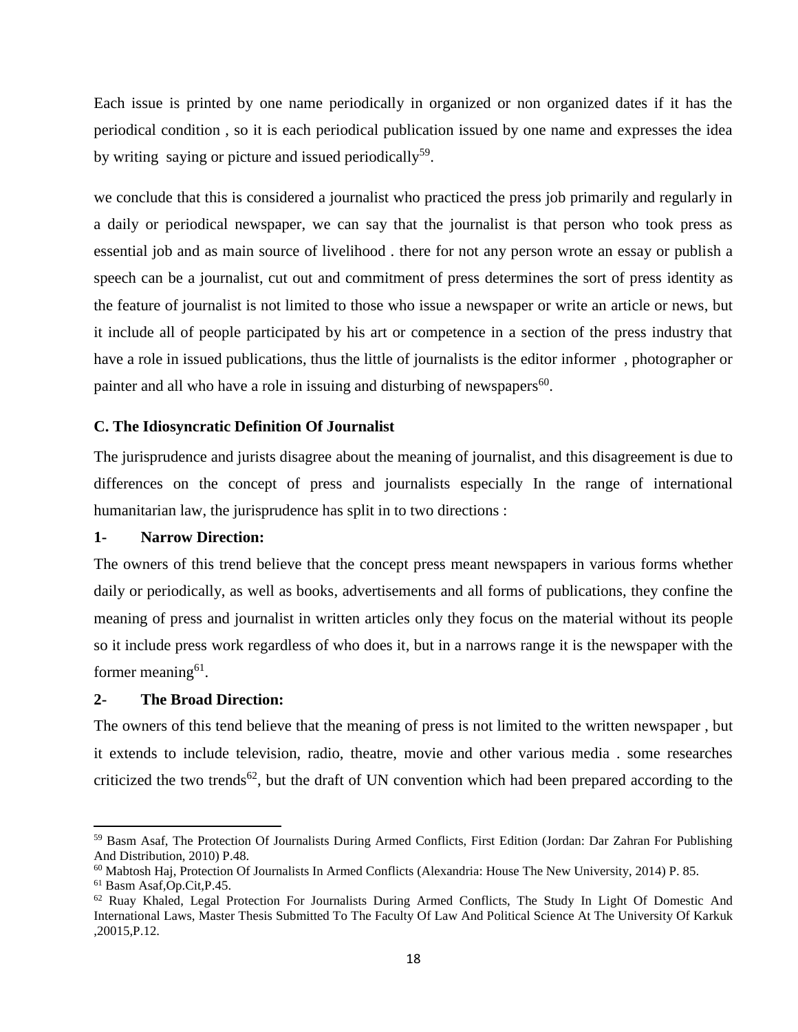Each issue is printed by one name periodically in organized or non organized dates if it has the periodical condition , so it is each periodical publication issued by one name and expresses the idea by writing saying or picture and issued periodically[59].

we conclude that this is considered a journalist who practiced the press job primarily and regularly in a daily or periodical newspaper, we can say that the journalist is that person who took press as essential job and as main source of livelihood . there for not any person wrote an essay or publish a speech can be a journalist, cut out and commitment of press determines the sort of press identity as the feature of journalist is not limited to those who issue a newspaper or write an article or news, but it include all of people participated by his art or competence in a section of the press industry that have a role in issued publications, thus the little of journalists is the editor informer , photographer or painter and all who have a role in issuing and disturbing of newspapers[60].

### C. The Idiosyncratic Definition Of Journalist

The jurisprudence and jurists disagree about the meaning of journalist, and this disagreement is due to differences on the concept of press and journalists especially In the range of international humanitarian law, the jurisprudence has split in to two directions :

#### 1- Narrow Direction:

The owners of this trend believe that the concept press meant newspapers in various forms whether daily or periodically, as well as books, advertisements and all forms of publications, they confine the meaning of press and journalist in written articles only they focus on the material without its people so it include press work regardless of who does it, but in a narrows range it is the newspaper with the former meaning[61].

#### 2- The Broad Direction:

The owners of this tend believe that the meaning of press is not limited to the written newspaper , but it extends to include television, radio, theatre, movie and other various media . some researches criticized the two trends[62], but the draft of UN convention which had been prepared according to the

---

[59] Basm Asaf, The Protection Of Journalists During Armed Conflicts, First Edition (Jordan: Dar Zahran For Publishing And Distribution, 2010) P.48.

[60] Mabtosh Haj, Protection Of Journalists In Armed Conflicts (Alexandria: House The New University, 2014) P. 85.

[61] Basm Asaf,Op.Cit,P.45.

[62] Ruay Khaled, Legal Protection For Journalists During Armed Conflicts, The Study In Light Of Domestic And International Laws, Master Thesis Submitted To The Faculty Of Law And Political Science At The University Of Karkuk ,20015,P.12.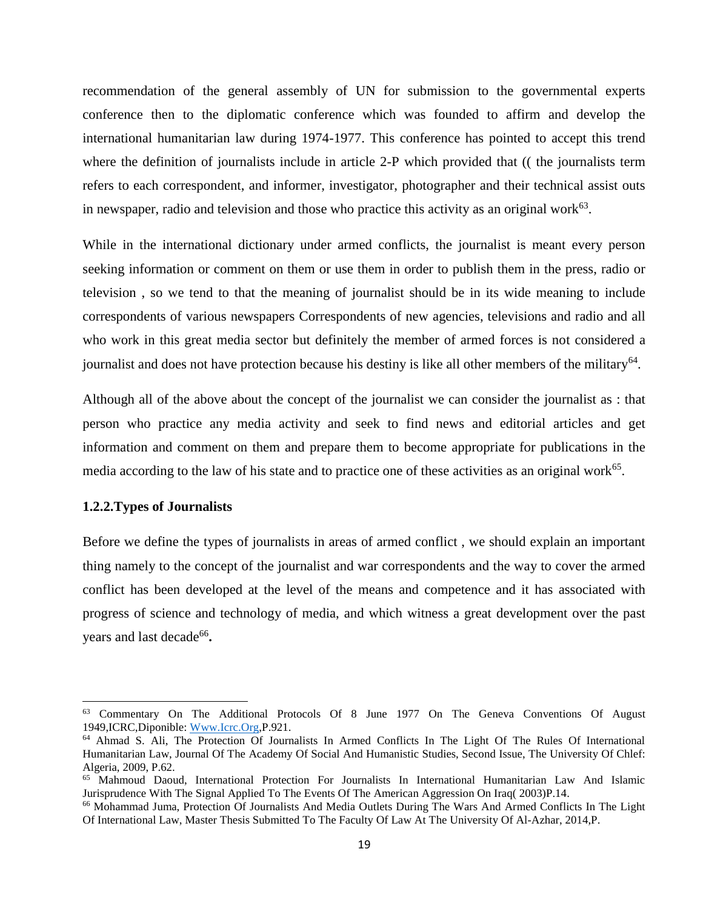recommendation of the general assembly of UN for submission to the governmental experts conference then to the diplomatic conference which was founded to affirm and develop the international humanitarian law during 1974-1977. This conference has pointed to accept this trend where the definition of journalists include in article 2-P which provided that (( the journalists term refers to each correspondent, and informer, investigator, photographer and their technical assist outs in newspaper, radio and television and those who practice this activity as an original work[63].

While in the international dictionary under armed conflicts, the journalist is meant every person seeking information or comment on them or use them in order to publish them in the press, radio or television , so we tend to that the meaning of journalist should be in its wide meaning to include correspondents of various newspapers Correspondents of new agencies, televisions and radio and all who work in this great media sector but definitely the member of armed forces is not considered a journalist and does not have protection because his destiny is like all other members of the military[64].

Although all of the above about the concept of the journalist we can consider the journalist as : that person who practice any media activity and seek to find news and editorial articles and get information and comment on them and prepare them to become appropriate for publications in the media according to the law of his state and to practice one of these activities as an original work[65].

### 1.2.2.Types of Journalists

Before we define the types of journalists in areas of armed conflict , we should explain an important thing namely to the concept of the journalist and war correspondents and the way to cover the armed conflict has been developed at the level of the means and competence and it has associated with progress of science and technology of media, and which witness a great development over the past years and last decade[66]**.**

---

[63] Commentary On The Additional Protocols Of 8 June 1977 On The Geneva Conventions Of August 1949,ICRC,Diponible: Www.Icrc.Org,P.921.

[64] Ahmad S. Ali, The Protection Of Journalists In Armed Conflicts In The Light Of The Rules Of International Humanitarian Law, Journal Of The Academy Of Social And Humanistic Studies, Second Issue, The University Of Chlef: Algeria, 2009, P.62.

[65] Mahmoud Daoud, International Protection For Journalists In International Humanitarian Law And Islamic Jurisprudence With The Signal Applied To The Events Of The American Aggression On Iraq( 2003)P.14.

[66] Mohammad Juma, Protection Of Journalists And Media Outlets During The Wars And Armed Conflicts In The Light Of International Law, Master Thesis Submitted To The Faculty Of Law At The University Of Al-Azhar, 2014,P.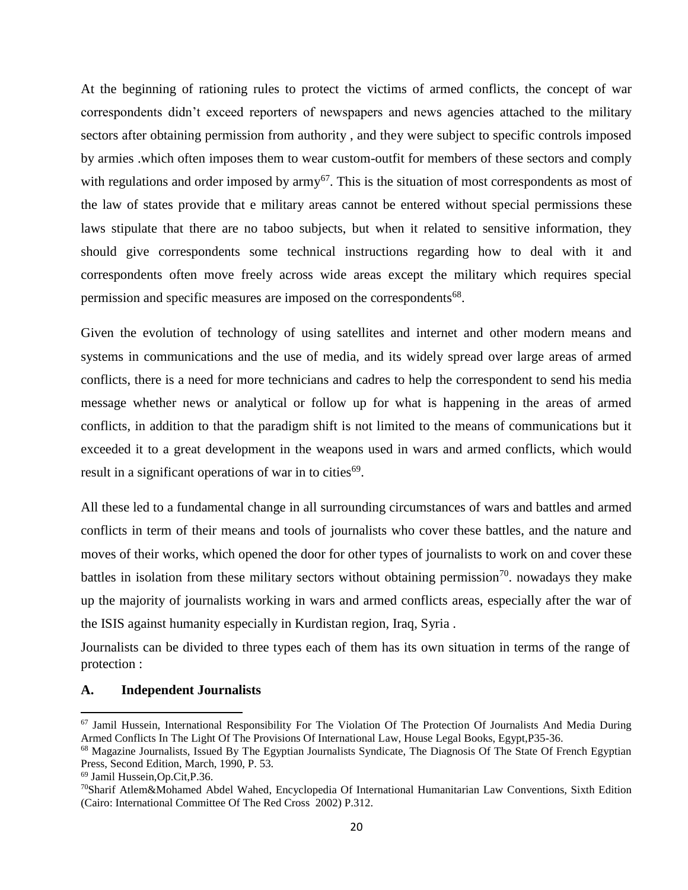At the beginning of rationing rules to protect the victims of armed conflicts, the concept of war correspondents didn't exceed reporters of newspapers and news agencies attached to the military sectors after obtaining permission from authority , and they were subject to specific controls imposed by armies .which often imposes them to wear custom-outfit for members of these sectors and comply with regulations and order imposed by army[67]. This is the situation of most correspondents as most of the law of states provide that e military areas cannot be entered without special permissions these laws stipulate that there are no taboo subjects, but when it related to sensitive information, they should give correspondents some technical instructions regarding how to deal with it and correspondents often move freely across wide areas except the military which requires special permission and specific measures are imposed on the correspondents[68].

Given the evolution of technology of using satellites and internet and other modern means and systems in communications and the use of media, and its widely spread over large areas of armed conflicts, there is a need for more technicians and cadres to help the correspondent to send his media message whether news or analytical or follow up for what is happening in the areas of armed conflicts, in addition to that the paradigm shift is not limited to the means of communications but it exceeded it to a great development in the weapons used in wars and armed conflicts, which would result in a significant operations of war in to cities[69].

All these led to a fundamental change in all surrounding circumstances of wars and battles and armed conflicts in term of their means and tools of journalists who cover these battles, and the nature and moves of their works, which opened the door for other types of journalists to work on and cover these battles in isolation from these military sectors without obtaining permission[70]. nowadays they make up the majority of journalists working in wars and armed conflicts areas, especially after the war of the ISIS against humanity especially in Kurdistan region, Iraq, Syria .

Journalists can be divided to three types each of them has its own situation in terms of the range of protection :

**A. Independent Journalists**

---

[67] Jamil Hussein, International Responsibility For The Violation Of The Protection Of Journalists And Media During Armed Conflicts In The Light Of The Provisions Of International Law, House Legal Books, Egypt,P35-36.

[68] Magazine Journalists, Issued By The Egyptian Journalists Syndicate, The Diagnosis Of The State Of French Egyptian Press, Second Edition, March, 1990, P. 53.

[69] Jamil Hussein,Op.Cit,P.36.

[70] Sharif Atlem&Mohamed Abdel Wahed, Encyclopedia Of International Humanitarian Law Conventions, Sixth Edition (Cairo: International Committee Of The Red Cross 2002) P.312.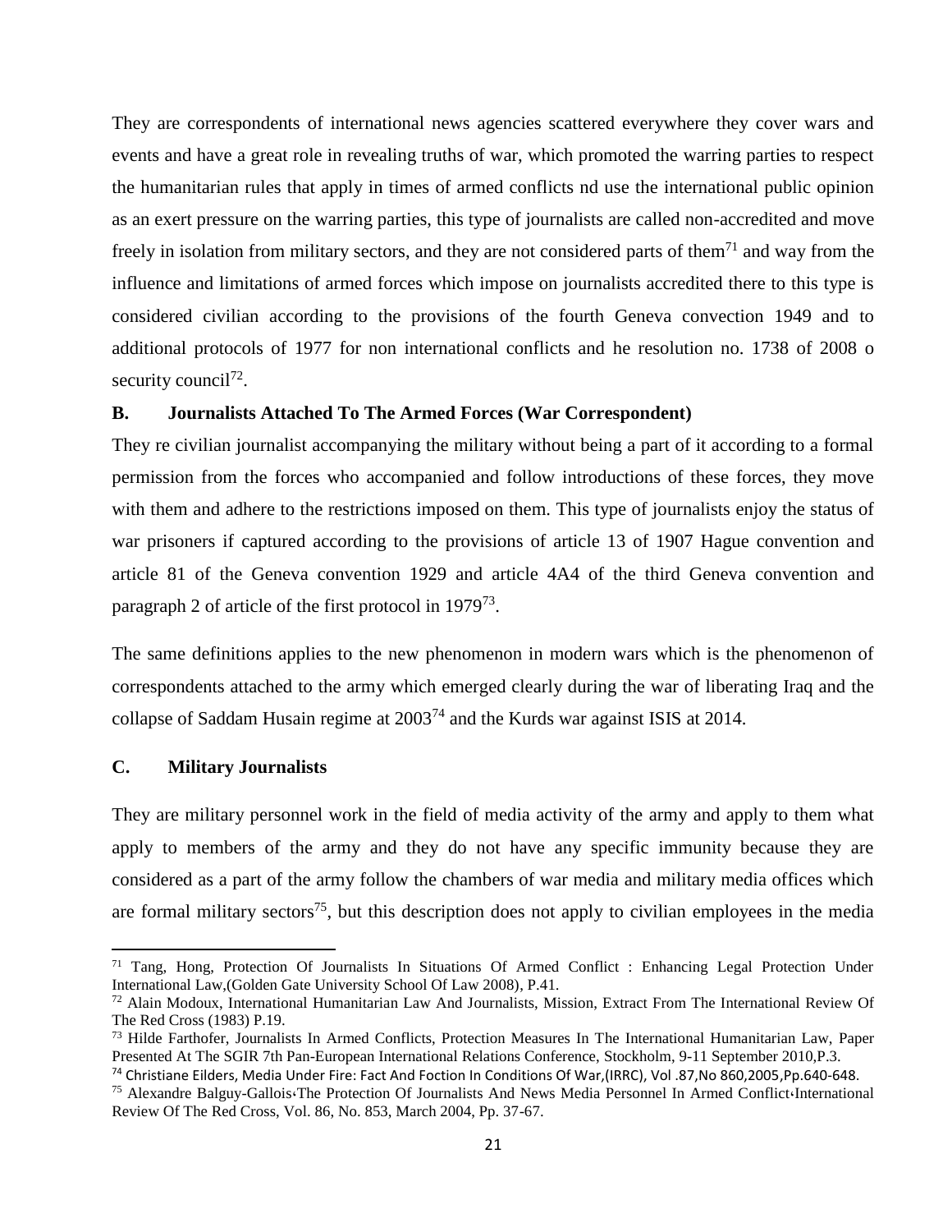They are correspondents of international news agencies scattered everywhere they cover wars and events and have a great role in revealing truths of war, which promoted the warring parties to respect the humanitarian rules that apply in times of armed conflicts nd use the international public opinion as an exert pressure on the warring parties, this type of journalists are called non-accredited and move freely in isolation from military sectors, and they are not considered parts of them[71] and way from the influence and limitations of armed forces which impose on journalists accredited there to this type is considered civilian according to the provisions of the fourth Geneva convection 1949 and to additional protocols of 1977 for non international conflicts and he resolution no. 1738 of 2008 o security council[72].

**B. Journalists Attached To The Armed Forces (War Correspondent)**

They re civilian journalist accompanying the military without being a part of it according to a formal permission from the forces who accompanied and follow introductions of these forces, they move with them and adhere to the restrictions imposed on them. This type of journalists enjoy the status of war prisoners if captured according to the provisions of article 13 of 1907 Hague convention and article 81 of the Geneva convention 1929 and article 4A4 of the third Geneva convention and paragraph 2 of article of the first protocol in 1979[73].

The same definitions applies to the new phenomenon in modern wars which is the phenomenon of correspondents attached to the army which emerged clearly during the war of liberating Iraq and the collapse of Saddam Husain regime at 2003[74] and the Kurds war against ISIS at 2014.

**C. Military Journalists**

They are military personnel work in the field of media activity of the army and apply to them what apply to members of the army and they do not have any specific immunity because they are considered as a part of the army follow the chambers of war media and military media offices which are formal military sectors[75], but this description does not apply to civilian employees in the media

---

[71] Tang, Hong, Protection Of Journalists In Situations Of Armed Conflict : Enhancing Legal Protection Under International Law,(Golden Gate University School Of Law 2008), P.41.

[72] Alain Modoux, International Humanitarian Law And Journalists, Mission, Extract From The International Review Of The Red Cross (1983) P.19.

[73] Hilde Farthofer, Journalists In Armed Conflicts, Protection Measures In The International Humanitarian Law, Paper Presented At The SGIR 7th Pan-European International Relations Conference, Stockholm, 9-11 September 2010,P.3.

[74] Christiane Eilders, Media Under Fire: Fact And Foction In Conditions Of War,(IRRC), Vol .87,No 860,2005,Pp.640-648.

[75] Alexandre Balguy-Gallois‹The Protection Of Journalists And News Media Personnel In Armed Conflict‹International Review Of The Red Cross, Vol. 86, No. 853, March 2004, Pp. 37-67.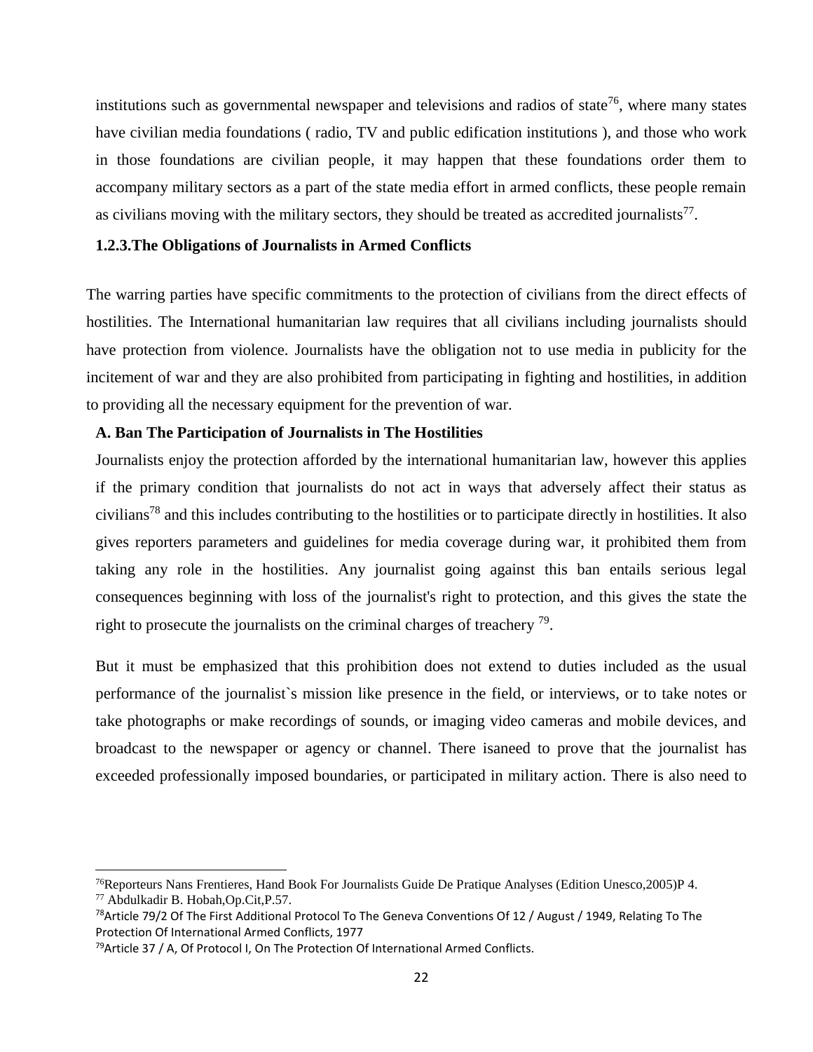institutions such as governmental newspaper and televisions and radios of state[76], where many states have civilian media foundations ( radio, TV and public edification institutions ), and those who work in those foundations are civilian people, it may happen that these foundations order them to accompany military sectors as a part of the state media effort in armed conflicts, these people remain as civilians moving with the military sectors, they should be treated as accredited journalists[77].

### 1.2.3.The Obligations of Journalists in Armed Conflicts

The warring parties have specific commitments to the protection of civilians from the direct effects of hostilities. The International humanitarian law requires that all civilians including journalists should have protection from violence. Journalists have the obligation not to use media in publicity for the incitement of war and they are also prohibited from participating in fighting and hostilities, in addition to providing all the necessary equipment for the prevention of war.

#### A. Ban The Participation of Journalists in The Hostilities

Journalists enjoy the protection afforded by the international humanitarian law, however this applies if the primary condition that journalists do not act in ways that adversely affect their status as civilians[78] and this includes contributing to the hostilities or to participate directly in hostilities. It also gives reporters parameters and guidelines for media coverage during war, it prohibited them from taking any role in the hostilities. Any journalist going against this ban entails serious legal consequences beginning with loss of the journalist's right to protection, and this gives the state the right to prosecute the journalists on the criminal charges of treachery [79].

But it must be emphasized that this prohibition does not extend to duties included as the usual performance of the journalist`s mission like presence in the field, or interviews, or to take notes or take photographs or make recordings of sounds, or imaging video cameras and mobile devices, and broadcast to the newspaper or agency or channel. There isaneed to prove that the journalist has exceeded professionally imposed boundaries, or participated in military action. There is also need to

---

[76]Reporteurs Nans Frentieres, Hand Book For Journalists Guide De Pratique Analyses (Edition Unesco,2005)P 4.

[77] Abdulkadir B. Hobah,Op.Cit,P.57.

[78]Article 79/2 Of The First Additional Protocol To The Geneva Conventions Of 12 / August / 1949, Relating To The Protection Of International Armed Conflicts, 1977

[79]Article 37 / A, Of Protocol I, On The Protection Of International Armed Conflicts.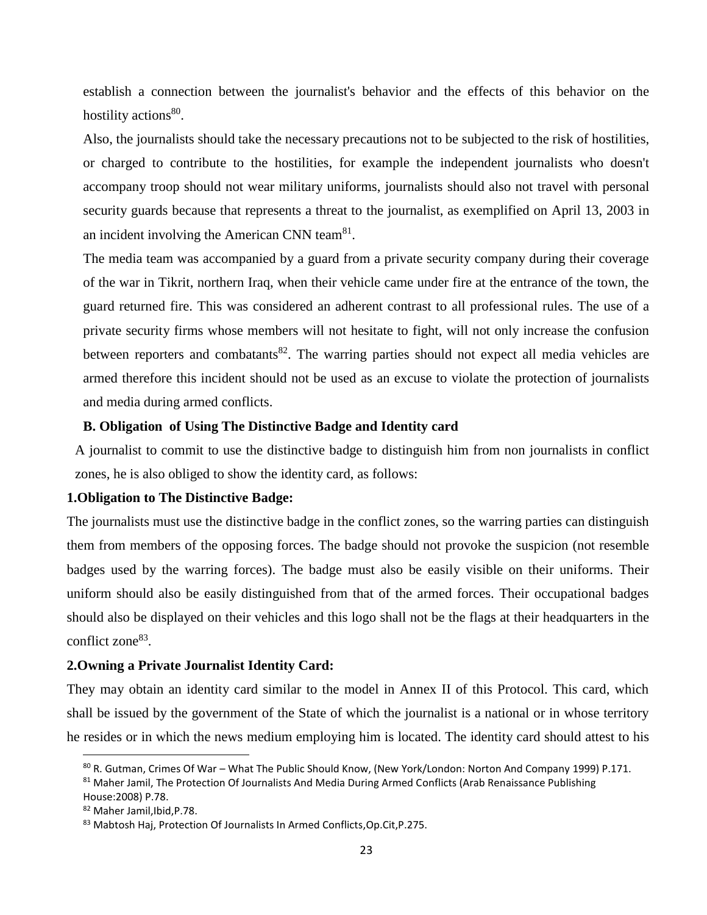establish a connection between the journalist's behavior and the effects of this behavior on the hostility actions[80].

Also, the journalists should take the necessary precautions not to be subjected to the risk of hostilities, or charged to contribute to the hostilities, for example the independent journalists who doesn't accompany troop should not wear military uniforms, journalists should also not travel with personal security guards because that represents a threat to the journalist, as exemplified on April 13, 2003 in an incident involving the American CNN team[81].

The media team was accompanied by a guard from a private security company during their coverage of the war in Tikrit, northern Iraq, when their vehicle came under fire at the entrance of the town, the guard returned fire. This was considered an adherent contrast to all professional rules. The use of a private security firms whose members will not hesitate to fight, will not only increase the confusion between reporters and combatants[82]. The warring parties should not expect all media vehicles are armed therefore this incident should not be used as an excuse to violate the protection of journalists and media during armed conflicts.

**B. Obligation of Using The Distinctive Badge and Identity card**

A journalist to commit to use the distinctive badge to distinguish him from non journalists in conflict zones, he is also obliged to show the identity card, as follows:

**1.Obligation to The Distinctive Badge:**

The journalists must use the distinctive badge in the conflict zones, so the warring parties can distinguish them from members of the opposing forces. The badge should not provoke the suspicion (not resemble badges used by the warring forces). The badge must also be easily visible on their uniforms. Their uniform should also be easily distinguished from that of the armed forces. Their occupational badges should also be displayed on their vehicles and this logo shall not be the flags at their headquarters in the conflict zone[83].

**2.Owning a Private Journalist Identity Card:**

They may obtain an identity card similar to the model in Annex II of this Protocol. This card, which shall be issued by the government of the State of which the journalist is a national or in whose territory he resides or in which the news medium employing him is located. The identity card should attest to his

---

[80] R. Gutman, Crimes Of War – What The Public Should Know, (New York/London: Norton And Company 1999) P.171.

[81] Maher Jamil, The Protection Of Journalists And Media During Armed Conflicts (Arab Renaissance Publishing House:2008) P.78.

[82] Maher Jamil,Ibid,P.78.

[83] Mabtosh Haj, Protection Of Journalists In Armed Conflicts,Op.Cit,P.275.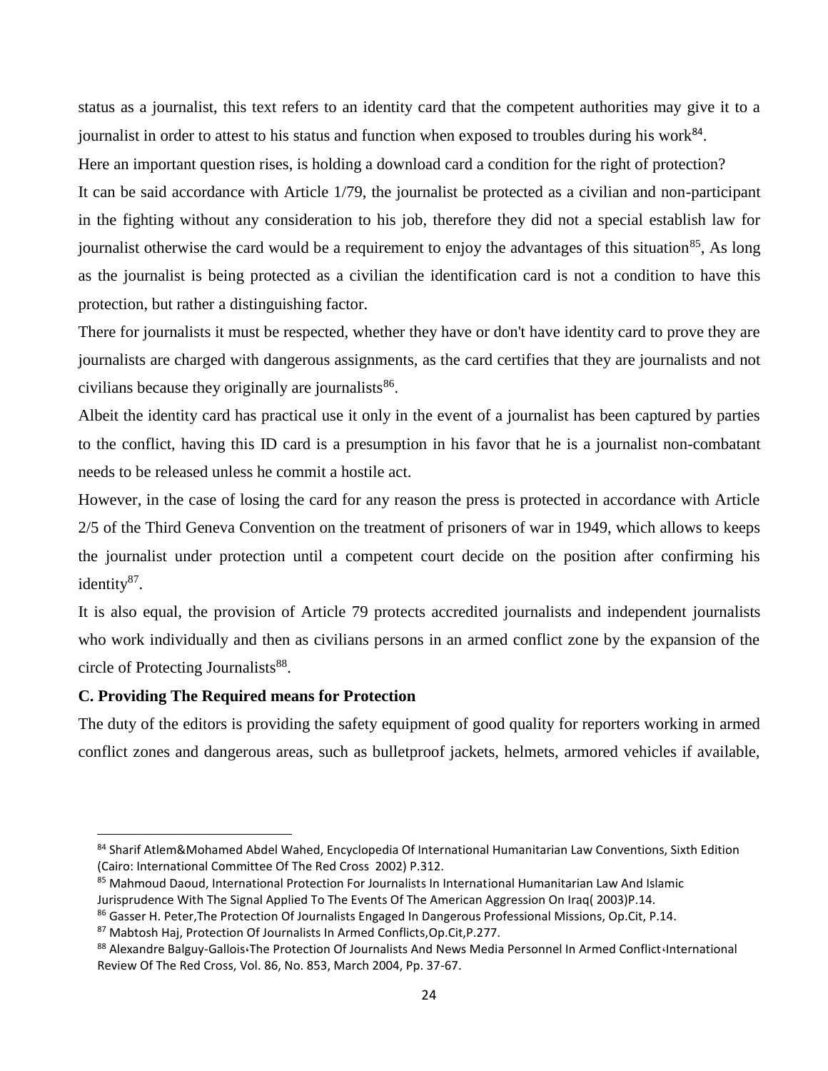status as a journalist, this text refers to an identity card that the competent authorities may give it to a journalist in order to attest to his status and function when exposed to troubles during his work[84].

Here an important question rises, is holding a download card a condition for the right of protection?

It can be said accordance with Article 1/79, the journalist be protected as a civilian and non-participant in the fighting without any consideration to his job, therefore they did not a special establish law for journalist otherwise the card would be a requirement to enjoy the advantages of this situation[85], As long as the journalist is being protected as a civilian the identification card is not a condition to have this protection, but rather a distinguishing factor.

There for journalists it must be respected, whether they have or don't have identity card to prove they are journalists are charged with dangerous assignments, as the card certifies that they are journalists and not civilians because they originally are journalists[86].

Albeit the identity card has practical use it only in the event of a journalist has been captured by parties to the conflict, having this ID card is a presumption in his favor that he is a journalist non-combatant needs to be released unless he commit a hostile act.

However, in the case of losing the card for any reason the press is protected in accordance with Article 2/5 of the Third Geneva Convention on the treatment of prisoners of war in 1949, which allows to keeps the journalist under protection until a competent court decide on the position after confirming his identity[87].

It is also equal, the provision of Article 79 protects accredited journalists and independent journalists who work individually and then as civilians persons in an armed conflict zone by the expansion of the circle of Protecting Journalists[88].

**C. Providing The Required means for Protection**

The duty of the editors is providing the safety equipment of good quality for reporters working in armed conflict zones and dangerous areas, such as bulletproof jackets, helmets, armored vehicles if available,

---

[84] Sharif Atlem&Mohamed Abdel Wahed, Encyclopedia Of International Humanitarian Law Conventions, Sixth Edition (Cairo: International Committee Of The Red Cross 2002) P.312.

[85] Mahmoud Daoud, International Protection For Journalists In International Humanitarian Law And Islamic Jurisprudence With The Signal Applied To The Events Of The American Aggression On Iraq( 2003)P.14.

[86] Gasser H. Peter,The Protection Of Journalists Engaged In Dangerous Professional Missions, Op.Cit, P.14.

[87] Mabtosh Haj, Protection Of Journalists In Armed Conflicts,Op.Cit,P.277.

[88] Alexandre Balguy-Gallois‹The Protection Of Journalists And News Media Personnel In Armed Conflict‹International Review Of The Red Cross, Vol. 86, No. 853, March 2004, Pp. 37-67.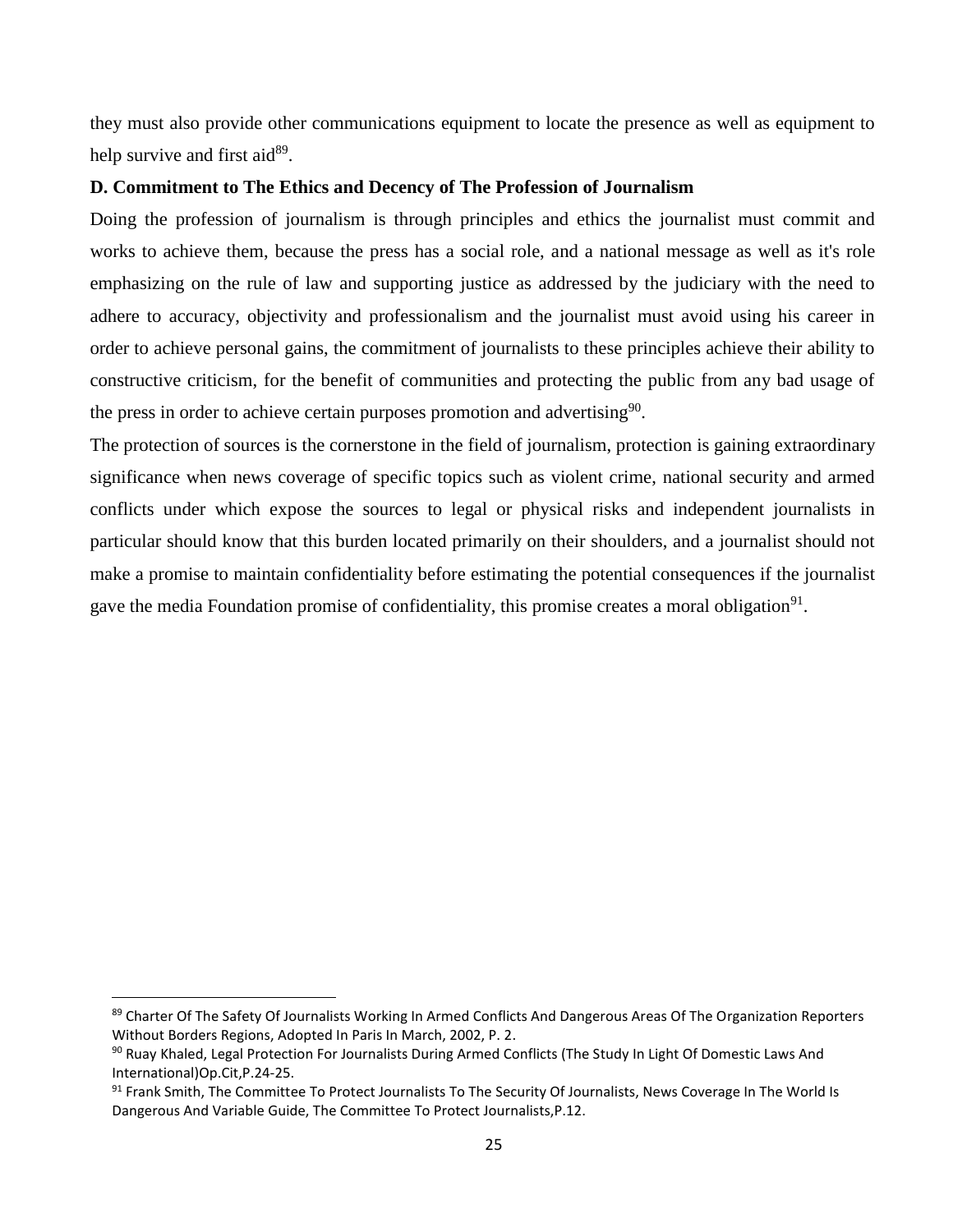they must also provide other communications equipment to locate the presence as well as equipment to help survive and first aid[89].

**D. Commitment to The Ethics and Decency of The Profession of Journalism**

Doing the profession of journalism is through principles and ethics the journalist must commit and works to achieve them, because the press has a social role, and a national message as well as it's role emphasizing on the rule of law and supporting justice as addressed by the judiciary with the need to adhere to accuracy, objectivity and professionalism and the journalist must avoid using his career in order to achieve personal gains, the commitment of journalists to these principles achieve their ability to constructive criticism, for the benefit of communities and protecting the public from any bad usage of the press in order to achieve certain purposes promotion and advertising[90].

The protection of sources is the cornerstone in the field of journalism, protection is gaining extraordinary significance when news coverage of specific topics such as violent crime, national security and armed conflicts under which expose the sources to legal or physical risks and independent journalists in particular should know that this burden located primarily on their shoulders, and a journalist should not make a promise to maintain confidentiality before estimating the potential consequences if the journalist gave the media Foundation promise of confidentiality, this promise creates a moral obligation[91].

---

[89] Charter Of The Safety Of Journalists Working In Armed Conflicts And Dangerous Areas Of The Organization Reporters Without Borders Regions, Adopted In Paris In March, 2002, P. 2.

[90] Ruay Khaled, Legal Protection For Journalists During Armed Conflicts (The Study In Light Of Domestic Laws And International)Op.Cit,P.24-25.

[91] Frank Smith, The Committee To Protect Journalists To The Security Of Journalists, News Coverage In The World Is Dangerous And Variable Guide, The Committee To Protect Journalists,P.12.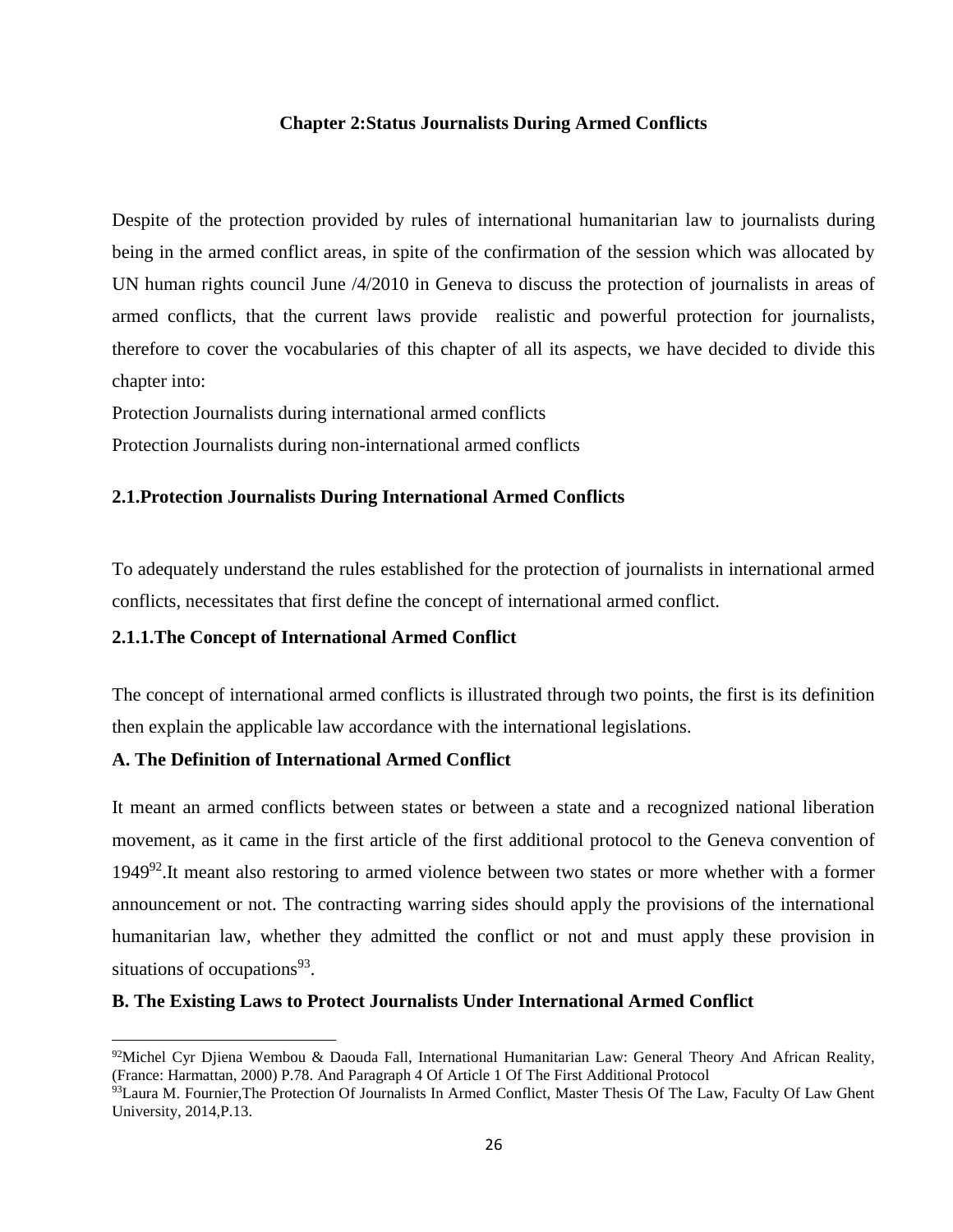## Chapter 2:Status Journalists During Armed Conflicts

Despite of the protection provided by rules of international humanitarian law to journalists during being in the armed conflict areas, in spite of the confirmation of the session which was allocated by UN human rights council June /4/2010 in Geneva to discuss the protection of journalists in areas of armed conflicts, that the current laws provide realistic and powerful protection for journalists, therefore to cover the vocabularies of this chapter of all its aspects, we have decided to divide this chapter into:

Protection Journalists during international armed conflicts

Protection Journalists during non-international armed conflicts

### 2.1.Protection Journalists During International Armed Conflicts

To adequately understand the rules established for the protection of journalists in international armed conflicts, necessitates that first define the concept of international armed conflict.

#### 2.1.1.The Concept of International Armed Conflict

The concept of international armed conflicts is illustrated through two points, the first is its definition then explain the applicable law accordance with the international legislations.

**A. The Definition of International Armed Conflict**

It meant an armed conflicts between states or between a state and a recognized national liberation movement, as it came in the first article of the first additional protocol to the Geneva convention of 1949[92].It meant also restoring to armed violence between two states or more whether with a former announcement or not. The contracting warring sides should apply the provisions of the international humanitarian law, whether they admitted the conflict or not and must apply these provision in situations of occupations[93].

**B. The Existing Laws to Protect Journalists Under International Armed Conflict**

---

[92]Michel Cyr Djiena Wembou & Daouda Fall, International Humanitarian Law: General Theory And African Reality, (France: Harmattan, 2000) P.78. And Paragraph 4 Of Article 1 Of The First Additional Protocol

[93]Laura M. Fournier,The Protection Of Journalists In Armed Conflict, Master Thesis Of The Law, Faculty Of Law Ghent University, 2014,P.13.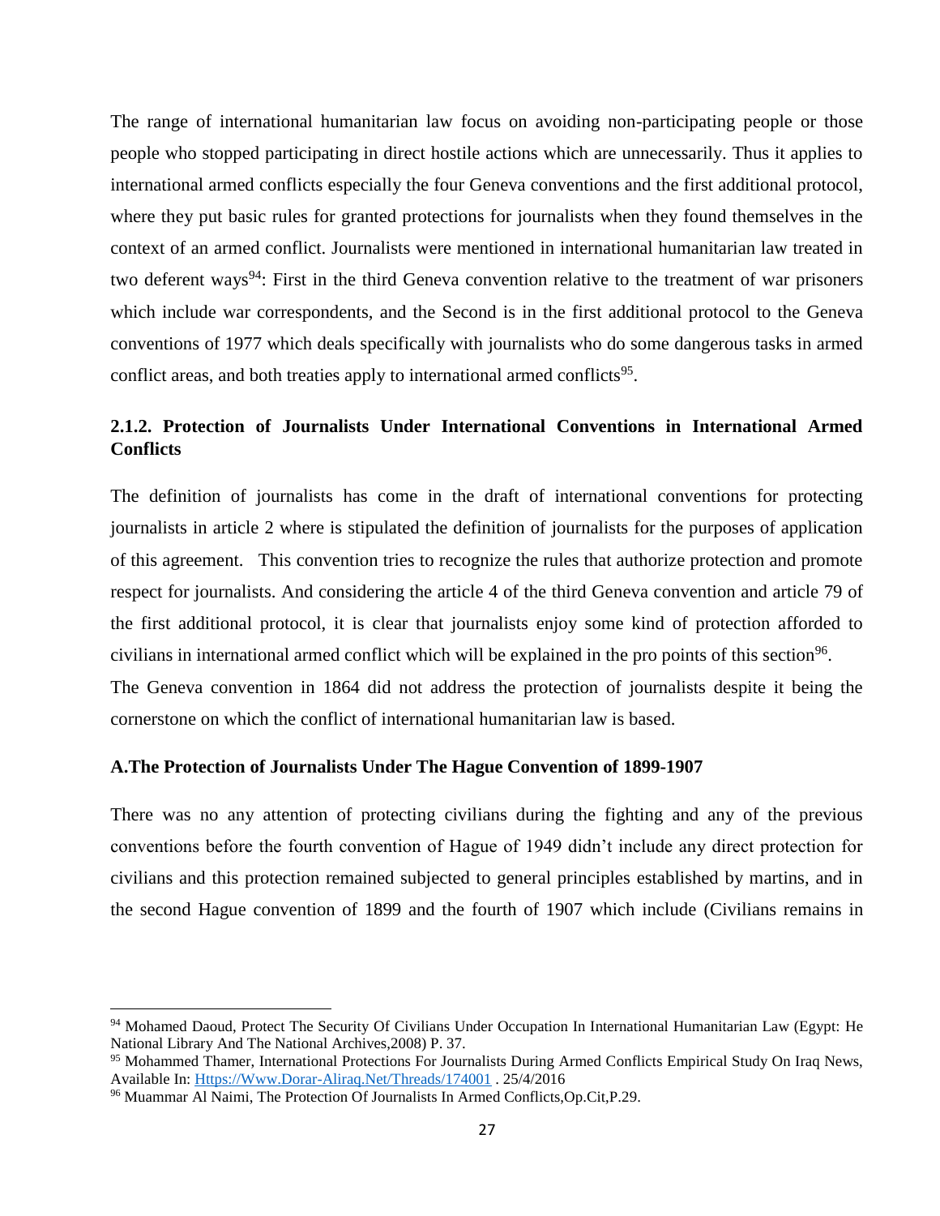The range of international humanitarian law focus on avoiding non-participating people or those people who stopped participating in direct hostile actions which are unnecessarily. Thus it applies to international armed conflicts especially the four Geneva conventions and the first additional protocol, where they put basic rules for granted protections for journalists when they found themselves in the context of an armed conflict. Journalists were mentioned in international humanitarian law treated in two deferent ways[94]: First in the third Geneva convention relative to the treatment of war prisoners which include war correspondents, and the Second is in the first additional protocol to the Geneva conventions of 1977 which deals specifically with journalists who do some dangerous tasks in armed conflict areas, and both treaties apply to international armed conflicts[95].

### 2.1.2. Protection of Journalists Under International Conventions in International Armed Conflicts

The definition of journalists has come in the draft of international conventions for protecting journalists in article 2 where is stipulated the definition of journalists for the purposes of application of this agreement. This convention tries to recognize the rules that authorize protection and promote respect for journalists. And considering the article 4 of the third Geneva convention and article 79 of the first additional protocol, it is clear that journalists enjoy some kind of protection afforded to civilians in international armed conflict which will be explained in the pro points of this section[96].

The Geneva convention in 1864 did not address the protection of journalists despite it being the cornerstone on which the conflict of international humanitarian law is based.

#### A.The Protection of Journalists Under The Hague Convention of 1899-1907

There was no any attention of protecting civilians during the fighting and any of the previous conventions before the fourth convention of Hague of 1949 didn't include any direct protection for civilians and this protection remained subjected to general principles established by martins, and in the second Hague convention of 1899 and the fourth of 1907 which include (Civilians remains in

---

[94] Mohamed Daoud, Protect The Security Of Civilians Under Occupation In International Humanitarian Law (Egypt: He National Library And The National Archives,2008) P. 37.

[95] Mohammed Thamer, International Protections For Journalists During Armed Conflicts Empirical Study On Iraq News, Available In: [Https://Www.Dorar-Aliraq.Net/Threads/174001](Https://Www.Dorar-Aliraq.Net/Threads/174001) . 25/4/2016

[96] Muammar Al Naimi, The Protection Of Journalists In Armed Conflicts,Op.Cit,P.29.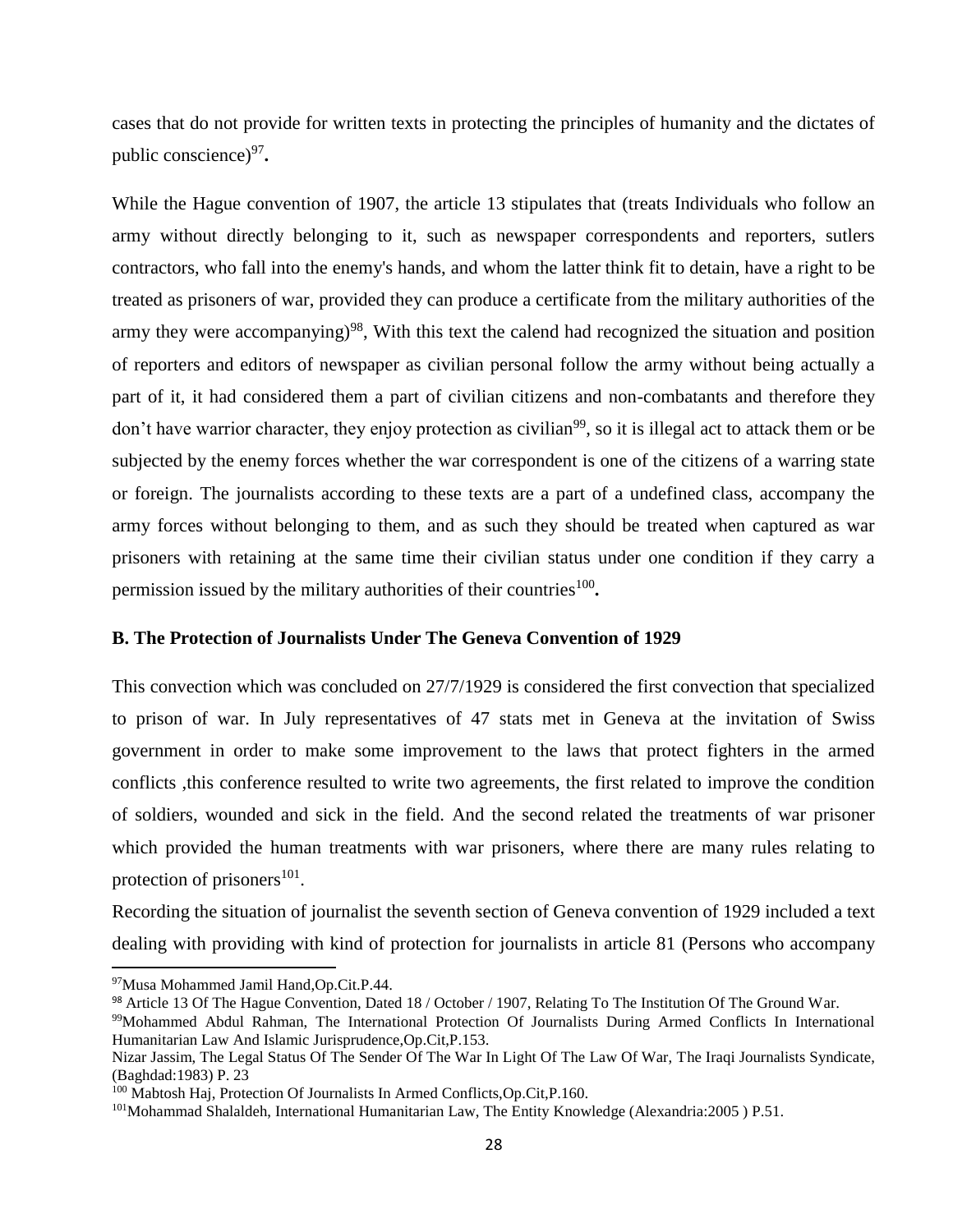cases that do not provide for written texts in protecting the principles of humanity and the dictates of public conscience)[97]**.**

While the Hague convention of 1907, the article 13 stipulates that (treats Individuals who follow an army without directly belonging to it, such as newspaper correspondents and reporters, sutlers contractors, who fall into the enemy's hands, and whom the latter think fit to detain, have a right to be treated as prisoners of war, provided they can produce a certificate from the military authorities of the army they were accompanying)[98], With this text the calend had recognized the situation and position of reporters and editors of newspaper as civilian personal follow the army without being actually a part of it, it had considered them a part of civilian citizens and non-combatants and therefore they don't have warrior character, they enjoy protection as civilian[99], so it is illegal act to attack them or be subjected by the enemy forces whether the war correspondent is one of the citizens of a warring state or foreign. The journalists according to these texts are a part of a undefined class, accompany the army forces without belonging to them, and as such they should be treated when captured as war prisoners with retaining at the same time their civilian status under one condition if they carry a permission issued by the military authorities of their countries[100]**.**

**B. The Protection of Journalists Under The Geneva Convention of 1929**

This convection which was concluded on 27/7/1929 is considered the first convection that specialized to prison of war. In July representatives of 47 stats met in Geneva at the invitation of Swiss government in order to make some improvement to the laws that protect fighters in the armed conflicts ,this conference resulted to write two agreements, the first related to improve the condition of soldiers, wounded and sick in the field. And the second related the treatments of war prisoner which provided the human treatments with war prisoners, where there are many rules relating to protection of prisoners[101].

Recording the situation of journalist the seventh section of Geneva convention of 1929 included a text dealing with providing with kind of protection for journalists in article 81 (Persons who accompany

---

[97]Musa Mohammed Jamil Hand,Op.Cit.P.44.

[98] Article 13 Of The Hague Convention, Dated 18 / October / 1907, Relating To The Institution Of The Ground War.

[99]Mohammed Abdul Rahman, The International Protection Of Journalists During Armed Conflicts In International Humanitarian Law And Islamic Jurisprudence,Op.Cit,P.153.

Nizar Jassim, The Legal Status Of The Sender Of The War In Light Of The Law Of War, The Iraqi Journalists Syndicate, (Baghdad:1983) P. 23

[100] Mabtosh Haj, Protection Of Journalists In Armed Conflicts,Op.Cit,P.160.

[101]Mohammad Shalaldeh, International Humanitarian Law, The Entity Knowledge (Alexandria:2005 ) P.51.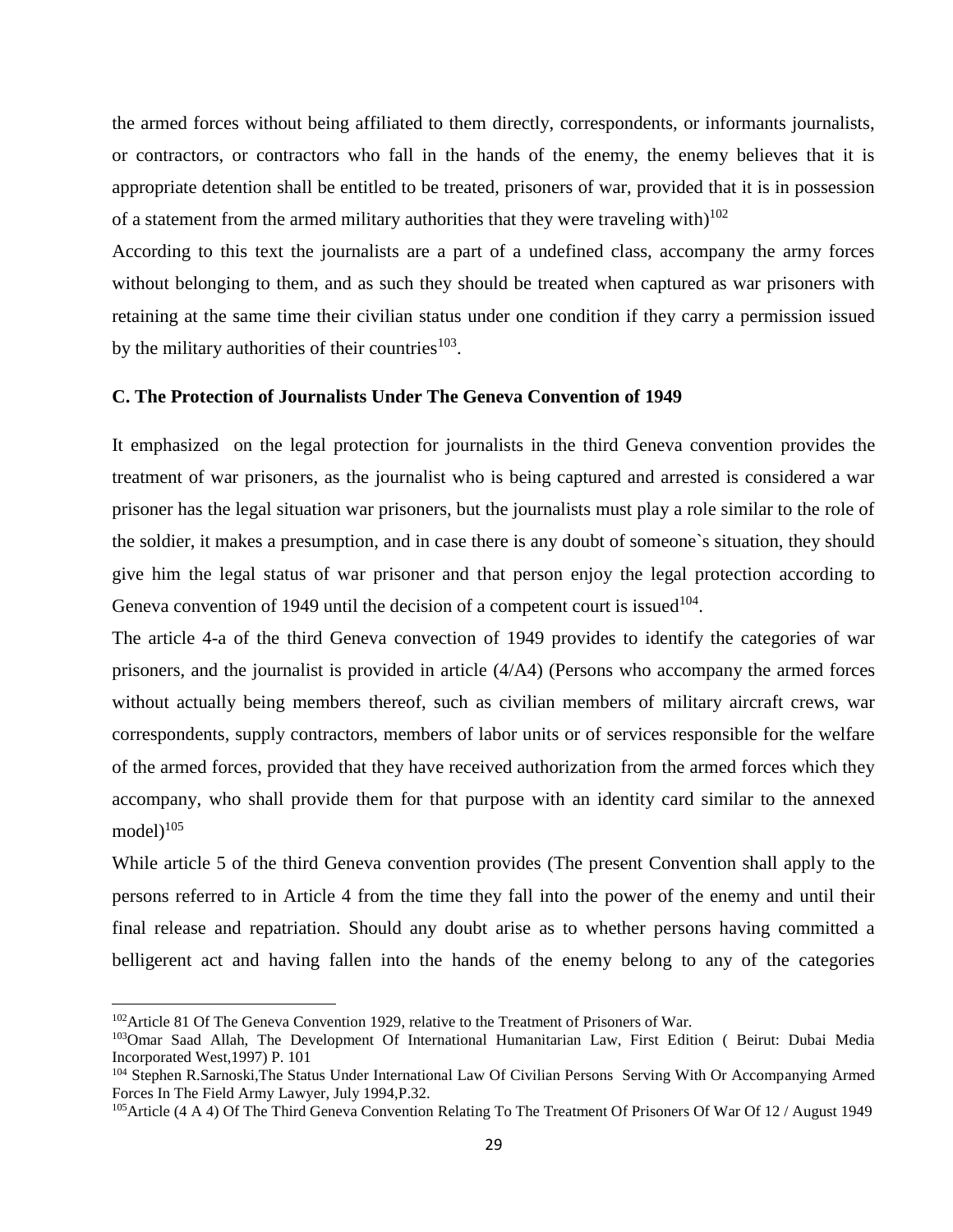the armed forces without being affiliated to them directly, correspondents, or informants journalists, or contractors, or contractors who fall in the hands of the enemy, the enemy believes that it is appropriate detention shall be entitled to be treated, prisoners of war, provided that it is in possession of a statement from the armed military authorities that they were traveling with)[102]

According to this text the journalists are a part of a undefined class, accompany the army forces without belonging to them, and as such they should be treated when captured as war prisoners with retaining at the same time their civilian status under one condition if they carry a permission issued by the military authorities of their countries[103].

### C. The Protection of Journalists Under The Geneva Convention of 1949

It emphasized on the legal protection for journalists in the third Geneva convention provides the treatment of war prisoners, as the journalist who is being captured and arrested is considered a war prisoner has the legal situation war prisoners, but the journalists must play a role similar to the role of the soldier, it makes a presumption, and in case there is any doubt of someone`s situation, they should give him the legal status of war prisoner and that person enjoy the legal protection according to Geneva convention of 1949 until the decision of a competent court is issued[104].

The article 4-a of the third Geneva convection of 1949 provides to identify the categories of war prisoners, and the journalist is provided in article (4/A4) (Persons who accompany the armed forces without actually being members thereof, such as civilian members of military aircraft crews, war correspondents, supply contractors, members of labor units or of services responsible for the welfare of the armed forces, provided that they have received authorization from the armed forces which they accompany, who shall provide them for that purpose with an identity card similar to the annexed model)[105]

While article 5 of the third Geneva convention provides (The present Convention shall apply to the persons referred to in Article 4 from the time they fall into the power of the enemy and until their final release and repatriation. Should any doubt arise as to whether persons having committed a belligerent act and having fallen into the hands of the enemy belong to any of the categories

---

[102] Article 81 Of The Geneva Convention 1929, relative to the Treatment of Prisoners of War.

[103] Omar Saad Allah, The Development Of International Humanitarian Law, First Edition ( Beirut: Dubai Media Incorporated West,1997) P. 101

[104] Stephen R.Sarnoski,The Status Under International Law Of Civilian Persons Serving With Or Accompanying Armed Forces In The Field Army Lawyer, July 1994,P.32.

[105] Article (4 A 4) Of The Third Geneva Convention Relating To The Treatment Of Prisoners Of War Of 12 / August 1949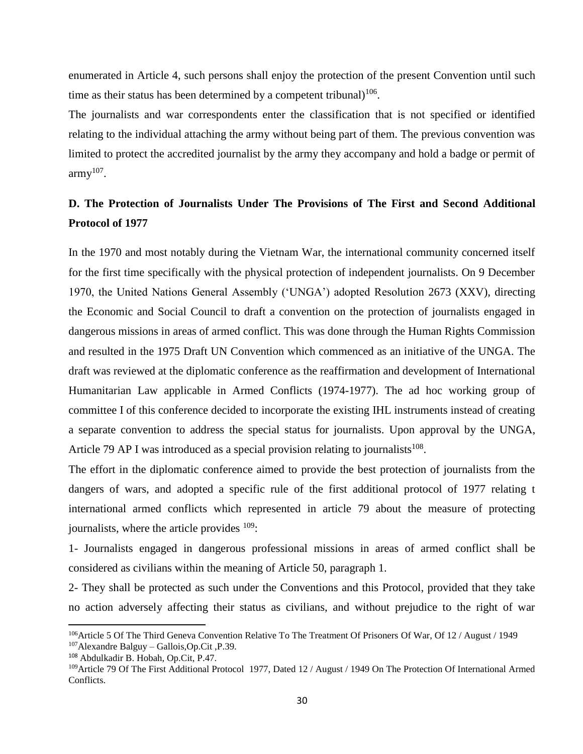enumerated in Article 4, such persons shall enjoy the protection of the present Convention until such time as their status has been determined by a competent tribunal)[106].

The journalists and war correspondents enter the classification that is not specified or identified relating to the individual attaching the army without being part of them. The previous convention was limited to protect the accredited journalist by the army they accompany and hold a badge or permit of army[107].

**D. The Protection of Journalists Under The Provisions of The First and Second Additional Protocol of 1977**

In the 1970 and most notably during the Vietnam War, the international community concerned itself for the first time specifically with the physical protection of independent journalists. On 9 December 1970, the United Nations General Assembly ('UNGA') adopted Resolution 2673 (XXV), directing the Economic and Social Council to draft a convention on the protection of journalists engaged in dangerous missions in areas of armed conflict. This was done through the Human Rights Commission and resulted in the 1975 Draft UN Convention which commenced as an initiative of the UNGA. The draft was reviewed at the diplomatic conference as the reaffirmation and development of International Humanitarian Law applicable in Armed Conflicts (1974-1977). The ad hoc working group of committee I of this conference decided to incorporate the existing IHL instruments instead of creating a separate convention to address the special status for journalists. Upon approval by the UNGA, Article 79 AP I was introduced as a special provision relating to journalists[108].

The effort in the diplomatic conference aimed to provide the best protection of journalists from the dangers of wars, and adopted a specific rule of the first additional protocol of 1977 relating t international armed conflicts which represented in article 79 about the measure of protecting journalists, where the article provides [109]:

1- Journalists engaged in dangerous professional missions in areas of armed conflict shall be considered as civilians within the meaning of Article 50, paragraph 1.

2- They shall be protected as such under the Conventions and this Protocol, provided that they take no action adversely affecting their status as civilians, and without prejudice to the right of war

---

[106] Article 5 Of The Third Geneva Convention Relative To The Treatment Of Prisoners Of War, Of 12 / August / 1949

[107] Alexandre Balguy – Gallois,Op.Cit ,P.39.

[108] Abdulkadir B. Hobah, Op.Cit, P.47.

[109] Article 79 Of The First Additional Protocol 1977, Dated 12 / August / 1949 On The Protection Of International Armed Conflicts.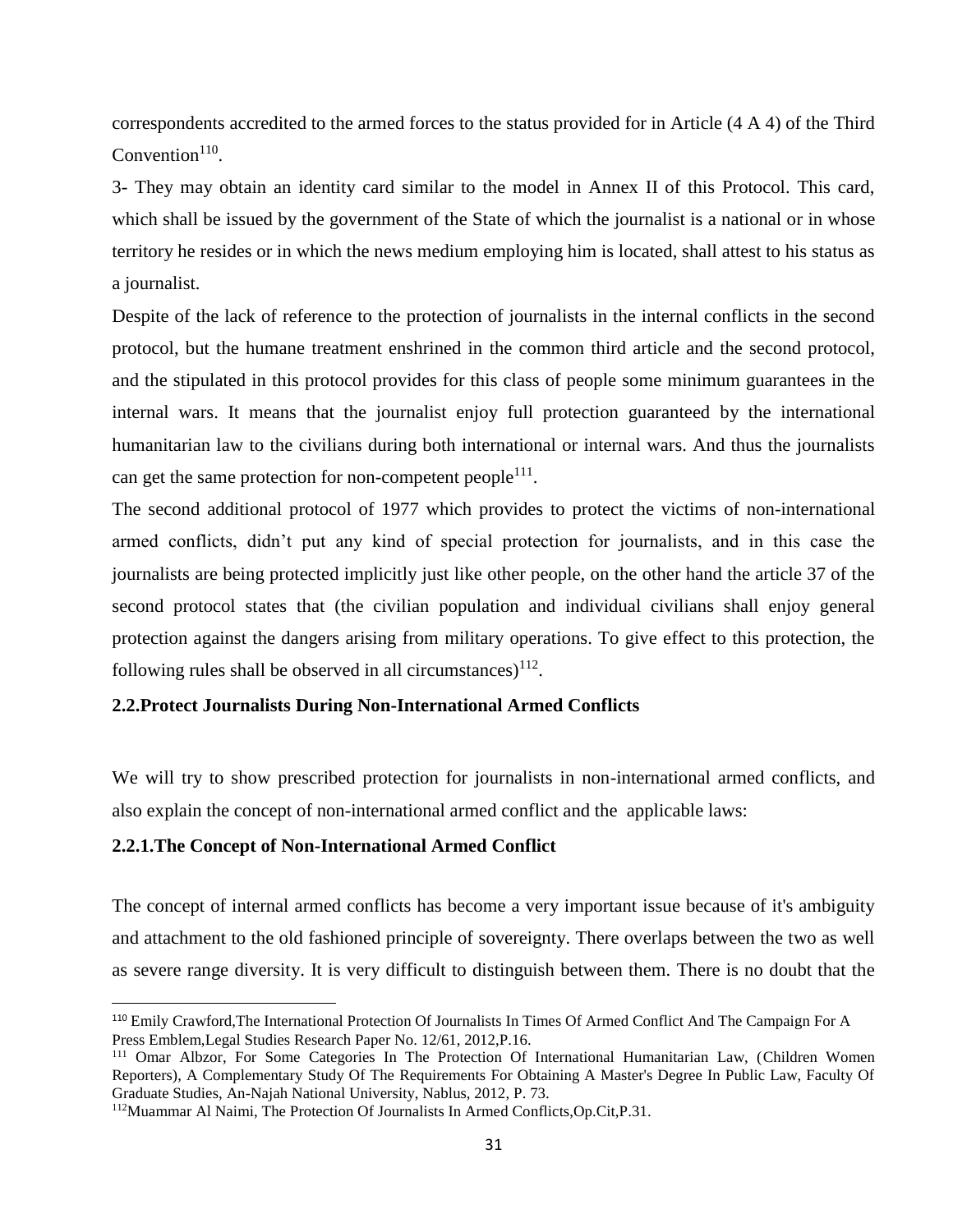correspondents accredited to the armed forces to the status provided for in Article (4 A 4) of the Third Convention[110].

3- They may obtain an identity card similar to the model in Annex II of this Protocol. This card, which shall be issued by the government of the State of which the journalist is a national or in whose territory he resides or in which the news medium employing him is located, shall attest to his status as a journalist.

Despite of the lack of reference to the protection of journalists in the internal conflicts in the second protocol, but the humane treatment enshrined in the common third article and the second protocol, and the stipulated in this protocol provides for this class of people some minimum guarantees in the internal wars. It means that the journalist enjoy full protection guaranteed by the international humanitarian law to the civilians during both international or internal wars. And thus the journalists can get the same protection for non-competent people[111].

The second additional protocol of 1977 which provides to protect the victims of non-international armed conflicts, didn't put any kind of special protection for journalists, and in this case the journalists are being protected implicitly just like other people, on the other hand the article 37 of the second protocol states that (the civilian population and individual civilians shall enjoy general protection against the dangers arising from military operations. To give effect to this protection, the following rules shall be observed in all circumstances)[112].

### 2.2.Protect Journalists During Non-International Armed Conflicts

We will try to show prescribed protection for journalists in non-international armed conflicts, and also explain the concept of non-international armed conflict and the applicable laws:

#### 2.2.1.The Concept of Non-International Armed Conflict

The concept of internal armed conflicts has become a very important issue because of it's ambiguity and attachment to the old fashioned principle of sovereignty. There overlaps between the two as well as severe range diversity. It is very difficult to distinguish between them. There is no doubt that the

---

[110] Emily Crawford,The International Protection Of Journalists In Times Of Armed Conflict And The Campaign For A Press Emblem,Legal Studies Research Paper No. 12/61, 2012,P.16.

[111] Omar Albzor, For Some Categories In The Protection Of International Humanitarian Law, (Children Women Reporters), A Complementary Study Of The Requirements For Obtaining A Master's Degree In Public Law, Faculty Of Graduate Studies, An-Najah National University, Nablus, 2012, P. 73.

[112] Muammar Al Naimi, The Protection Of Journalists In Armed Conflicts,Op.Cit,P.31.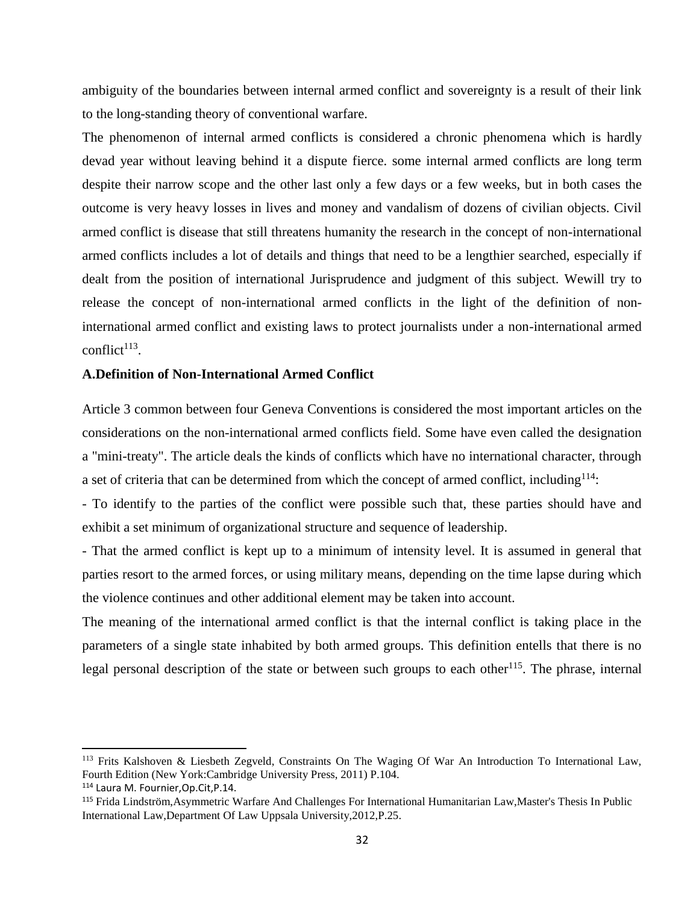ambiguity of the boundaries between internal armed conflict and sovereignty is a result of their link to the long-standing theory of conventional warfare.

The phenomenon of internal armed conflicts is considered a chronic phenomena which is hardly devad year without leaving behind it a dispute fierce. some internal armed conflicts are long term despite their narrow scope and the other last only a few days or a few weeks, but in both cases the outcome is very heavy losses in lives and money and vandalism of dozens of civilian objects. Civil armed conflict is disease that still threatens humanity the research in the concept of non-international armed conflicts includes a lot of details and things that need to be a lengthier searched, especially if dealt from the position of international Jurisprudence and judgment of this subject. Wewill try to release the concept of non-international armed conflicts in the light of the definition of non-international armed conflict and existing laws to protect journalists under a non-international armed conflict[113].

**A.Definition of Non-International Armed Conflict**

Article 3 common between four Geneva Conventions is considered the most important articles on the considerations on the non-international armed conflicts field. Some have even called the designation a "mini-treaty". The article deals the kinds of conflicts which have no international character, through a set of criteria that can be determined from which the concept of armed conflict, including[114]:

- To identify to the parties of the conflict were possible such that, these parties should have and exhibit a set minimum of organizational structure and sequence of leadership.
- That the armed conflict is kept up to a minimum of intensity level. It is assumed in general that parties resort to the armed forces, or using military means, depending on the time lapse during which the violence continues and other additional element may be taken into account.

The meaning of the international armed conflict is that the internal conflict is taking place in the parameters of a single state inhabited by both armed groups. This definition entells that there is no legal personal description of the state or between such groups to each other[115]. The phrase, internal

---

[113] Frits Kalshoven & Liesbeth Zegveld, Constraints On The Waging Of War An Introduction To International Law, Fourth Edition (New York:Cambridge University Press, 2011) P.104.

[114] Laura M. Fournier,Op.Cit,P.14.

[115] Frida Lindström,Asymmetric Warfare And Challenges For International Humanitarian Law,Master's Thesis In Public International Law,Department Of Law Uppsala University,2012,P.25.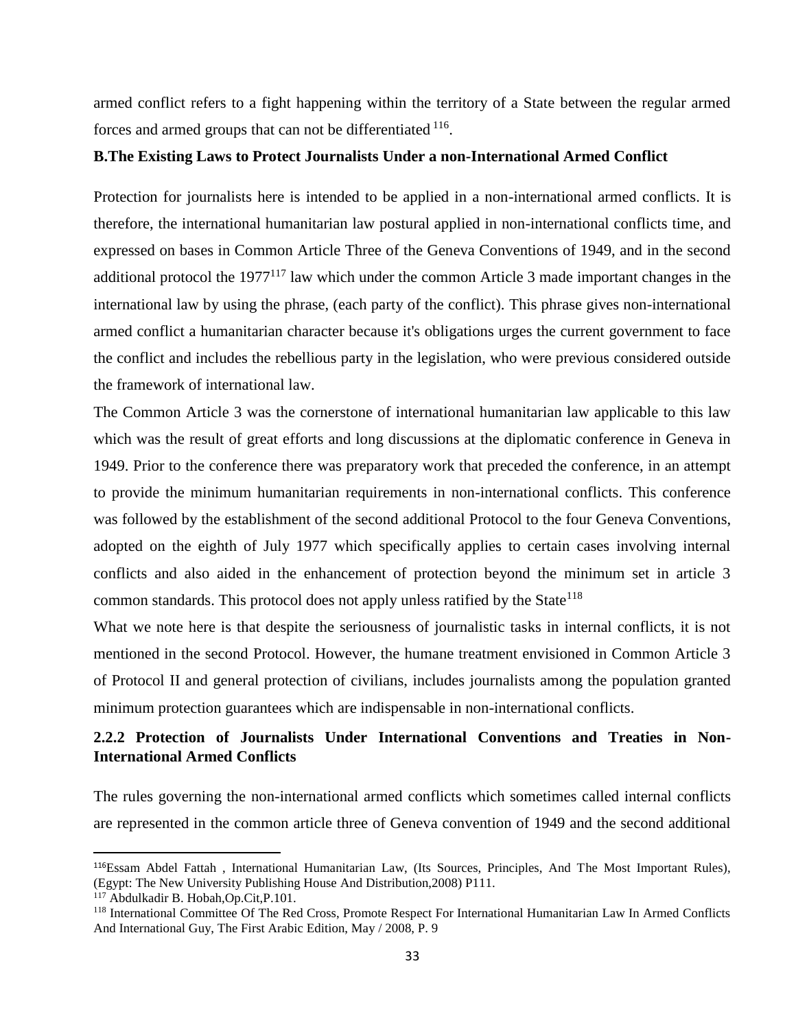armed conflict refers to a fight happening within the territory of a State between the regular armed forces and armed groups that can not be differentiated [116].

**B.The Existing Laws to Protect Journalists Under a non-International Armed Conflict**

Protection for journalists here is intended to be applied in a non-international armed conflicts. It is therefore, the international humanitarian law postural applied in non-international conflicts time, and expressed on bases in Common Article Three of the Geneva Conventions of 1949, and in the second additional protocol the 1977[117] law which under the common Article 3 made important changes in the international law by using the phrase, (each party of the conflict). This phrase gives non-international armed conflict a humanitarian character because it's obligations urges the current government to face the conflict and includes the rebellious party in the legislation, who were previous considered outside the framework of international law.

The Common Article 3 was the cornerstone of international humanitarian law applicable to this law which was the result of great efforts and long discussions at the diplomatic conference in Geneva in 1949. Prior to the conference there was preparatory work that preceded the conference, in an attempt to provide the minimum humanitarian requirements in non-international conflicts. This conference was followed by the establishment of the second additional Protocol to the four Geneva Conventions, adopted on the eighth of July 1977 which specifically applies to certain cases involving internal conflicts and also aided in the enhancement of protection beyond the minimum set in article 3 common standards. This protocol does not apply unless ratified by the State[118]

What we note here is that despite the seriousness of journalistic tasks in internal conflicts, it is not mentioned in the second Protocol. However, the humane treatment envisioned in Common Article 3 of Protocol II and general protection of civilians, includes journalists among the population granted minimum protection guarantees which are indispensable in non-international conflicts.

### 2.2.2 Protection of Journalists Under International Conventions and Treaties in Non-International Armed Conflicts

The rules governing the non-international armed conflicts which sometimes called internal conflicts are represented in the common article three of Geneva convention of 1949 and the second additional

---

[116] Essam Abdel Fattah , International Humanitarian Law, (Its Sources, Principles, And The Most Important Rules), (Egypt: The New University Publishing House And Distribution,2008) P111.

[117] Abdulkadir B. Hobah,Op.Cit,P.101.

[118] International Committee Of The Red Cross, Promote Respect For International Humanitarian Law In Armed Conflicts And International Guy, The First Arabic Edition, May / 2008, P. 9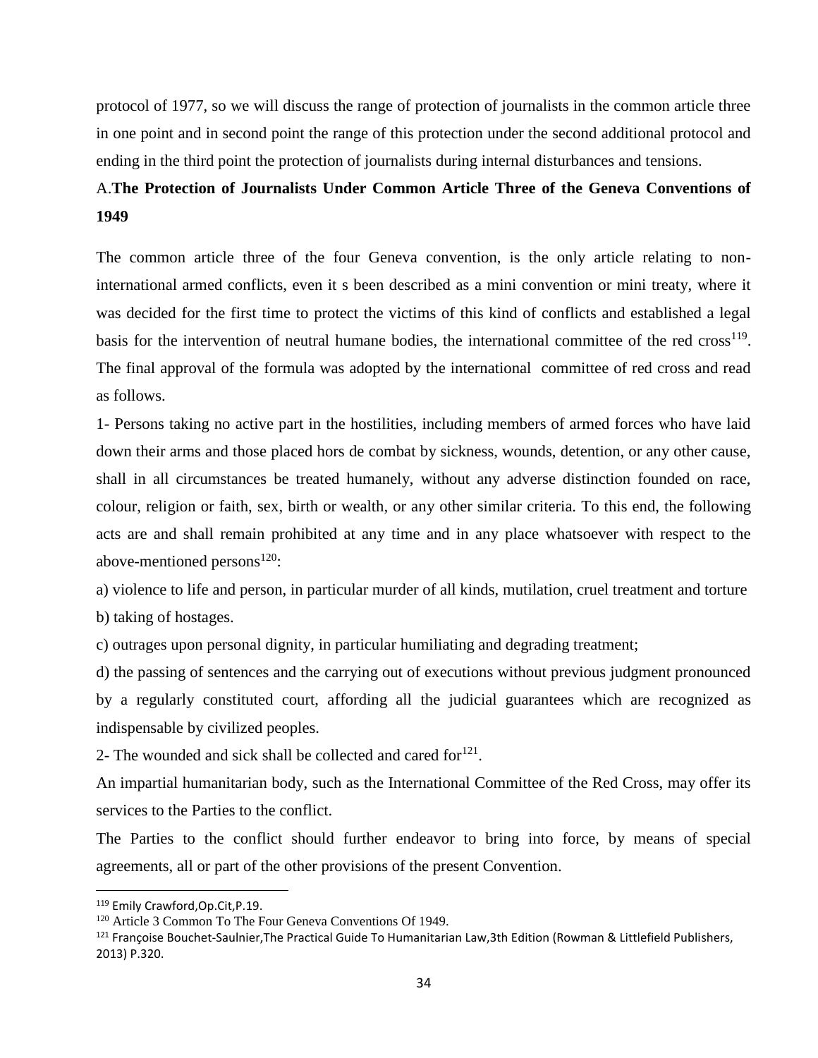protocol of 1977, so we will discuss the range of protection of journalists in the common article three in one point and in second point the range of this protection under the second additional protocol and ending in the third point the protection of journalists during internal disturbances and tensions.

### A.**The Protection of Journalists Under Common Article Three of the Geneva Conventions of 1949**

The common article three of the four Geneva convention, is the only article relating to non-international armed conflicts, even it s been described as a mini convention or mini treaty, where it was decided for the first time to protect the victims of this kind of conflicts and established a legal basis for the intervention of neutral humane bodies, the international committee of the red cross[119]. The final approval of the formula was adopted by the international committee of red cross and read as follows.

1- Persons taking no active part in the hostilities, including members of armed forces who have laid down their arms and those placed hors de combat by sickness, wounds, detention, or any other cause, shall in all circumstances be treated humanely, without any adverse distinction founded on race, colour, religion or faith, sex, birth or wealth, or any other similar criteria. To this end, the following acts are and shall remain prohibited at any time and in any place whatsoever with respect to the above-mentioned persons[120]:

a) violence to life and person, in particular murder of all kinds, mutilation, cruel treatment and torture

b) taking of hostages.

c) outrages upon personal dignity, in particular humiliating and degrading treatment;

d) the passing of sentences and the carrying out of executions without previous judgment pronounced by a regularly constituted court, affording all the judicial guarantees which are recognized as indispensable by civilized peoples.

2- The wounded and sick shall be collected and cared for[121].

An impartial humanitarian body, such as the International Committee of the Red Cross, may offer its services to the Parties to the conflict.

The Parties to the conflict should further endeavor to bring into force, by means of special agreements, all or part of the other provisions of the present Convention.

---

[119] Emily Crawford,Op.Cit,P.19.

[120] Article 3 Common To The Four Geneva Conventions Of 1949.

[121] Françoise Bouchet-Saulnier,The Practical Guide To Humanitarian Law,3th Edition (Rowman & Littlefield Publishers, 2013) P.320.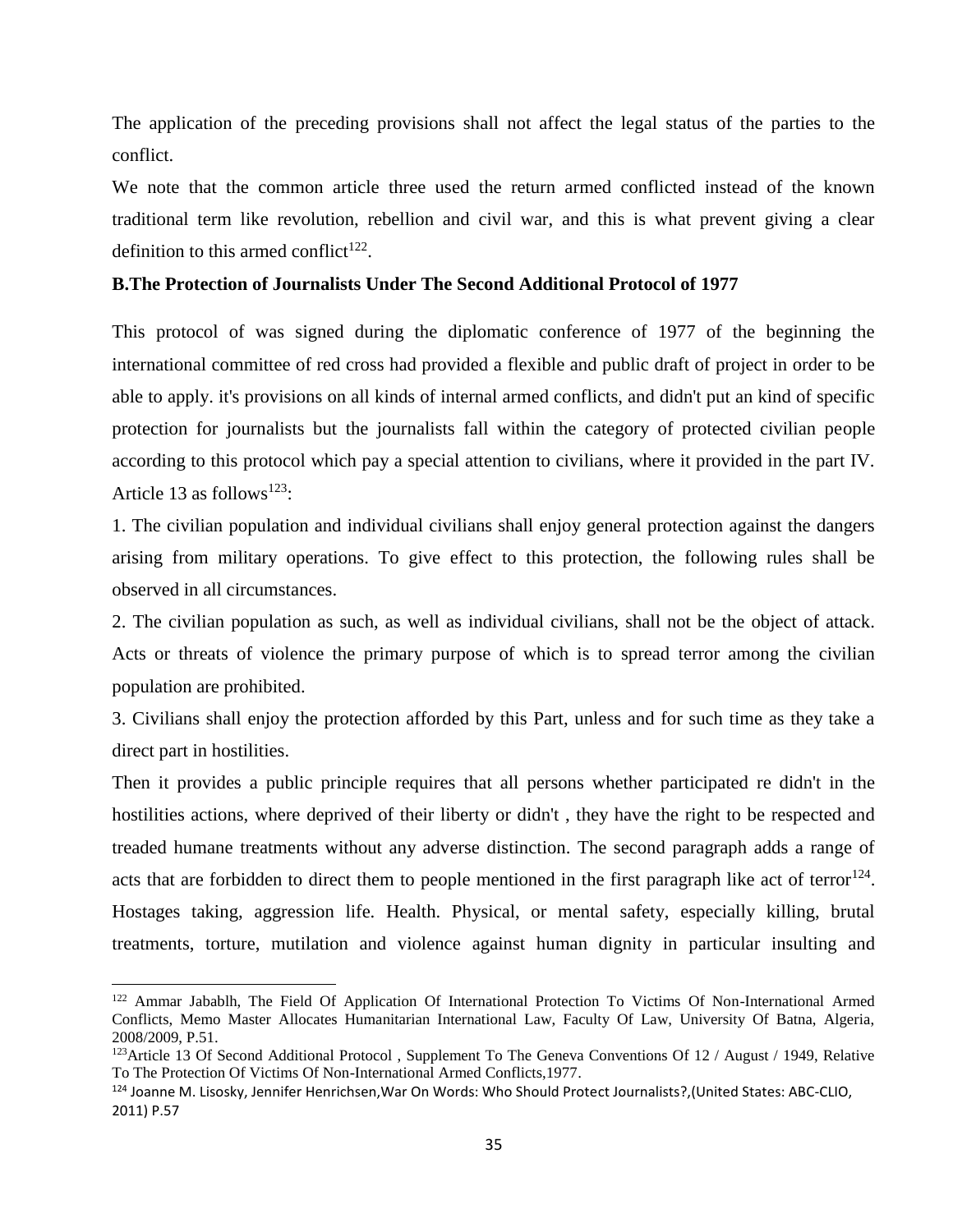The application of the preceding provisions shall not affect the legal status of the parties to the conflict.

We note that the common article three used the return armed conflicted instead of the known traditional term like revolution, rebellion and civil war, and this is what prevent giving a clear definition to this armed conflict[122].

**B.The Protection of Journalists Under The Second Additional Protocol of 1977**

This protocol of was signed during the diplomatic conference of 1977 of the beginning the international committee of red cross had provided a flexible and public draft of project in order to be able to apply. it's provisions on all kinds of internal armed conflicts, and didn't put an kind of specific protection for journalists but the journalists fall within the category of protected civilian people according to this protocol which pay a special attention to civilians, where it provided in the part IV. Article 13 as follows[123]:

1. The civilian population and individual civilians shall enjoy general protection against the dangers arising from military operations. To give effect to this protection, the following rules shall be observed in all circumstances.
2. The civilian population as such, as well as individual civilians, shall not be the object of attack. Acts or threats of violence the primary purpose of which is to spread terror among the civilian population are prohibited.
3. Civilians shall enjoy the protection afforded by this Part, unless and for such time as they take a direct part in hostilities.

Then it provides a public principle requires that all persons whether participated re didn't in the hostilities actions, where deprived of their liberty or didn't , they have the right to be respected and treaded humane treatments without any adverse distinction. The second paragraph adds a range of acts that are forbidden to direct them to people mentioned in the first paragraph like act of terror[124]. Hostages taking, aggression life. Health. Physical, or mental safety, especially killing, brutal treatments, torture, mutilation and violence against human dignity in particular insulting and

---

[122] Ammar Jabablh, The Field Of Application Of International Protection To Victims Of Non-International Armed Conflicts, Memo Master Allocates Humanitarian International Law, Faculty Of Law, University Of Batna, Algeria, 2008/2009, P.51.

[123] Article 13 Of Second Additional Protocol , Supplement To The Geneva Conventions Of 12 / August / 1949, Relative To The Protection Of Victims Of Non-International Armed Conflicts,1977.

[124] Joanne M. Lisosky, Jennifer Henrichsen,War On Words: Who Should Protect Journalists?,(United States: ABC-CLIO, 2011) P.57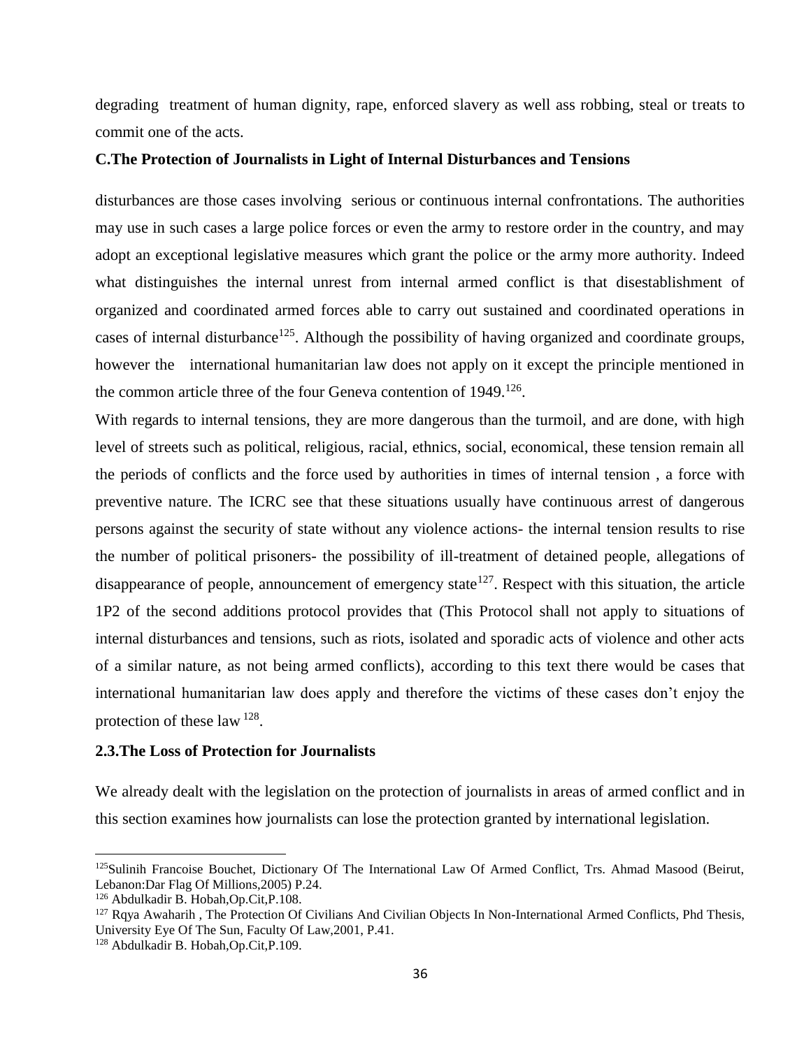degrading treatment of human dignity, rape, enforced slavery as well ass robbing, steal or treats to commit one of the acts.

**C.The Protection of Journalists in Light of Internal Disturbances and Tensions**

disturbances are those cases involving serious or continuous internal confrontations. The authorities may use in such cases a large police forces or even the army to restore order in the country, and may adopt an exceptional legislative measures which grant the police or the army more authority. Indeed what distinguishes the internal unrest from internal armed conflict is that disestablishment of organized and coordinated armed forces able to carry out sustained and coordinated operations in cases of internal disturbance[125]. Although the possibility of having organized and coordinate groups, however the international humanitarian law does not apply on it except the principle mentioned in the common article three of the four Geneva contention of 1949.[126].

With regards to internal tensions, they are more dangerous than the turmoil, and are done, with high level of streets such as political, religious, racial, ethnics, social, economical, these tension remain all the periods of conflicts and the force used by authorities in times of internal tension , a force with preventive nature. The ICRC see that these situations usually have continuous arrest of dangerous persons against the security of state without any violence actions- the internal tension results to rise the number of political prisoners- the possibility of ill-treatment of detained people, allegations of disappearance of people, announcement of emergency state[127]. Respect with this situation, the article 1P2 of the second additions protocol provides that (This Protocol shall not apply to situations of internal disturbances and tensions, such as riots, isolated and sporadic acts of violence and other acts of a similar nature, as not being armed conflicts), according to this text there would be cases that international humanitarian law does apply and therefore the victims of these cases don't enjoy the protection of these law [128].

## 2.3.The Loss of Protection for Journalists

We already dealt with the legislation on the protection of journalists in areas of armed conflict and in this section examines how journalists can lose the protection granted by international legislation.

---

[125]Sulinih Francoise Bouchet, Dictionary Of The International Law Of Armed Conflict, Trs. Ahmad Masood (Beirut, Lebanon:Dar Flag Of Millions,2005) P.24.

[126] Abdulkadir B. Hobah,Op.Cit,P.108.

[127] Rqya Awaharih , The Protection Of Civilians And Civilian Objects In Non-International Armed Conflicts, Phd Thesis, University Eye Of The Sun, Faculty Of Law,2001, P.41.

[128] Abdulkadir B. Hobah,Op.Cit,P.109.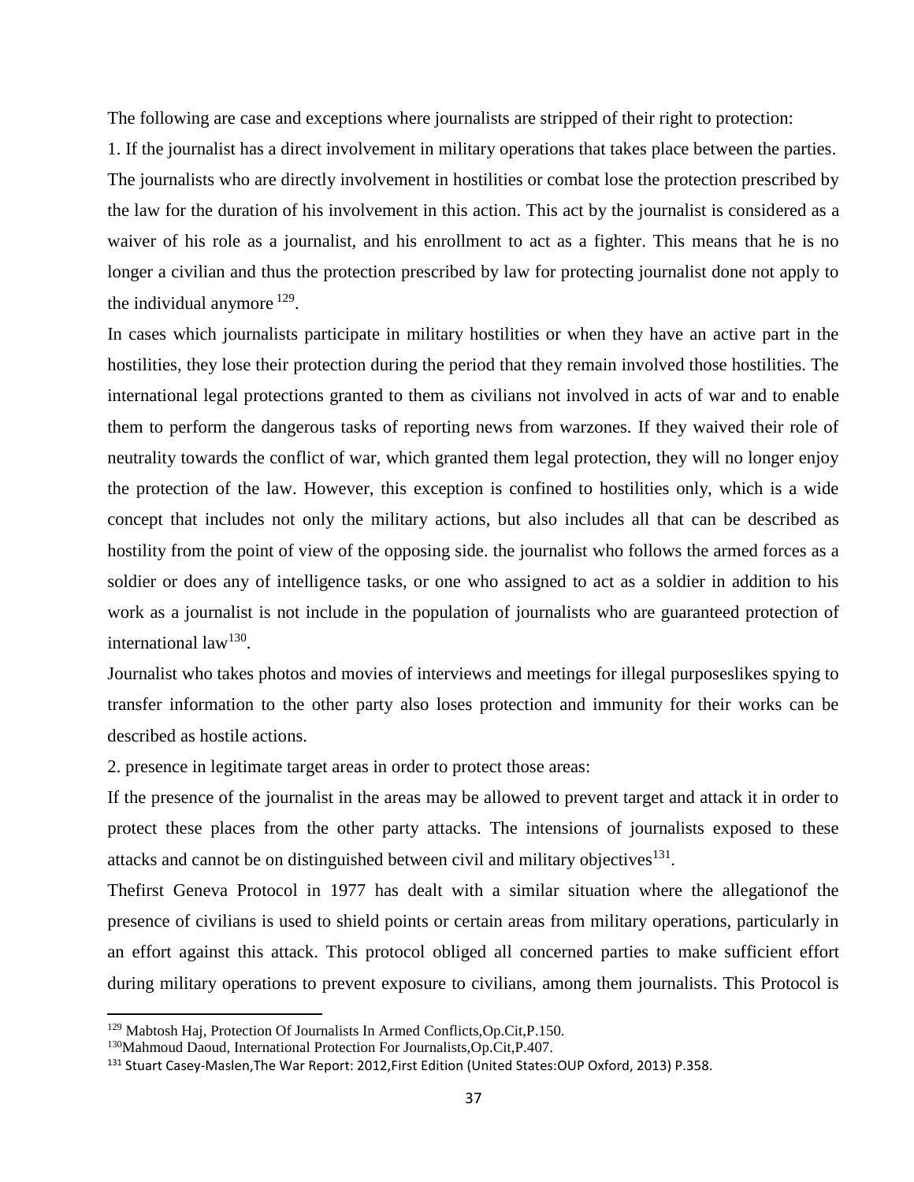The following are case and exceptions where journalists are stripped of their right to protection:

1. If the journalist has a direct involvement in military operations that takes place between the parties. The journalists who are directly involvement in hostilities or combat lose the protection prescribed by the law for the duration of his involvement in this action. This act by the journalist is considered as a waiver of his role as a journalist, and his enrollment to act as a fighter. This means that he is no longer a civilian and thus the protection prescribed by law for protecting journalist done not apply to the individual anymore [129].

In cases which journalists participate in military hostilities or when they have an active part in the hostilities, they lose their protection during the period that they remain involved those hostilities. The international legal protections granted to them as civilians not involved in acts of war and to enable them to perform the dangerous tasks of reporting news from warzones. If they waived their role of neutrality towards the conflict of war, which granted them legal protection, they will no longer enjoy the protection of the law. However, this exception is confined to hostilities only, which is a wide concept that includes not only the military actions, but also includes all that can be described as hostility from the point of view of the opposing side. the journalist who follows the armed forces as a soldier or does any of intelligence tasks, or one who assigned to act as a soldier in addition to his work as a journalist is not include in the population of journalists who are guaranteed protection of international law[130].

Journalist who takes photos and movies of interviews and meetings for illegal purposeslikes spying to transfer information to the other party also loses protection and immunity for their works can be described as hostile actions.

2. presence in legitimate target areas in order to protect those areas:

If the presence of the journalist in the areas may be allowed to prevent target and attack it in order to protect these places from the other party attacks. The intensions of journalists exposed to these attacks and cannot be on distinguished between civil and military objectives[131].

Thefirst Geneva Protocol in 1977 has dealt with a similar situation where the allegationof the presence of civilians is used to shield points or certain areas from military operations, particularly in an effort against this attack. This protocol obliged all concerned parties to make sufficient effort during military operations to prevent exposure to civilians, among them journalists. This Protocol is

[129] Mabtosh Haj, Protection Of Journalists In Armed Conflicts,Op.Cit,P.150.

[130] Mahmoud Daoud, International Protection For Journalists,Op.Cit,P.407.

[131] Stuart Casey-Maslen,The War Report: 2012,First Edition (United States:OUP Oxford, 2013) P.358.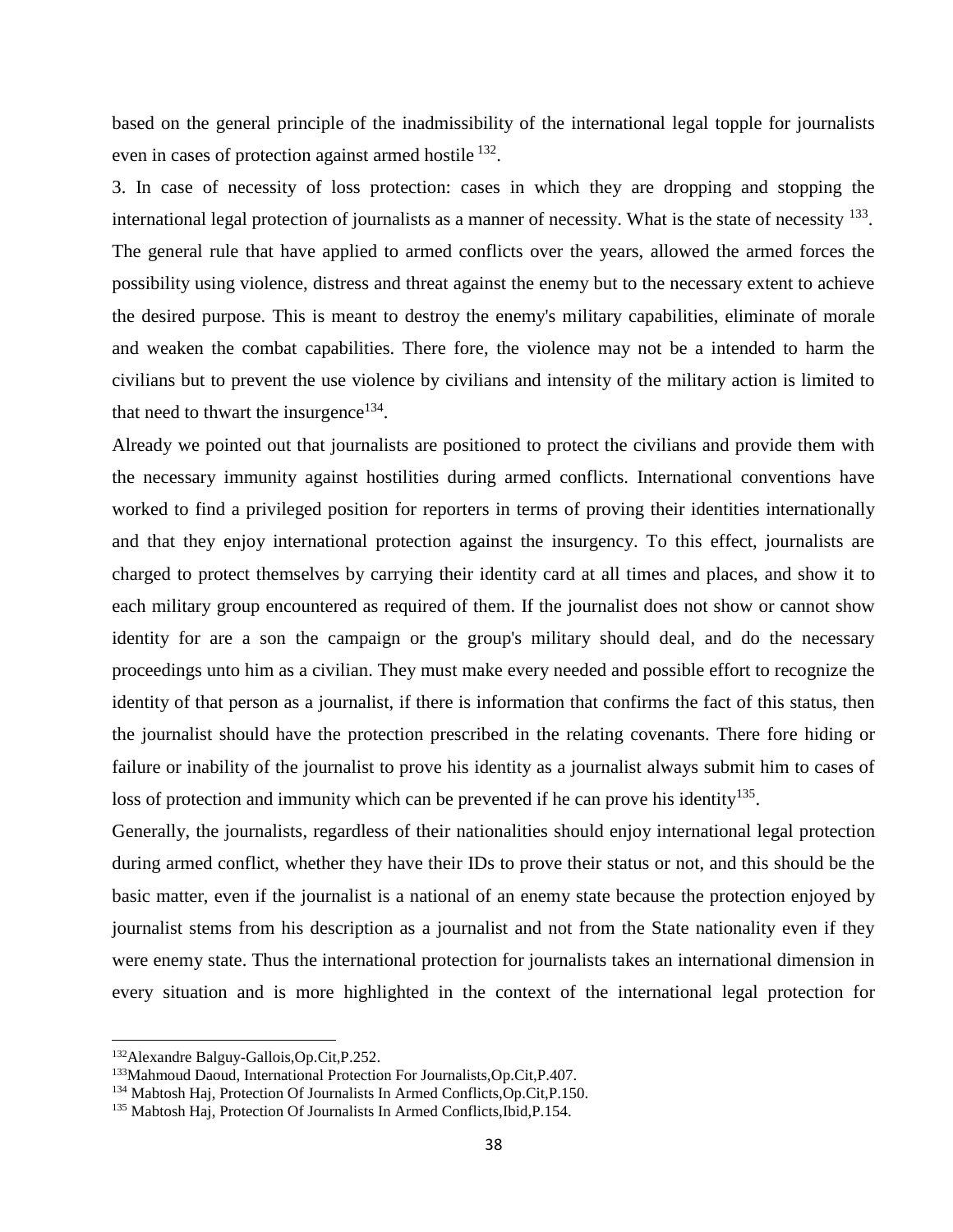based on the general principle of the inadmissibility of the international legal topple for journalists even in cases of protection against armed hostile [132].

3. In case of necessity of loss protection: cases in which they are dropping and stopping the international legal protection of journalists as a manner of necessity. What is the state of necessity [133]. The general rule that have applied to armed conflicts over the years, allowed the armed forces the possibility using violence, distress and threat against the enemy but to the necessary extent to achieve the desired purpose. This is meant to destroy the enemy's military capabilities, eliminate of morale and weaken the combat capabilities. There fore, the violence may not be a intended to harm the civilians but to prevent the use violence by civilians and intensity of the military action is limited to that need to thwart the insurgence[134].

Already we pointed out that journalists are positioned to protect the civilians and provide them with the necessary immunity against hostilities during armed conflicts. International conventions have worked to find a privileged position for reporters in terms of proving their identities internationally and that they enjoy international protection against the insurgency. To this effect, journalists are charged to protect themselves by carrying their identity card at all times and places, and show it to each military group encountered as required of them. If the journalist does not show or cannot show identity for are a son the campaign or the group's military should deal, and do the necessary proceedings unto him as a civilian. They must make every needed and possible effort to recognize the identity of that person as a journalist, if there is information that confirms the fact of this status, then the journalist should have the protection prescribed in the relating covenants. There fore hiding or failure or inability of the journalist to prove his identity as a journalist always submit him to cases of loss of protection and immunity which can be prevented if he can prove his identity[135].

Generally, the journalists, regardless of their nationalities should enjoy international legal protection during armed conflict, whether they have their IDs to prove their status or not, and this should be the basic matter, even if the journalist is a national of an enemy state because the protection enjoyed by journalist stems from his description as a journalist and not from the State nationality even if they were enemy state. Thus the international protection for journalists takes an international dimension in every situation and is more highlighted in the context of the international legal protection for

---

[132] Alexandre Balguy-Gallois,Op.Cit,P.252.

[133] Mahmoud Daoud, International Protection For Journalists,Op.Cit,P.407.

[134] Mabtosh Haj, Protection Of Journalists In Armed Conflicts,Op.Cit,P.150.

[135] Mabtosh Haj, Protection Of Journalists In Armed Conflicts,Ibid,P.154.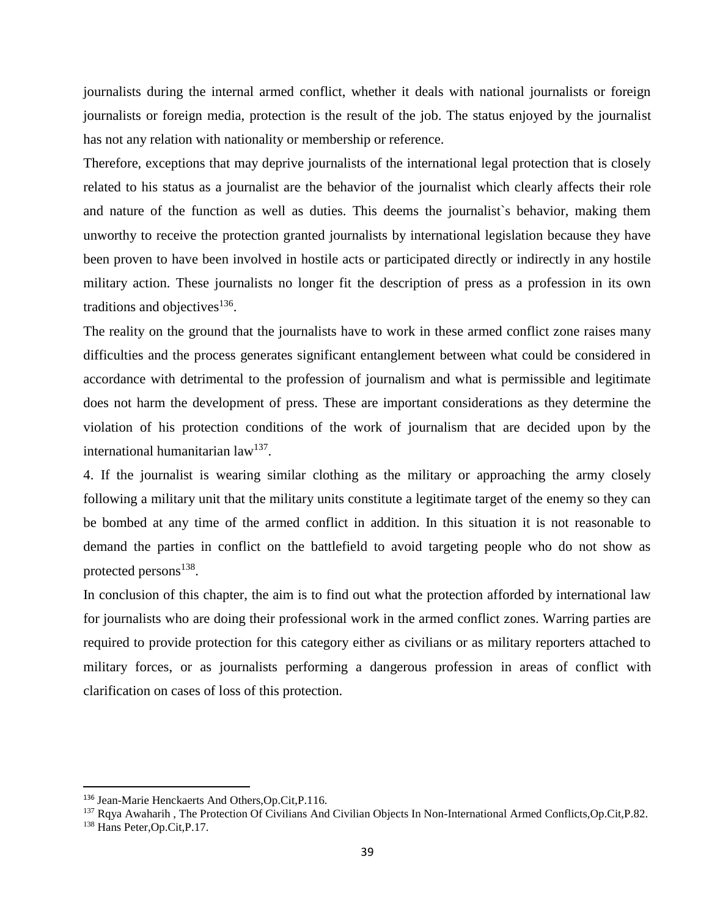journalists during the internal armed conflict, whether it deals with national journalists or foreign journalists or foreign media, protection is the result of the job. The status enjoyed by the journalist has not any relation with nationality or membership or reference.

Therefore, exceptions that may deprive journalists of the international legal protection that is closely related to his status as a journalist are the behavior of the journalist which clearly affects their role and nature of the function as well as duties. This deems the journalist`s behavior, making them unworthy to receive the protection granted journalists by international legislation because they have been proven to have been involved in hostile acts or participated directly or indirectly in any hostile military action. These journalists no longer fit the description of press as a profession in its own traditions and objectives[136].

The reality on the ground that the journalists have to work in these armed conflict zone raises many difficulties and the process generates significant entanglement between what could be considered in accordance with detrimental to the profession of journalism and what is permissible and legitimate does not harm the development of press. These are important considerations as they determine the violation of his protection conditions of the work of journalism that are decided upon by the international humanitarian law[137].

4. If the journalist is wearing similar clothing as the military or approaching the army closely following a military unit that the military units constitute a legitimate target of the enemy so they can be bombed at any time of the armed conflict in addition. In this situation it is not reasonable to demand the parties in conflict on the battlefield to avoid targeting people who do not show as protected persons[138].

In conclusion of this chapter, the aim is to find out what the protection afforded by international law for journalists who are doing their professional work in the armed conflict zones. Warring parties are required to provide protection for this category either as civilians or as military reporters attached to military forces, or as journalists performing a dangerous profession in areas of conflict with clarification on cases of loss of this protection.

---

[136] Jean-Marie Henckaerts And Others,Op.Cit,P.116.

[137] Rqya Awaharih , The Protection Of Civilians And Civilian Objects In Non-International Armed Conflicts,Op.Cit,P.82.

[138] Hans Peter,Op.Cit,P.17.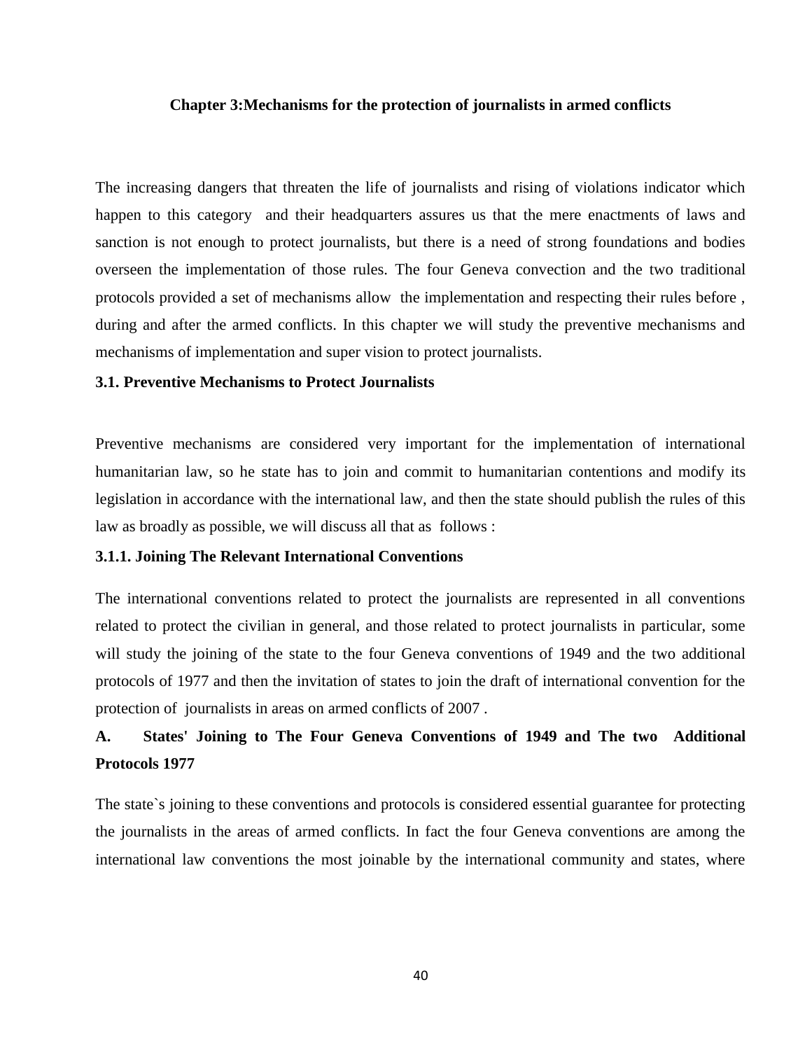## Chapter 3:Mechanisms for the protection of journalists in armed conflicts

The increasing dangers that threaten the life of journalists and rising of violations indicator which happen to this category and their headquarters assures us that the mere enactments of laws and sanction is not enough to protect journalists, but there is a need of strong foundations and bodies overseen the implementation of those rules. The four Geneva convection and the two traditional protocols provided a set of mechanisms allow the implementation and respecting their rules before , during and after the armed conflicts. In this chapter we will study the preventive mechanisms and mechanisms of implementation and super vision to protect journalists.

### 3.1. Preventive Mechanisms to Protect Journalists

Preventive mechanisms are considered very important for the implementation of international humanitarian law, so he state has to join and commit to humanitarian contentions and modify its legislation in accordance with the international law, and then the state should publish the rules of this law as broadly as possible, we will discuss all that as follows :

#### 3.1.1. Joining The Relevant International Conventions

The international conventions related to protect the journalists are represented in all conventions related to protect the civilian in general, and those related to protect journalists in particular, some will study the joining of the state to the four Geneva conventions of 1949 and the two additional protocols of 1977 and then the invitation of states to join the draft of international convention for the protection of journalists in areas on armed conflicts of 2007 .

**A. States' Joining to The Four Geneva Conventions of 1949 and The two Additional Protocols 1977**

The state`s joining to these conventions and protocols is considered essential guarantee for protecting the journalists in the areas of armed conflicts. In fact the four Geneva conventions are among the international law conventions the most joinable by the international community and states, where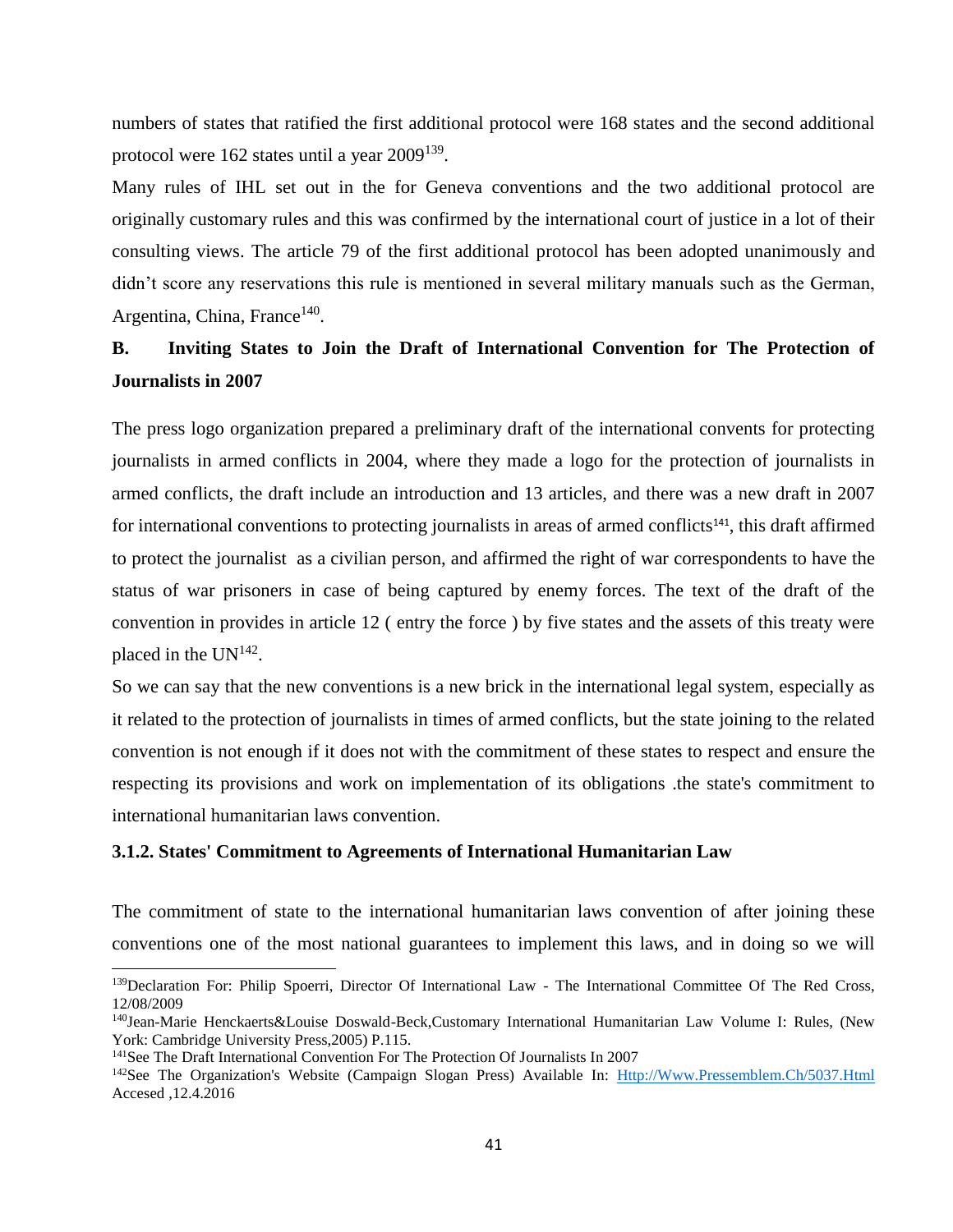numbers of states that ratified the first additional protocol were 168 states and the second additional protocol were 162 states until a year 2009[139].

Many rules of IHL set out in the for Geneva conventions and the two additional protocol are originally customary rules and this was confirmed by the international court of justice in a lot of their consulting views. The article 79 of the first additional protocol has been adopted unanimously and didn't score any reservations this rule is mentioned in several military manuals such as the German, Argentina, China, France[140].

### B. Inviting States to Join the Draft of International Convention for The Protection of Journalists in 2007

The press logo organization prepared a preliminary draft of the international convents for protecting journalists in armed conflicts in 2004, where they made a logo for the protection of journalists in armed conflicts, the draft include an introduction and 13 articles, and there was a new draft in 2007 for international conventions to protecting journalists in areas of armed conflicts[141], this draft affirmed to protect the journalist as a civilian person, and affirmed the right of war correspondents to have the status of war prisoners in case of being captured by enemy forces. The text of the draft of the convention in provides in article 12 ( entry the force ) by five states and the assets of this treaty were placed in the UN[142].

So we can say that the new conventions is a new brick in the international legal system, especially as it related to the protection of journalists in times of armed conflicts, but the state joining to the related convention is not enough if it does not with the commitment of these states to respect and ensure the respecting its provisions and work on implementation of its obligations .the state's commitment to international humanitarian laws convention.

### 3.1.2. States' Commitment to Agreements of International Humanitarian Law

The commitment of state to the international humanitarian laws convention of after joining these conventions one of the most national guarantees to implement this laws, and in doing so we will

---

[139] Declaration For: Philip Spoerri, Director Of International Law - The International Committee Of The Red Cross, 12/08/2009

[140] Jean-Marie Henckaerts&Louise Doswald-Beck,Customary International Humanitarian Law Volume I: Rules, (New York: Cambridge University Press,2005) P.115.

[141] See The Draft International Convention For The Protection Of Journalists In 2007

[142] See The Organization's Website (Campaign Slogan Press) Available In: Http://Www.Pressemblem.Ch/5037.Html Accesed ,12.4.2016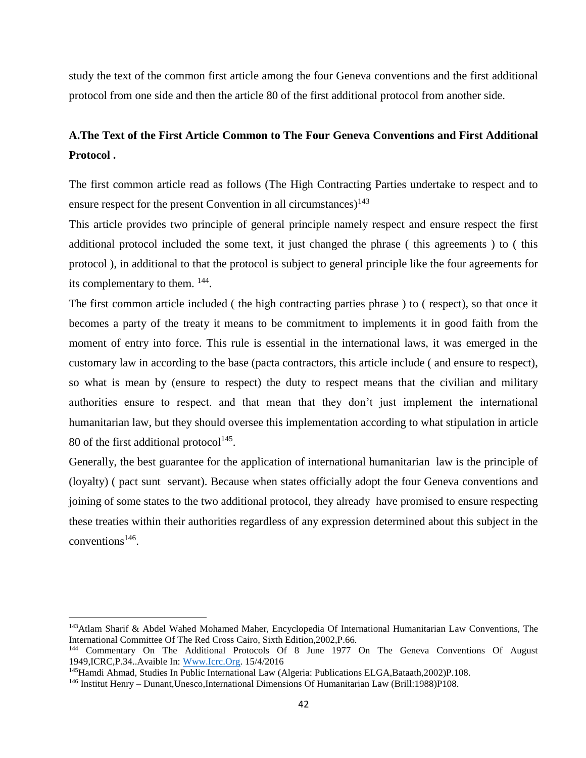study the text of the common first article among the four Geneva conventions and the first additional protocol from one side and then the article 80 of the first additional protocol from another side.

## A.The Text of the First Article Common to The Four Geneva Conventions and First Additional Protocol .

The first common article read as follows (The High Contracting Parties undertake to respect and to ensure respect for the present Convention in all circumstances)[143]

This article provides two principle of general principle namely respect and ensure respect the first additional protocol included the some text, it just changed the phrase ( this agreements ) to ( this protocol ), in additional to that the protocol is subject to general principle like the four agreements for its complementary to them. [144].

The first common article included ( the high contracting parties phrase ) to ( respect), so that once it becomes a party of the treaty it means to be commitment to implements it in good faith from the moment of entry into force. This rule is essential in the international laws, it was emerged in the customary law in according to the base (pacta contractors, this article include ( and ensure to respect), so what is mean by (ensure to respect) the duty to respect means that the civilian and military authorities ensure to respect. and that mean that they don't just implement the international humanitarian law, but they should oversee this implementation according to what stipulation in article 80 of the first additional protocol[145].

Generally, the best guarantee for the application of international humanitarian law is the principle of (loyalty) ( pact sunt servant). Because when states officially adopt the four Geneva conventions and joining of some states to the two additional protocol, they already have promised to ensure respecting these treaties within their authorities regardless of any expression determined about this subject in the conventions[146].

---

[143]Atlam Sharif & Abdel Wahed Mohamed Maher, Encyclopedia Of International Humanitarian Law Conventions, The International Committee Of The Red Cross Cairo, Sixth Edition,2002,P.66.

[144] Commentary On The Additional Protocols Of 8 June 1977 On The Geneva Conventions Of August 1949,ICRC,P.34..Avaible In: Www.Icrc.Org. 15/4/2016

[145]Hamdi Ahmad, Studies In Public International Law (Algeria: Publications ELGA,Bataath,2002)P.108.

[146] Institut Henry – Dunant,Unesco,International Dimensions Of Humanitarian Law (Brill:1988)P108.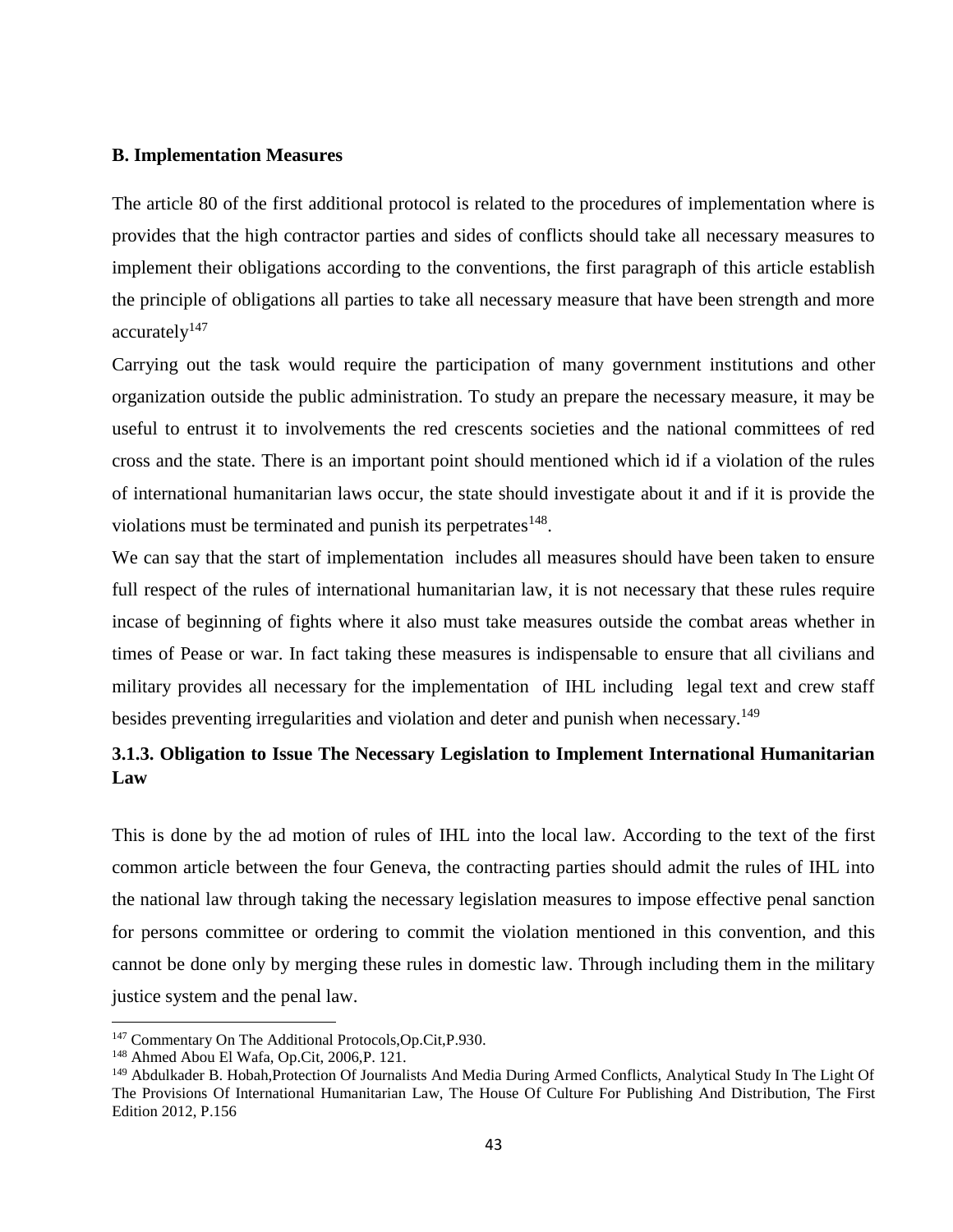**B. Implementation Measures**

The article 80 of the first additional protocol is related to the procedures of implementation where is provides that the high contractor parties and sides of conflicts should take all necessary measures to implement their obligations according to the conventions, the first paragraph of this article establish the principle of obligations all parties to take all necessary measure that have been strength and more accurately[147]

Carrying out the task would require the participation of many government institutions and other organization outside the public administration. To study an prepare the necessary measure, it may be useful to entrust it to involvements the red crescents societies and the national committees of red cross and the state. There is an important point should mentioned which id if a violation of the rules of international humanitarian laws occur, the state should investigate about it and if it is provide the violations must be terminated and punish its perpetrates[148].

We can say that the start of implementation includes all measures should have been taken to ensure full respect of the rules of international humanitarian law, it is not necessary that these rules require incase of beginning of fights where it also must take measures outside the combat areas whether in times of Pease or war. In fact taking these measures is indispensable to ensure that all civilians and military provides all necessary for the implementation of IHL including legal text and crew staff besides preventing irregularities and violation and deter and punish when necessary.[149]

### 3.1.3. Obligation to Issue The Necessary Legislation to Implement International Humanitarian Law

This is done by the ad motion of rules of IHL into the local law. According to the text of the first common article between the four Geneva, the contracting parties should admit the rules of IHL into the national law through taking the necessary legislation measures to impose effective penal sanction for persons committee or ordering to commit the violation mentioned in this convention, and this cannot be done only by merging these rules in domestic law. Through including them in the military justice system and the penal law.

---

[147] Commentary On The Additional Protocols,Op.Cit,P.930.

[148] Ahmed Abou El Wafa, Op.Cit, 2006,P. 121.

[149] Abdulkader B. Hobah,Protection Of Journalists And Media During Armed Conflicts, Analytical Study In The Light Of The Provisions Of International Humanitarian Law, The House Of Culture For Publishing And Distribution, The First Edition 2012, P.156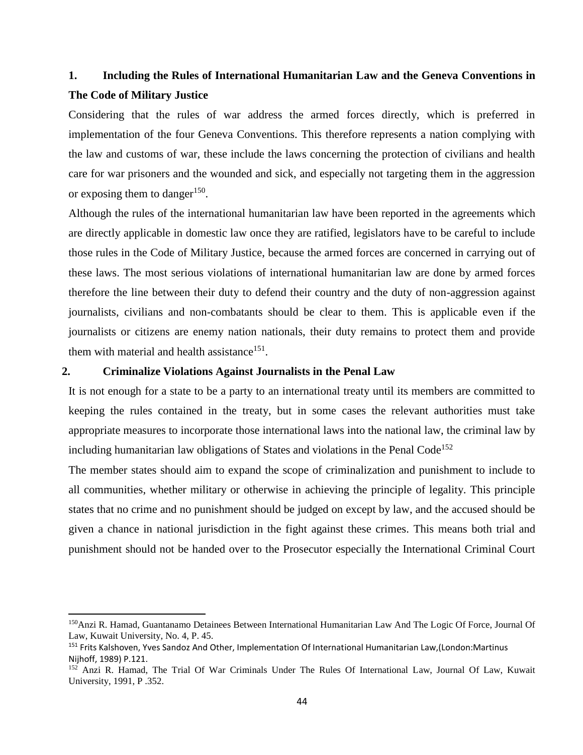### 1. Including the Rules of International Humanitarian Law and the Geneva Conventions in The Code of Military Justice

Considering that the rules of war address the armed forces directly, which is preferred in implementation of the four Geneva Conventions. This therefore represents a nation complying with the law and customs of war, these include the laws concerning the protection of civilians and health care for war prisoners and the wounded and sick, and especially not targeting them in the aggression or exposing them to danger[150].

Although the rules of the international humanitarian law have been reported in the agreements which are directly applicable in domestic law once they are ratified, legislators have to be careful to include those rules in the Code of Military Justice, because the armed forces are concerned in carrying out of these laws. The most serious violations of international humanitarian law are done by armed forces therefore the line between their duty to defend their country and the duty of non-aggression against journalists, civilians and non-combatants should be clear to them. This is applicable even if the journalists or citizens are enemy nation nationals, their duty remains to protect them and provide them with material and health assistance[151].

### 2. Criminalize Violations Against Journalists in the Penal Law

It is not enough for a state to be a party to an international treaty until its members are committed to keeping the rules contained in the treaty, but in some cases the relevant authorities must take appropriate measures to incorporate those international laws into the national law, the criminal law by including humanitarian law obligations of States and violations in the Penal Code[152]

The member states should aim to expand the scope of criminalization and punishment to include to all communities, whether military or otherwise in achieving the principle of legality. This principle states that no crime and no punishment should be judged on except by law, and the accused should be given a chance in national jurisdiction in the fight against these crimes. This means both trial and punishment should not be handed over to the Prosecutor especially the International Criminal Court

---

[150] Anzi R. Hamad, Guantanamo Detainees Between International Humanitarian Law And The Logic Of Force, Journal Of Law, Kuwait University, No. 4, P. 45.

[151] Frits Kalshoven, Yves Sandoz And Other, Implementation Of International Humanitarian Law,(London:Martinus Nijhoff, 1989) P.121.

[152] Anzi R. Hamad, The Trial Of War Criminals Under The Rules Of International Law, Journal Of Law, Kuwait University, 1991, P .352.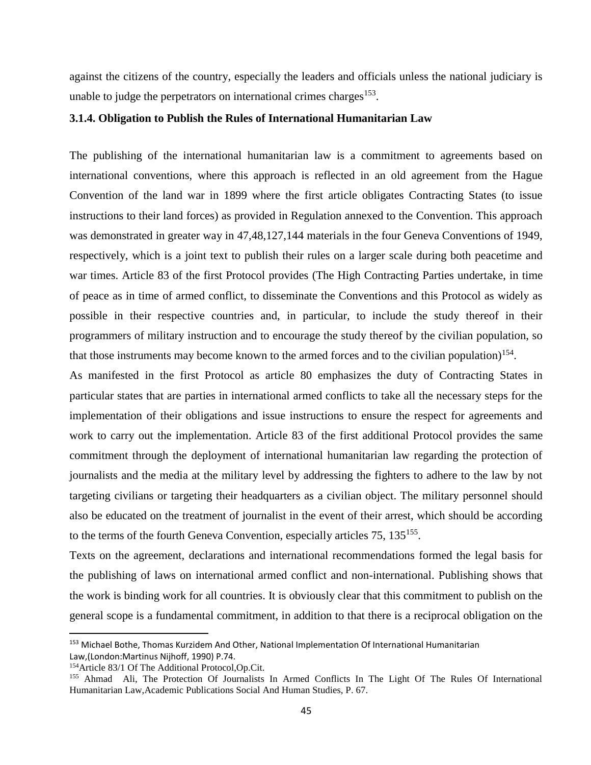against the citizens of the country, especially the leaders and officials unless the national judiciary is unable to judge the perpetrators on international crimes charges[153].

### 3.1.4. Obligation to Publish the Rules of International Humanitarian Law

The publishing of the international humanitarian law is a commitment to agreements based on international conventions, where this approach is reflected in an old agreement from the Hague Convention of the land war in 1899 where the first article obligates Contracting States (to issue instructions to their land forces) as provided in Regulation annexed to the Convention. This approach was demonstrated in greater way in 47,48,127,144 materials in the four Geneva Conventions of 1949, respectively, which is a joint text to publish their rules on a larger scale during both peacetime and war times. Article 83 of the first Protocol provides (The High Contracting Parties undertake, in time of peace as in time of armed conflict, to disseminate the Conventions and this Protocol as widely as possible in their respective countries and, in particular, to include the study thereof in their programmers of military instruction and to encourage the study thereof by the civilian population, so that those instruments may become known to the armed forces and to the civilian population)[154].

As manifested in the first Protocol as article 80 emphasizes the duty of Contracting States in particular states that are parties in international armed conflicts to take all the necessary steps for the implementation of their obligations and issue instructions to ensure the respect for agreements and work to carry out the implementation. Article 83 of the first additional Protocol provides the same commitment through the deployment of international humanitarian law regarding the protection of journalists and the media at the military level by addressing the fighters to adhere to the law by not targeting civilians or targeting their headquarters as a civilian object. The military personnel should also be educated on the treatment of journalist in the event of their arrest, which should be according to the terms of the fourth Geneva Convention, especially articles 75, 135[155].

Texts on the agreement, declarations and international recommendations formed the legal basis for the publishing of laws on international armed conflict and non-international. Publishing shows that the work is binding work for all countries. It is obviously clear that this commitment to publish on the general scope is a fundamental commitment, in addition to that there is a reciprocal obligation on the

---

[153] Michael Bothe, Thomas Kurzidem And Other, National Implementation Of International Humanitarian Law,(London:Martinus Nijhoff, 1990) P.74.

[154] Article 83/1 Of The Additional Protocol,Op.Cit.

[155] Ahmad Ali, The Protection Of Journalists In Armed Conflicts In The Light Of The Rules Of International Humanitarian Law,Academic Publications Social And Human Studies, P. 67.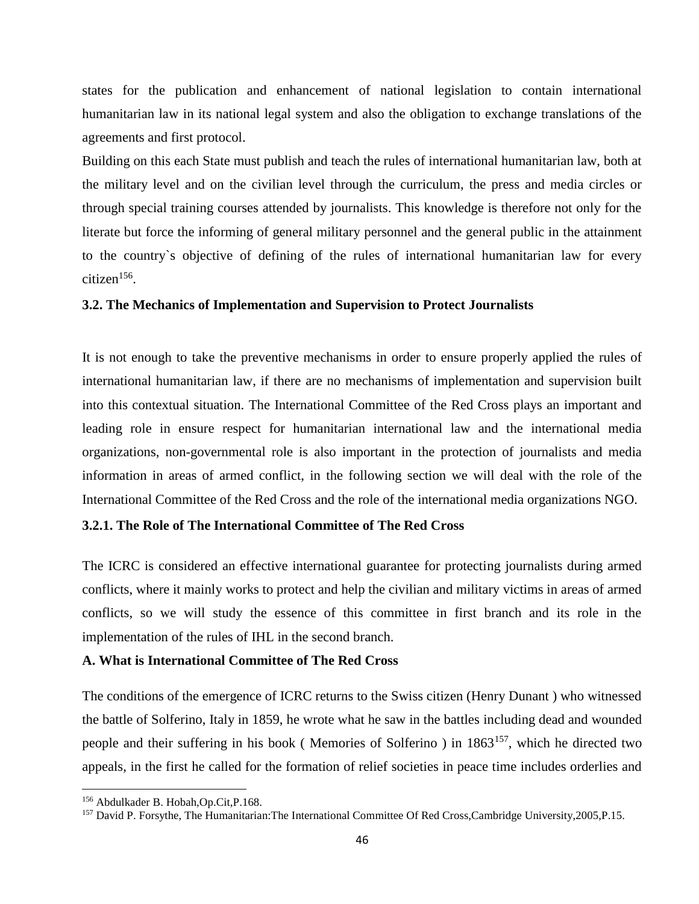states for the publication and enhancement of national legislation to contain international humanitarian law in its national legal system and also the obligation to exchange translations of the agreements and first protocol.

Building on this each State must publish and teach the rules of international humanitarian law, both at the military level and on the civilian level through the curriculum, the press and media circles or through special training courses attended by journalists. This knowledge is therefore not only for the literate but force the informing of general military personnel and the general public in the attainment to the country`s objective of defining of the rules of international humanitarian law for every citizen[156].

### 3.2. The Mechanics of Implementation and Supervision to Protect Journalists

It is not enough to take the preventive mechanisms in order to ensure properly applied the rules of international humanitarian law, if there are no mechanisms of implementation and supervision built into this contextual situation. The International Committee of the Red Cross plays an important and leading role in ensure respect for humanitarian international law and the international media organizations, non-governmental role is also important in the protection of journalists and media information in areas of armed conflict, in the following section we will deal with the role of the International Committee of the Red Cross and the role of the international media organizations NGO.

#### 3.2.1. The Role of The International Committee of The Red Cross

The ICRC is considered an effective international guarantee for protecting journalists during armed conflicts, where it mainly works to protect and help the civilian and military victims in areas of armed conflicts, so we will study the essence of this committee in first branch and its role in the implementation of the rules of IHL in the second branch.

**A. What is International Committee of The Red Cross**

The conditions of the emergence of ICRC returns to the Swiss citizen (Henry Dunant ) who witnessed the battle of Solferino, Italy in 1859, he wrote what he saw in the battles including dead and wounded people and their suffering in his book ( Memories of Solferino ) in 1863[157], which he directed two appeals, in the first he called for the formation of relief societies in peace time includes orderlies and

---

[156] Abdulkader B. Hobah,Op.Cit,P.168.

[157] David P. Forsythe, The Humanitarian:The International Committee Of Red Cross,Cambridge University,2005,P.15.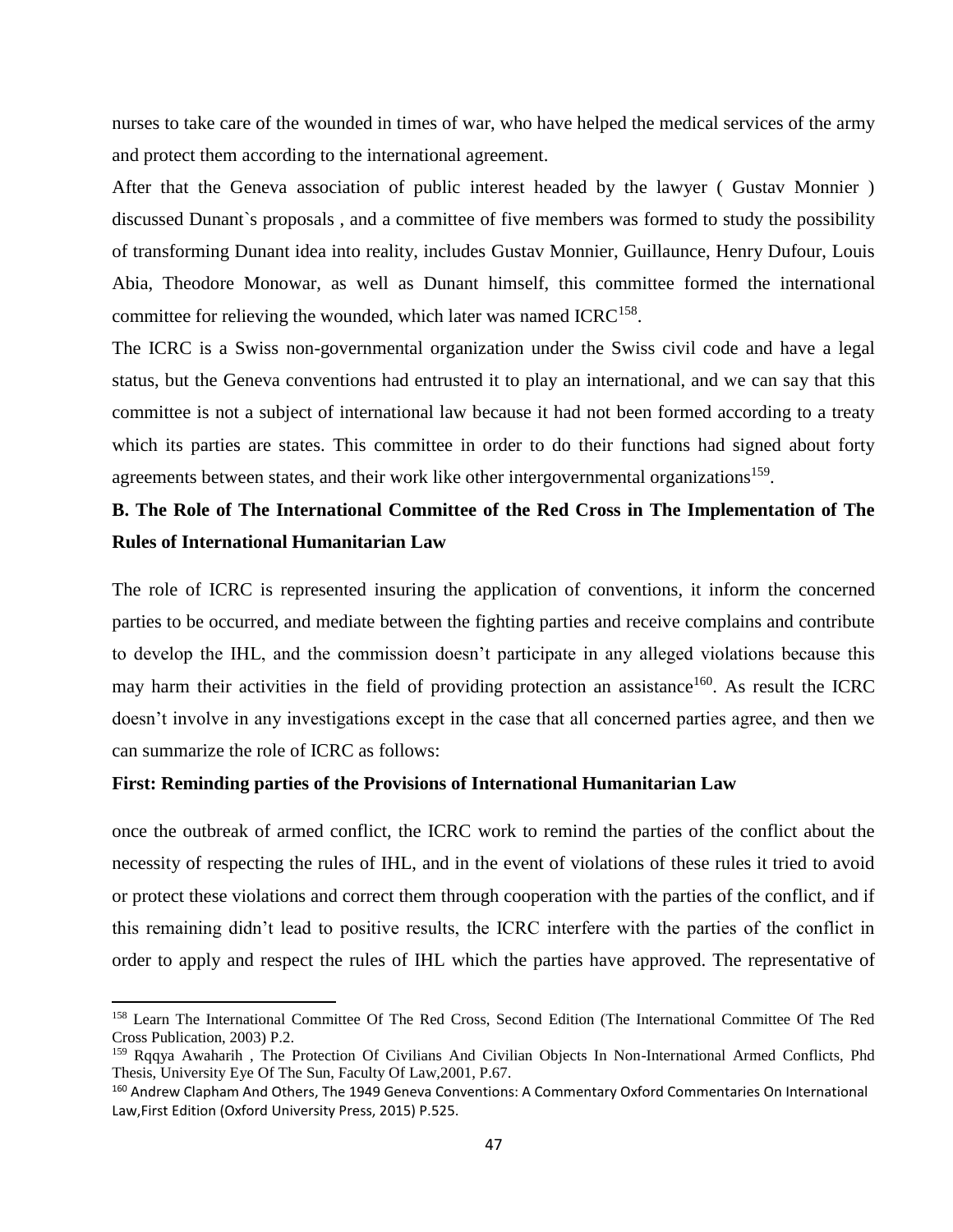nurses to take care of the wounded in times of war, who have helped the medical services of the army and protect them according to the international agreement.

After that the Geneva association of public interest headed by the lawyer ( Gustav Monnier ) discussed Dunant`s proposals , and a committee of five members was formed to study the possibility of transforming Dunant idea into reality, includes Gustav Monnier, Guillaunce, Henry Dufour, Louis Abia, Theodore Monowar, as well as Dunant himself, this committee formed the international committee for relieving the wounded, which later was named ICRC[158].

The ICRC is a Swiss non-governmental organization under the Swiss civil code and have a legal status, but the Geneva conventions had entrusted it to play an international, and we can say that this committee is not a subject of international law because it had not been formed according to a treaty which its parties are states. This committee in order to do their functions had signed about forty agreements between states, and their work like other intergovernmental organizations[159].

### B. The Role of The International Committee of the Red Cross in The Implementation of The Rules of International Humanitarian Law

The role of ICRC is represented insuring the application of conventions, it inform the concerned parties to be occurred, and mediate between the fighting parties and receive complains and contribute to develop the IHL, and the commission doesn't participate in any alleged violations because this may harm their activities in the field of providing protection an assistance[160]. As result the ICRC doesn't involve in any investigations except in the case that all concerned parties agree, and then we can summarize the role of ICRC as follows:

#### First: Reminding parties of the Provisions of International Humanitarian Law

once the outbreak of armed conflict, the ICRC work to remind the parties of the conflict about the necessity of respecting the rules of IHL, and in the event of violations of these rules it tried to avoid or protect these violations and correct them through cooperation with the parties of the conflict, and if this remaining didn't lead to positive results, the ICRC interfere with the parties of the conflict in order to apply and respect the rules of IHL which the parties have approved. The representative of

---

[158] Learn The International Committee Of The Red Cross, Second Edition (The International Committee Of The Red Cross Publication, 2003) P.2.

[159] Rqqya Awaharih , The Protection Of Civilians And Civilian Objects In Non-International Armed Conflicts, Phd Thesis, University Eye Of The Sun, Faculty Of Law,2001, P.67.

[160] Andrew Clapham And Others, The 1949 Geneva Conventions: A Commentary Oxford Commentaries On International Law,First Edition (Oxford University Press, 2015) P.525.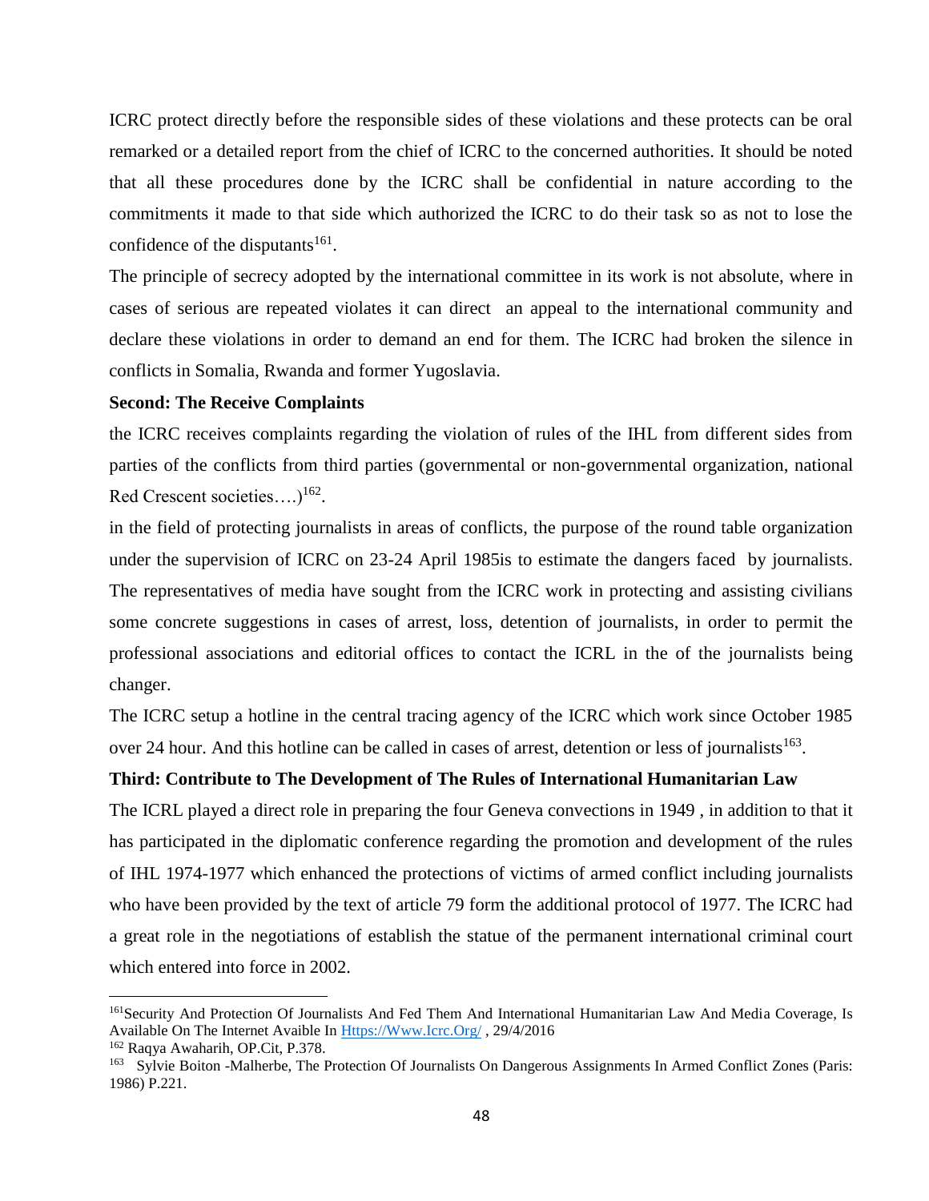ICRC protect directly before the responsible sides of these violations and these protects can be oral remarked or a detailed report from the chief of ICRC to the concerned authorities. It should be noted that all these procedures done by the ICRC shall be confidential in nature according to the commitments it made to that side which authorized the ICRC to do their task so as not to lose the confidence of the disputants[161].

The principle of secrecy adopted by the international committee in its work is not absolute, where in cases of serious are repeated violates it can direct an appeal to the international community and declare these violations in order to demand an end for them. The ICRC had broken the silence in conflicts in Somalia, Rwanda and former Yugoslavia.

**Second: The Receive Complaints**

the ICRC receives complaints regarding the violation of rules of the IHL from different sides from parties of the conflicts from third parties (governmental or non-governmental organization, national Red Crescent societies….)[162].

in the field of protecting journalists in areas of conflicts, the purpose of the round table organization under the supervision of ICRC on 23-24 April 1985is to estimate the dangers faced by journalists. The representatives of media have sought from the ICRC work in protecting and assisting civilians some concrete suggestions in cases of arrest, loss, detention of journalists, in order to permit the professional associations and editorial offices to contact the ICRL in the of the journalists being changer.

The ICRC setup a hotline in the central tracing agency of the ICRC which work since October 1985 over 24 hour. And this hotline can be called in cases of arrest, detention or less of journalists[163].

**Third: Contribute to The Development of The Rules of International Humanitarian Law**

The ICRL played a direct role in preparing the four Geneva convections in 1949 , in addition to that it has participated in the diplomatic conference regarding the promotion and development of the rules of IHL 1974-1977 which enhanced the protections of victims of armed conflict including journalists who have been provided by the text of article 79 form the additional protocol of 1977. The ICRC had a great role in the negotiations of establish the statue of the permanent international criminal court which entered into force in 2002.

---

[161] Security And Protection Of Journalists And Fed Them And International Humanitarian Law And Media Coverage, Is Available On The Internet Avaible In Https://Www.Icrc.Org/ , 29/4/2016

[162] Raqya Awaharih, OP.Cit, P.378.

[163] Sylvie Boiton -Malherbe, The Protection Of Journalists On Dangerous Assignments In Armed Conflict Zones (Paris: 1986) P.221.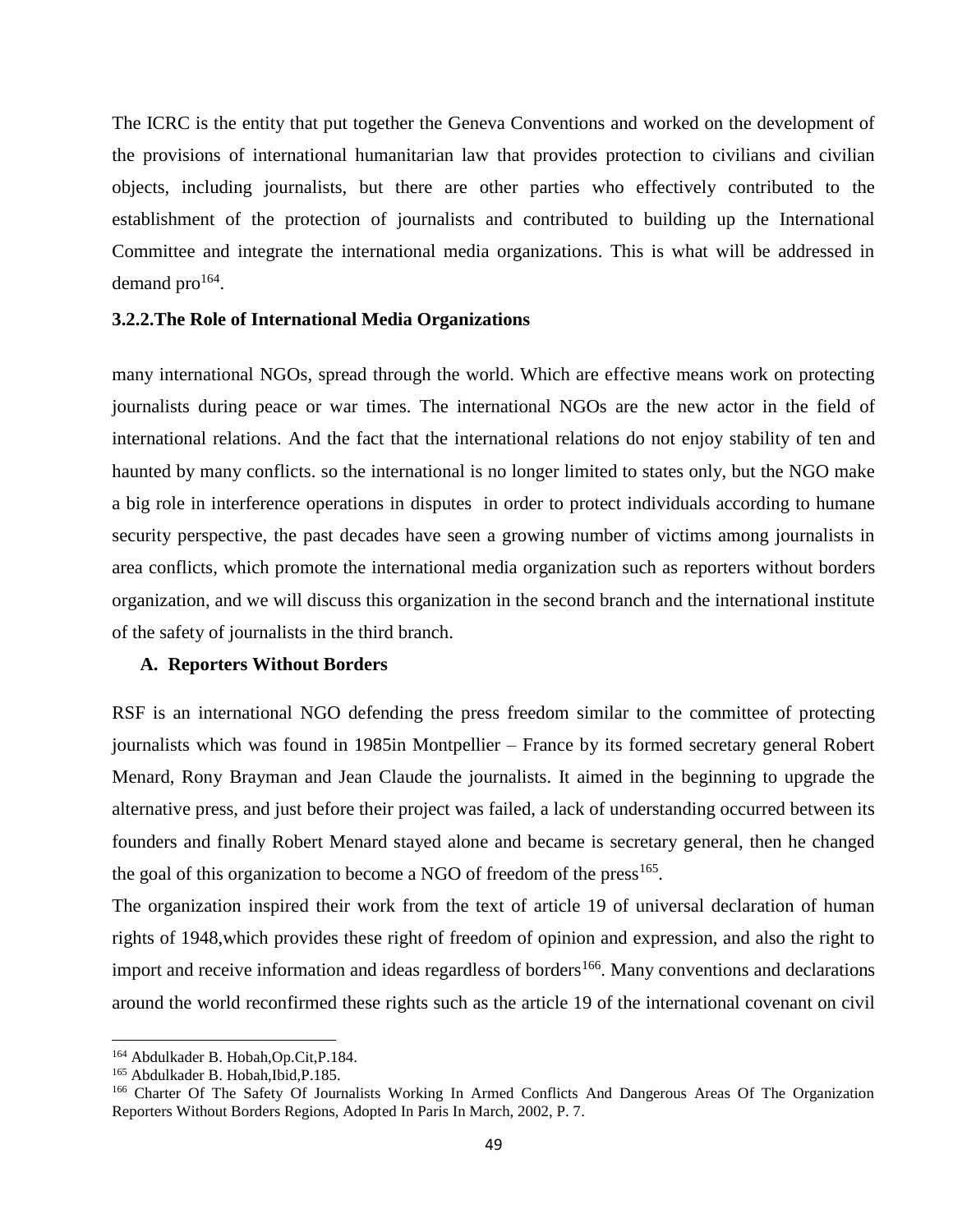The ICRC is the entity that put together the Geneva Conventions and worked on the development of the provisions of international humanitarian law that provides protection to civilians and civilian objects, including journalists, but there are other parties who effectively contributed to the establishment of the protection of journalists and contributed to building up the International Committee and integrate the international media organizations. This is what will be addressed in demand pro[164].

### 3.2.2.The Role of International Media Organizations

many international NGOs, spread through the world. Which are effective means work on protecting journalists during peace or war times. The international NGOs are the new actor in the field of international relations. And the fact that the international relations do not enjoy stability of ten and haunted by many conflicts. so the international is no longer limited to states only, but the NGO make a big role in interference operations in disputes in order to protect individuals according to humane security perspective, the past decades have seen a growing number of victims among journalists in area conflicts, which promote the international media organization such as reporters without borders organization, and we will discuss this organization in the second branch and the international institute of the safety of journalists in the third branch.

#### A. Reporters Without Borders

RSF is an international NGO defending the press freedom similar to the committee of protecting journalists which was found in 1985in Montpellier – France by its formed secretary general Robert Menard, Rony Brayman and Jean Claude the journalists. It aimed in the beginning to upgrade the alternative press, and just before their project was failed, a lack of understanding occurred between its founders and finally Robert Menard stayed alone and became is secretary general, then he changed the goal of this organization to become a NGO of freedom of the press[165].

The organization inspired their work from the text of article 19 of universal declaration of human rights of 1948,which provides these right of freedom of opinion and expression, and also the right to import and receive information and ideas regardless of borders[166]. Many conventions and declarations around the world reconfirmed these rights such as the article 19 of the international covenant on civil

---

[164] Abdulkader B. Hobah,Op.Cit,P.184.

[165] Abdulkader B. Hobah,Ibid,P.185.

[166] Charter Of The Safety Of Journalists Working In Armed Conflicts And Dangerous Areas Of The Organization Reporters Without Borders Regions, Adopted In Paris In March, 2002, P. 7.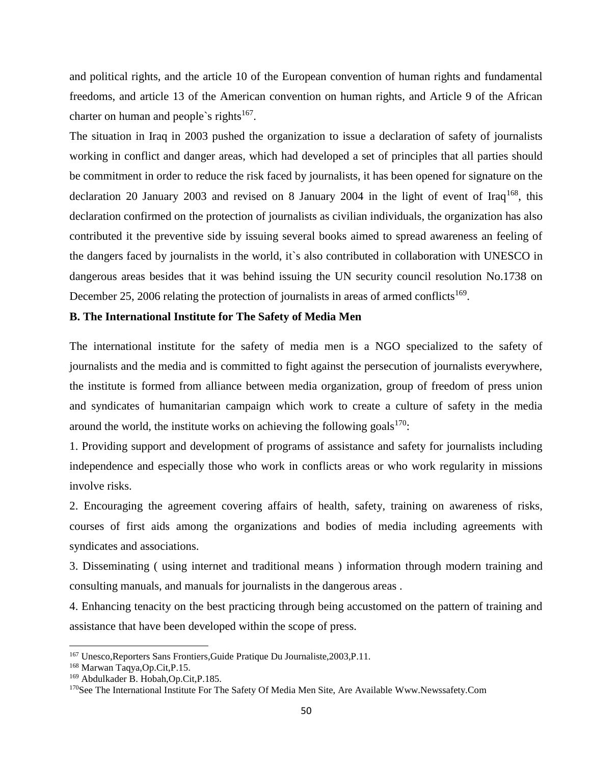and political rights, and the article 10 of the European convention of human rights and fundamental freedoms, and article 13 of the American convention on human rights, and Article 9 of the African charter on human and people`s rights[167].

The situation in Iraq in 2003 pushed the organization to issue a declaration of safety of journalists working in conflict and danger areas, which had developed a set of principles that all parties should be commitment in order to reduce the risk faced by journalists, it has been opened for signature on the declaration 20 January 2003 and revised on 8 January 2004 in the light of event of Iraq[168], this declaration confirmed on the protection of journalists as civilian individuals, the organization has also contributed it the preventive side by issuing several books aimed to spread awareness an feeling of the dangers faced by journalists in the world, it`s also contributed in collaboration with UNESCO in dangerous areas besides that it was behind issuing the UN security council resolution No.1738 on December 25, 2006 relating the protection of journalists in areas of armed conflicts[169].

**B. The International Institute for The Safety of Media Men**

The international institute for the safety of media men is a NGO specialized to the safety of journalists and the media and is committed to fight against the persecution of journalists everywhere, the institute is formed from alliance between media organization, group of freedom of press union and syndicates of humanitarian campaign which work to create a culture of safety in the media around the world, the institute works on achieving the following goals[170]:

1. Providing support and development of programs of assistance and safety for journalists including independence and especially those who work in conflicts areas or who work regularity in missions involve risks.

2. Encouraging the agreement covering affairs of health, safety, training on awareness of risks, courses of first aids among the organizations and bodies of media including agreements with syndicates and associations.

3. Disseminating ( using internet and traditional means ) information through modern training and consulting manuals, and manuals for journalists in the dangerous areas .

4. Enhancing tenacity on the best practicing through being accustomed on the pattern of training and assistance that have been developed within the scope of press.

---

[167] Unesco,Reporters Sans Frontiers,Guide Pratique Du Journaliste,2003,P.11.

[168] Marwan Taqya,Op.Cit,P.15.

[169] Abdulkader B. Hobah,Op.Cit,P.185.

[170] See The International Institute For The Safety Of Media Men Site, Are Available Www.Newssafety.Com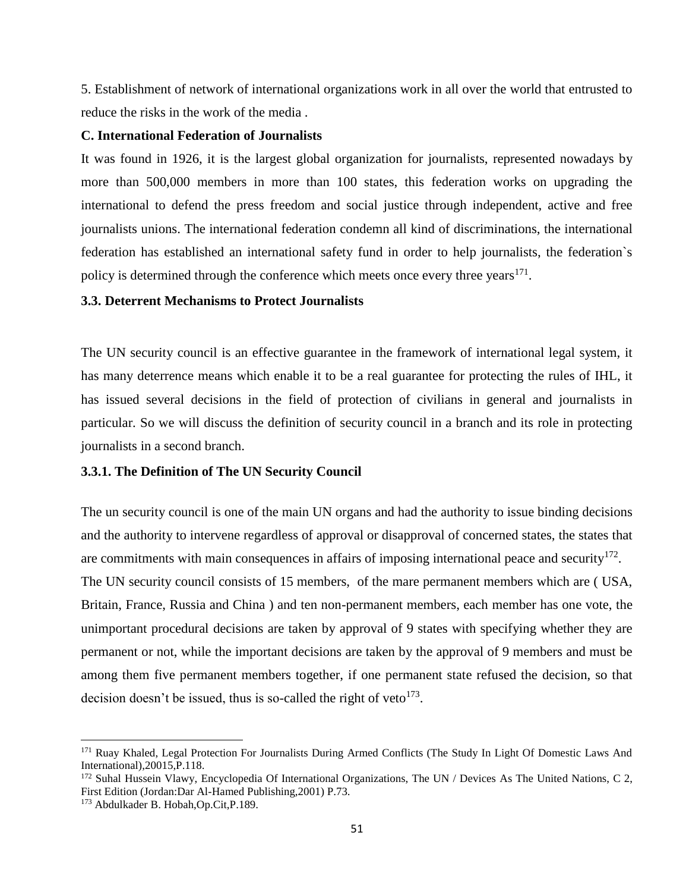5. Establishment of network of international organizations work in all over the world that entrusted to reduce the risks in the work of the media .

**C. International Federation of Journalists**

It was found in 1926, it is the largest global organization for journalists, represented nowadays by more than 500,000 members in more than 100 states, this federation works on upgrading the international to defend the press freedom and social justice through independent, active and free journalists unions. The international federation condemn all kind of discriminations, the international federation has established an international safety fund in order to help journalists, the federation`s policy is determined through the conference which meets once every three years[171].

### 3.3. Deterrent Mechanisms to Protect Journalists

The UN security council is an effective guarantee in the framework of international legal system, it has many deterrence means which enable it to be a real guarantee for protecting the rules of IHL, it has issued several decisions in the field of protection of civilians in general and journalists in particular. So we will discuss the definition of security council in a branch and its role in protecting journalists in a second branch.

#### 3.3.1. The Definition of The UN Security Council

The un security council is one of the main UN organs and had the authority to issue binding decisions and the authority to intervene regardless of approval or disapproval of concerned states, the states that are commitments with main consequences in affairs of imposing international peace and security[172].

The UN security council consists of 15 members, of the mare permanent members which are ( USA, Britain, France, Russia and China ) and ten non-permanent members, each member has one vote, the unimportant procedural decisions are taken by approval of 9 states with specifying whether they are permanent or not, while the important decisions are taken by the approval of 9 members and must be among them five permanent members together, if one permanent state refused the decision, so that decision doesn't be issued, thus is so-called the right of veto[173].

---

[171] Ruay Khaled, Legal Protection For Journalists During Armed Conflicts (The Study In Light Of Domestic Laws And International),20015,P.118.

[172] Suhal Hussein Vlawy, Encyclopedia Of International Organizations, The UN / Devices As The United Nations, C 2, First Edition (Jordan:Dar Al-Hamed Publishing,2001) P.73.

[173] Abdulkader B. Hobah,Op.Cit,P.189.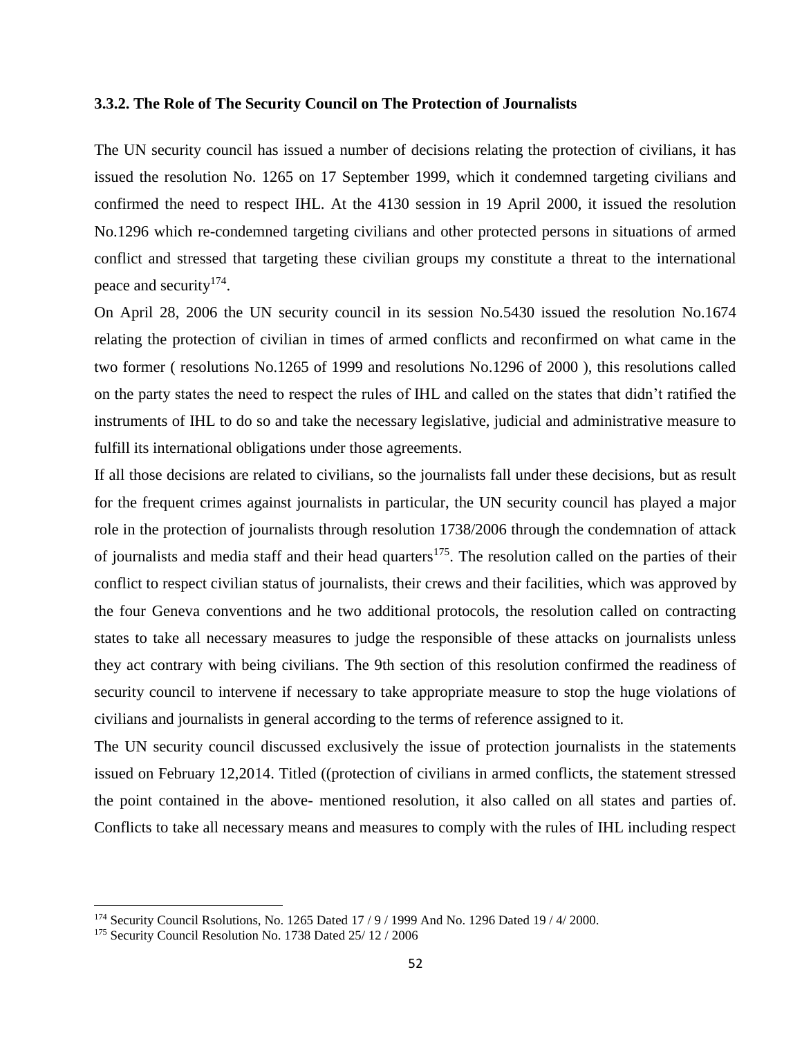### 3.3.2. The Role of The Security Council on The Protection of Journalists

The UN security council has issued a number of decisions relating the protection of civilians, it has issued the resolution No. 1265 on 17 September 1999, which it condemned targeting civilians and confirmed the need to respect IHL. At the 4130 session in 19 April 2000, it issued the resolution No.1296 which re-condemned targeting civilians and other protected persons in situations of armed conflict and stressed that targeting these civilian groups my constitute a threat to the international peace and security[174].

On April 28, 2006 the UN security council in its session No.5430 issued the resolution No.1674 relating the protection of civilian in times of armed conflicts and reconfirmed on what came in the two former ( resolutions No.1265 of 1999 and resolutions No.1296 of 2000 ), this resolutions called on the party states the need to respect the rules of IHL and called on the states that didn't ratified the instruments of IHL to do so and take the necessary legislative, judicial and administrative measure to fulfill its international obligations under those agreements.

If all those decisions are related to civilians, so the journalists fall under these decisions, but as result for the frequent crimes against journalists in particular, the UN security council has played a major role in the protection of journalists through resolution 1738/2006 through the condemnation of attack of journalists and media staff and their head quarters[175]. The resolution called on the parties of their conflict to respect civilian status of journalists, their crews and their facilities, which was approved by the four Geneva conventions and he two additional protocols, the resolution called on contracting states to take all necessary measures to judge the responsible of these attacks on journalists unless they act contrary with being civilians. The 9th section of this resolution confirmed the readiness of security council to intervene if necessary to take appropriate measure to stop the huge violations of civilians and journalists in general according to the terms of reference assigned to it.

The UN security council discussed exclusively the issue of protection journalists in the statements issued on February 12,2014. Titled ((protection of civilians in armed conflicts, the statement stressed the point contained in the above- mentioned resolution, it also called on all states and parties of. Conflicts to take all necessary means and measures to comply with the rules of IHL including respect

---

[174] Security Council Rsolutions, No. 1265 Dated 17 / 9 / 1999 And No. 1296 Dated 19 / 4/ 2000.

[175] Security Council Resolution No. 1738 Dated 25/ 12 / 2006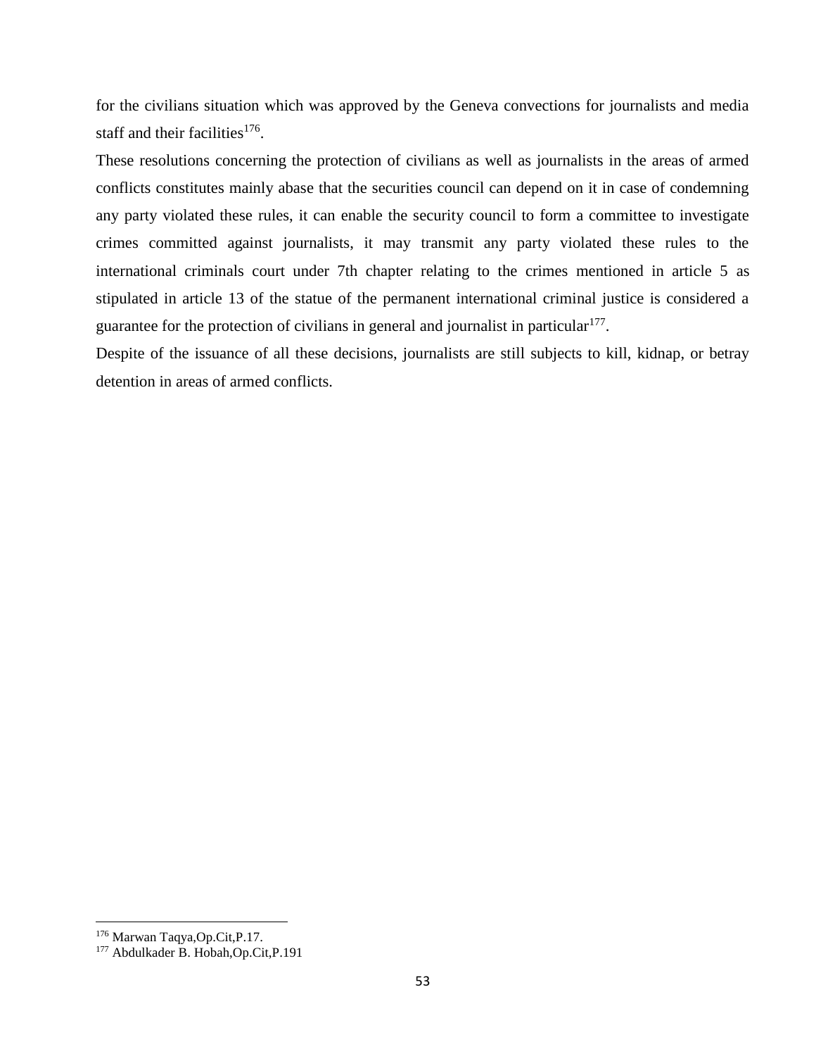for the civilians situation which was approved by the Geneva convections for journalists and media staff and their facilities[176].

These resolutions concerning the protection of civilians as well as journalists in the areas of armed conflicts constitutes mainly abase that the securities council can depend on it in case of condemning any party violated these rules, it can enable the security council to form a committee to investigate crimes committed against journalists, it may transmit any party violated these rules to the international criminals court under 7th chapter relating to the crimes mentioned in article 5 as stipulated in article 13 of the statue of the permanent international criminal justice is considered a guarantee for the protection of civilians in general and journalist in particular[177].

Despite of the issuance of all these decisions, journalists are still subjects to kill, kidnap, or betray detention in areas of armed conflicts.

---

[176] Marwan Taqya,Op.Cit,P.17.

[177] Abdulkader B. Hobah,Op.Cit,P.191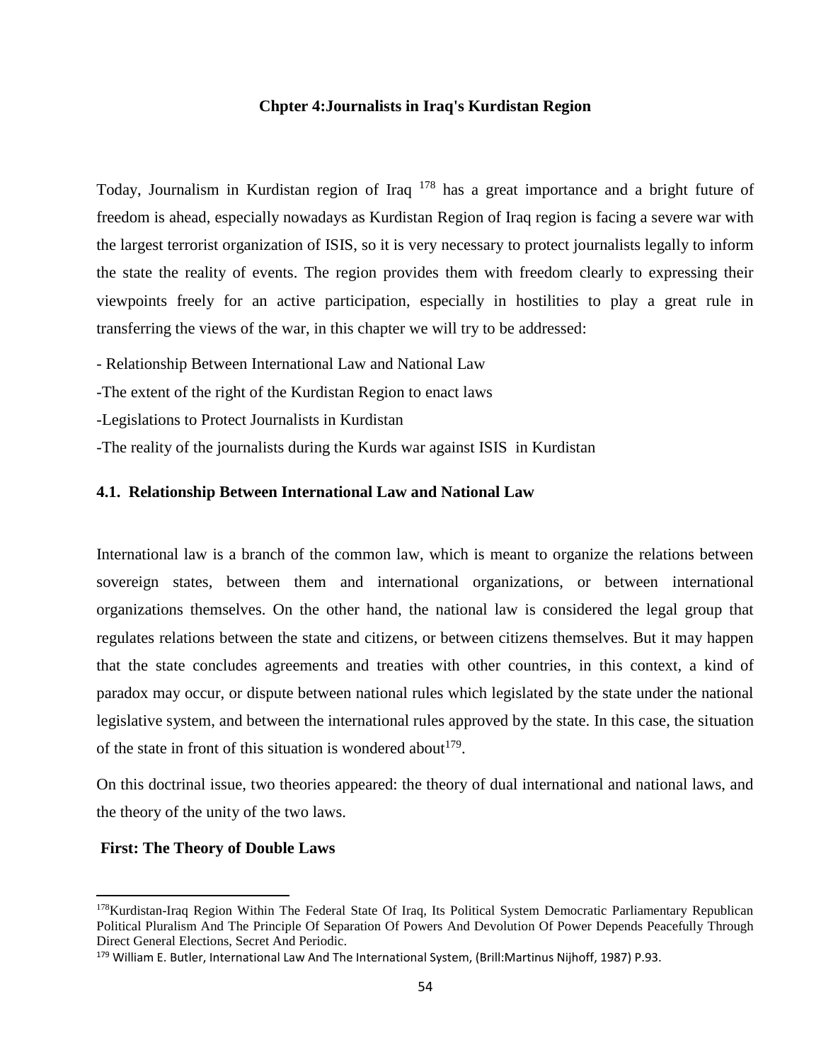## Chpter 4:Journalists in Iraq's Kurdistan Region

Today, Journalism in Kurdistan region of Iraq [178] has a great importance and a bright future of freedom is ahead, especially nowadays as Kurdistan Region of Iraq region is facing a severe war with the largest terrorist organization of ISIS, so it is very necessary to protect journalists legally to inform the state the reality of events. The region provides them with freedom clearly to expressing their viewpoints freely for an active participation, especially in hostilities to play a great rule in transferring the views of the war, in this chapter we will try to be addressed:

- Relationship Between International Law and National Law
- The extent of the right of the Kurdistan Region to enact laws
- Legislations to Protect Journalists in Kurdistan
- The reality of the journalists during the Kurds war against ISIS in Kurdistan

### 4.1. Relationship Between International Law and National Law

International law is a branch of the common law, which is meant to organize the relations between sovereign states, between them and international organizations, or between international organizations themselves. On the other hand, the national law is considered the legal group that regulates relations between the state and citizens, or between citizens themselves. But it may happen that the state concludes agreements and treaties with other countries, in this context, a kind of paradox may occur, or dispute between national rules which legislated by the state under the national legislative system, and between the international rules approved by the state. In this case, the situation of the state in front of this situation is wondered about[179].

On this doctrinal issue, two theories appeared: the theory of dual international and national laws, and the theory of the unity of the two laws.

**First: The Theory of Double Laws**

---

[178] Kurdistan-Iraq Region Within The Federal State Of Iraq, Its Political System Democratic Parliamentary Republican Political Pluralism And The Principle Of Separation Of Powers And Devolution Of Power Depends Peacefully Through Direct General Elections, Secret And Periodic.

[179] William E. Butler, International Law And The International System, (Brill:Martinus Nijhoff, 1987) P.93.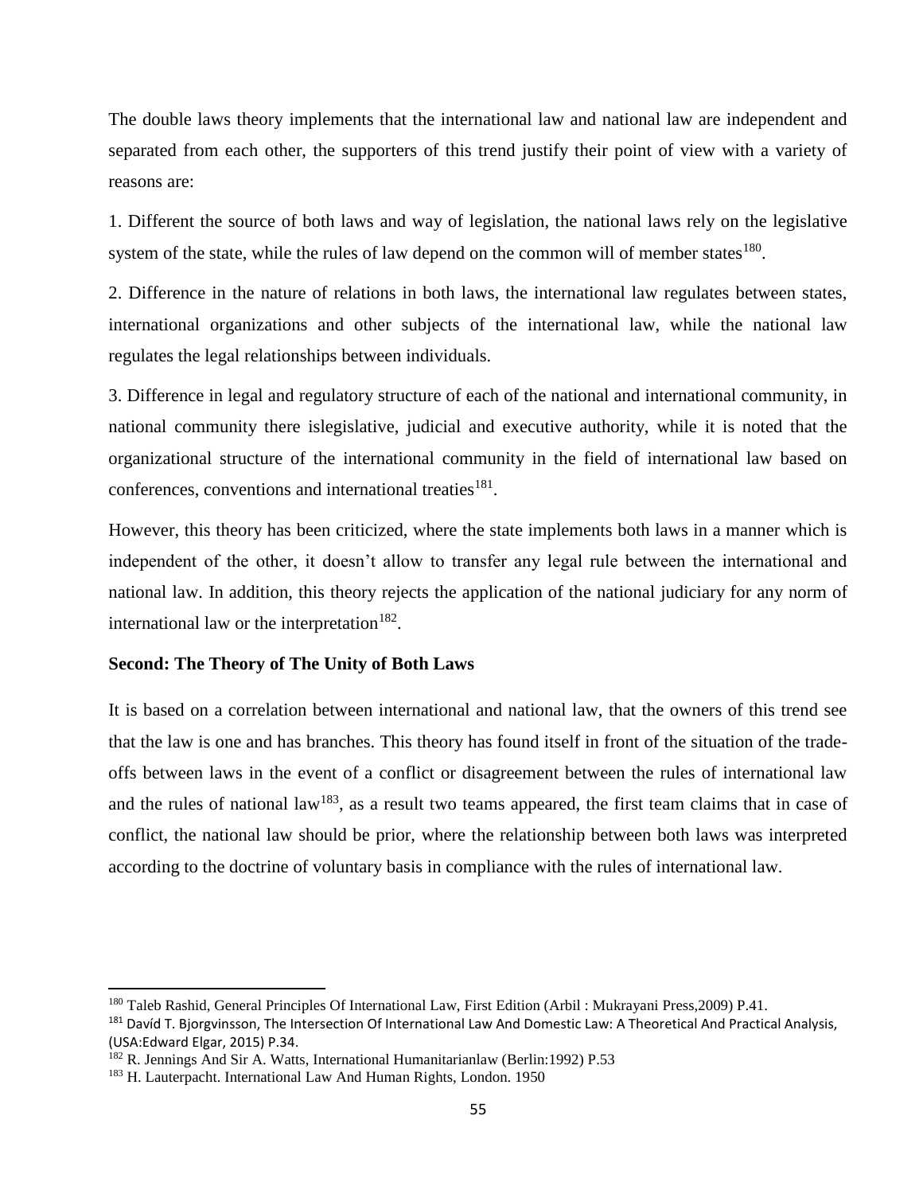The double laws theory implements that the international law and national law are independent and separated from each other, the supporters of this trend justify their point of view with a variety of reasons are:

1. Different the source of both laws and way of legislation, the national laws rely on the legislative system of the state, while the rules of law depend on the common will of member states[180].

2. Difference in the nature of relations in both laws, the international law regulates between states, international organizations and other subjects of the international law, while the national law regulates the legal relationships between individuals.

3. Difference in legal and regulatory structure of each of the national and international community, in national community there islegislative, judicial and executive authority, while it is noted that the organizational structure of the international community in the field of international law based on conferences, conventions and international treaties[181].

However, this theory has been criticized, where the state implements both laws in a manner which is independent of the other, it doesn't allow to transfer any legal rule between the international and national law. In addition, this theory rejects the application of the national judiciary for any norm of international law or the interpretation[182].

**Second: The Theory of The Unity of Both Laws**

It is based on a correlation between international and national law, that the owners of this trend see that the law is one and has branches. This theory has found itself in front of the situation of the trade-offs between laws in the event of a conflict or disagreement between the rules of international law and the rules of national law[183], as a result two teams appeared, the first team claims that in case of conflict, the national law should be prior, where the relationship between both laws was interpreted according to the doctrine of voluntary basis in compliance with the rules of international law.

---

[180] Taleb Rashid, General Principles Of International Law, First Edition (Arbil : Mukrayani Press,2009) P.41.

[181] Davíd T. Bjorgvinsson, The Intersection Of International Law And Domestic Law: A Theoretical And Practical Analysis, (USA:Edward Elgar, 2015) P.34.

[182] R. Jennings And Sir A. Watts, International Humanitarianlaw (Berlin:1992) P.53

[183] H. Lauterpacht. International Law And Human Rights, London. 1950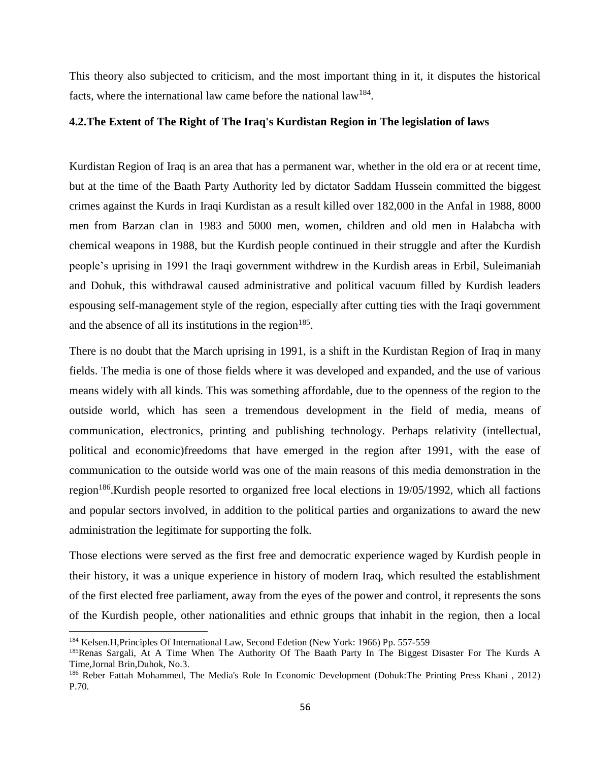This theory also subjected to criticism, and the most important thing in it, it disputes the historical facts, where the international law came before the national law[184].

### 4.2.The Extent of The Right of The Iraq's Kurdistan Region in The legislation of laws

Kurdistan Region of Iraq is an area that has a permanent war, whether in the old era or at recent time, but at the time of the Baath Party Authority led by dictator Saddam Hussein committed the biggest crimes against the Kurds in Iraqi Kurdistan as a result killed over 182,000 in the Anfal in 1988, 8000 men from Barzan clan in 1983 and 5000 men, women, children and old men in Halabcha with chemical weapons in 1988, but the Kurdish people continued in their struggle and after the Kurdish people's uprising in 1991 the Iraqi government withdrew in the Kurdish areas in Erbil, Suleimaniah and Dohuk, this withdrawal caused administrative and political vacuum filled by Kurdish leaders espousing self-management style of the region, especially after cutting ties with the Iraqi government and the absence of all its institutions in the region[185].

There is no doubt that the March uprising in 1991, is a shift in the Kurdistan Region of Iraq in many fields. The media is one of those fields where it was developed and expanded, and the use of various means widely with all kinds. This was something affordable, due to the openness of the region to the outside world, which has seen a tremendous development in the field of media, means of communication, electronics, printing and publishing technology. Perhaps relativity (intellectual, political and economic)freedoms that have emerged in the region after 1991, with the ease of communication to the outside world was one of the main reasons of this media demonstration in the region[186].Kurdish people resorted to organized free local elections in 19/05/1992, which all factions and popular sectors involved, in addition to the political parties and organizations to award the new administration the legitimate for supporting the folk.

Those elections were served as the first free and democratic experience waged by Kurdish people in their history, it was a unique experience in history of modern Iraq, which resulted the establishment of the first elected free parliament, away from the eyes of the power and control, it represents the sons of the Kurdish people, other nationalities and ethnic groups that inhabit in the region, then a local

---

[184] Kelsen.H,Principles Of International Law, Second Edetion (New York: 1966) Pp. 557-559

[185] Renas Sargali, At A Time When The Authority Of The Baath Party In The Biggest Disaster For The Kurds A Time,Jornal Brin,Duhok, No.3.

[186] Reber Fattah Mohammed, The Media's Role In Economic Development (Dohuk:The Printing Press Khani , 2012) P.70.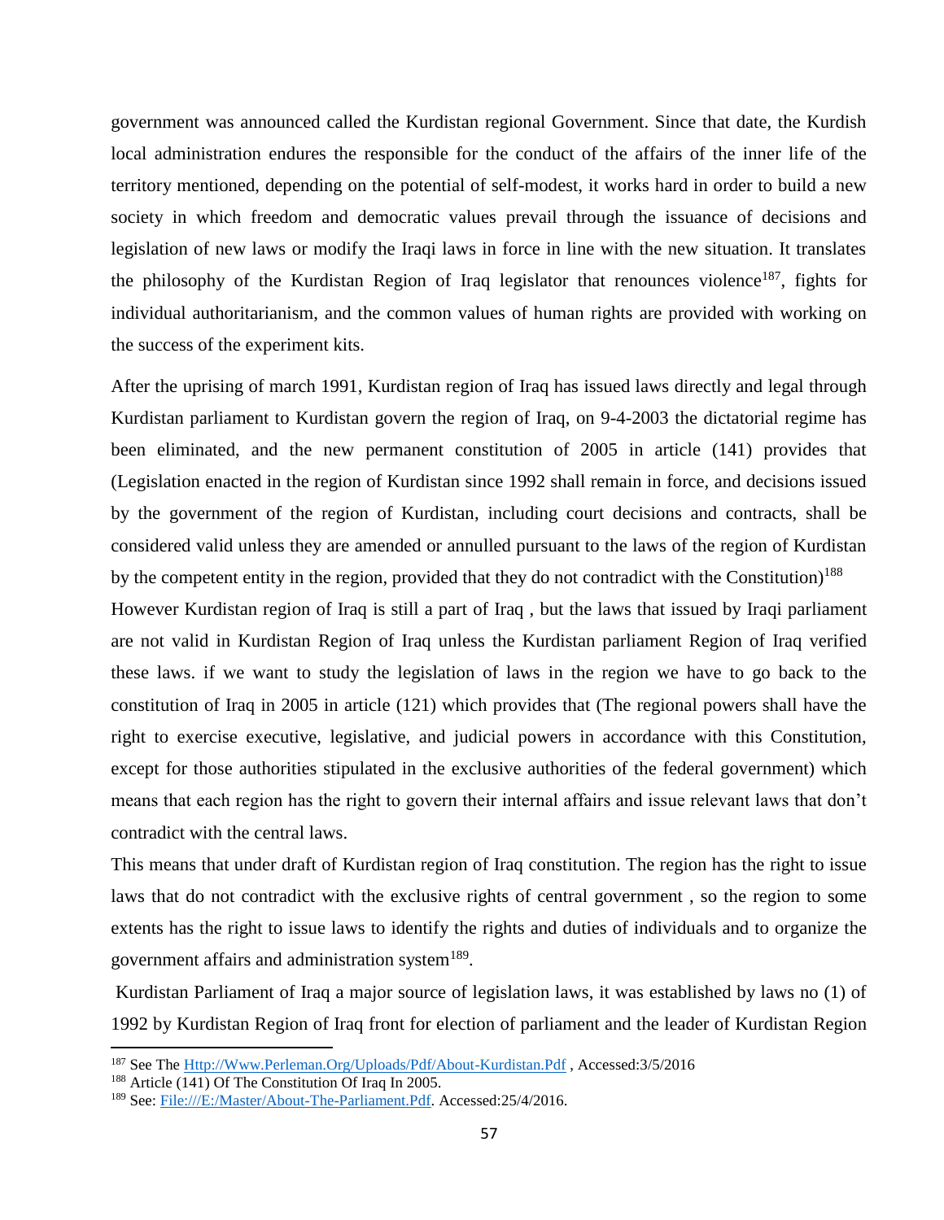government was announced called the Kurdistan regional Government. Since that date, the Kurdish local administration endures the responsible for the conduct of the affairs of the inner life of the territory mentioned, depending on the potential of self-modest, it works hard in order to build a new society in which freedom and democratic values prevail through the issuance of decisions and legislation of new laws or modify the Iraqi laws in force in line with the new situation. It translates the philosophy of the Kurdistan Region of Iraq legislator that renounces violence[187], fights for individual authoritarianism, and the common values of human rights are provided with working on the success of the experiment kits.

After the uprising of march 1991, Kurdistan region of Iraq has issued laws directly and legal through Kurdistan parliament to Kurdistan govern the region of Iraq, on 9-4-2003 the dictatorial regime has been eliminated, and the new permanent constitution of 2005 in article (141) provides that (Legislation enacted in the region of Kurdistan since 1992 shall remain in force, and decisions issued by the government of the region of Kurdistan, including court decisions and contracts, shall be considered valid unless they are amended or annulled pursuant to the laws of the region of Kurdistan by the competent entity in the region, provided that they do not contradict with the Constitution)[188]

However Kurdistan region of Iraq is still a part of Iraq , but the laws that issued by Iraqi parliament are not valid in Kurdistan Region of Iraq unless the Kurdistan parliament Region of Iraq verified these laws. if we want to study the legislation of laws in the region we have to go back to the constitution of Iraq in 2005 in article (121) which provides that (The regional powers shall have the right to exercise executive, legislative, and judicial powers in accordance with this Constitution, except for those authorities stipulated in the exclusive authorities of the federal government) which means that each region has the right to govern their internal affairs and issue relevant laws that don't contradict with the central laws.

This means that under draft of Kurdistan region of Iraq constitution. The region has the right to issue laws that do not contradict with the exclusive rights of central government , so the region to some extents has the right to issue laws to identify the rights and duties of individuals and to organize the government affairs and administration system[189].

Kurdistan Parliament of Iraq a major source of legislation laws, it was established by laws no (1) of 1992 by Kurdistan Region of Iraq front for election of parliament and the leader of Kurdistan Region

---

[187] See The Http://Www.Perleman.Org/Uploads/Pdf/About-Kurdistan.Pdf , Accessed:3/5/2016

[188] Article (141) Of The Constitution Of Iraq In 2005.

[189] See: File:///E:/Master/About-The-Parliament.Pdf. Accessed:25/4/2016.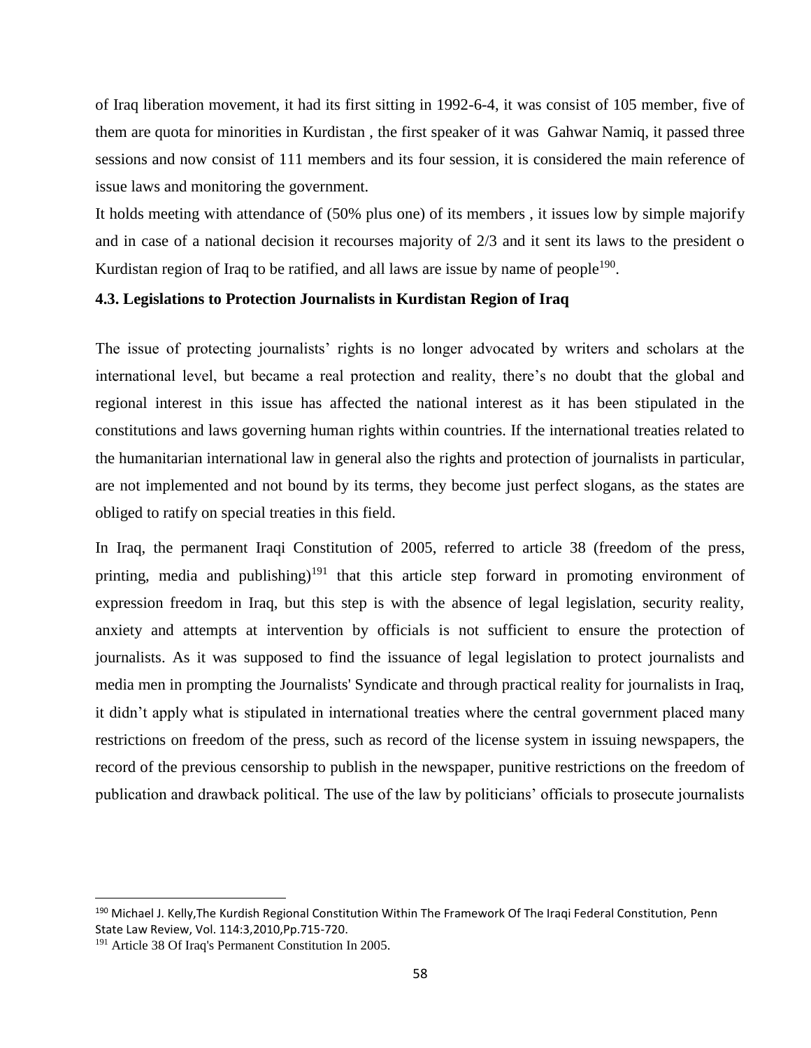of Iraq liberation movement, it had its first sitting in 1992-6-4, it was consist of 105 member, five of them are quota for minorities in Kurdistan , the first speaker of it was Gahwar Namiq, it passed three sessions and now consist of 111 members and its four session, it is considered the main reference of issue laws and monitoring the government.

It holds meeting with attendance of (50% plus one) of its members , it issues low by simple majorify and in case of a national decision it recourses majority of 2/3 and it sent its laws to the president o Kurdistan region of Iraq to be ratified, and all laws are issue by name of people[190].

### 4.3. Legislations to Protection Journalists in Kurdistan Region of Iraq

The issue of protecting journalists' rights is no longer advocated by writers and scholars at the international level, but became a real protection and reality, there's no doubt that the global and regional interest in this issue has affected the national interest as it has been stipulated in the constitutions and laws governing human rights within countries. If the international treaties related to the humanitarian international law in general also the rights and protection of journalists in particular, are not implemented and not bound by its terms, they become just perfect slogans, as the states are obliged to ratify on special treaties in this field.

In Iraq, the permanent Iraqi Constitution of 2005, referred to article 38 (freedom of the press, printing, media and publishing)[191] that this article step forward in promoting environment of expression freedom in Iraq, but this step is with the absence of legal legislation, security reality, anxiety and attempts at intervention by officials is not sufficient to ensure the protection of journalists. As it was supposed to find the issuance of legal legislation to protect journalists and media men in prompting the Journalists' Syndicate and through practical reality for journalists in Iraq, it didn't apply what is stipulated in international treaties where the central government placed many restrictions on freedom of the press, such as record of the license system in issuing newspapers, the record of the previous censorship to publish in the newspaper, punitive restrictions on the freedom of publication and drawback political. The use of the law by politicians' officials to prosecute journalists

---

[190] Michael J. Kelly,The Kurdish Regional Constitution Within The Framework Of The Iraqi Federal Constitution, Penn State Law Review, Vol. 114:3,2010,Pp.715-720.

[191] Article 38 Of Iraq's Permanent Constitution In 2005.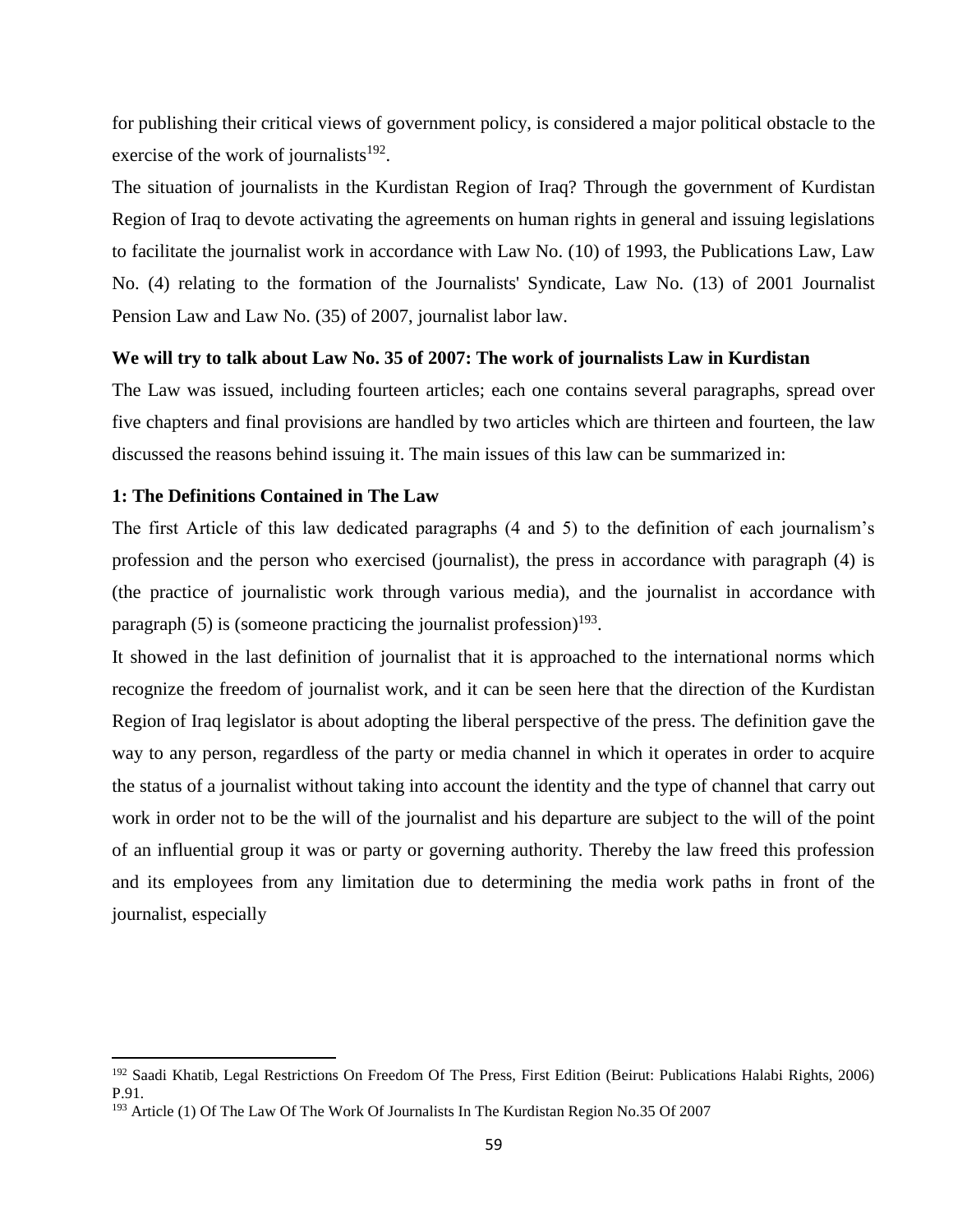for publishing their critical views of government policy, is considered a major political obstacle to the exercise of the work of journalists[192].

The situation of journalists in the Kurdistan Region of Iraq? Through the government of Kurdistan Region of Iraq to devote activating the agreements on human rights in general and issuing legislations to facilitate the journalist work in accordance with Law No. (10) of 1993, the Publications Law, Law No. (4) relating to the formation of the Journalists' Syndicate, Law No. (13) of 2001 Journalist Pension Law and Law No. (35) of 2007, journalist labor law.

**We will try to talk about Law No. 35 of 2007: The work of journalists Law in Kurdistan**

The Law was issued, including fourteen articles; each one contains several paragraphs, spread over five chapters and final provisions are handled by two articles which are thirteen and fourteen, the law discussed the reasons behind issuing it. The main issues of this law can be summarized in:

**1: The Definitions Contained in The Law**

The first Article of this law dedicated paragraphs (4 and 5) to the definition of each journalism's profession and the person who exercised (journalist), the press in accordance with paragraph (4) is (the practice of journalistic work through various media), and the journalist in accordance with paragraph (5) is (someone practicing the journalist profession)[193].

It showed in the last definition of journalist that it is approached to the international norms which recognize the freedom of journalist work, and it can be seen here that the direction of the Kurdistan Region of Iraq legislator is about adopting the liberal perspective of the press. The definition gave the way to any person, regardless of the party or media channel in which it operates in order to acquire the status of a journalist without taking into account the identity and the type of channel that carry out work in order not to be the will of the journalist and his departure are subject to the will of the point of an influential group it was or party or governing authority. Thereby the law freed this profession and its employees from any limitation due to determining the media work paths in front of the journalist, especially

---

[192] Saadi Khatib, Legal Restrictions On Freedom Of The Press, First Edition (Beirut: Publications Halabi Rights, 2006) P.91.

[193] Article (1) Of The Law Of The Work Of Journalists In The Kurdistan Region No.35 Of 2007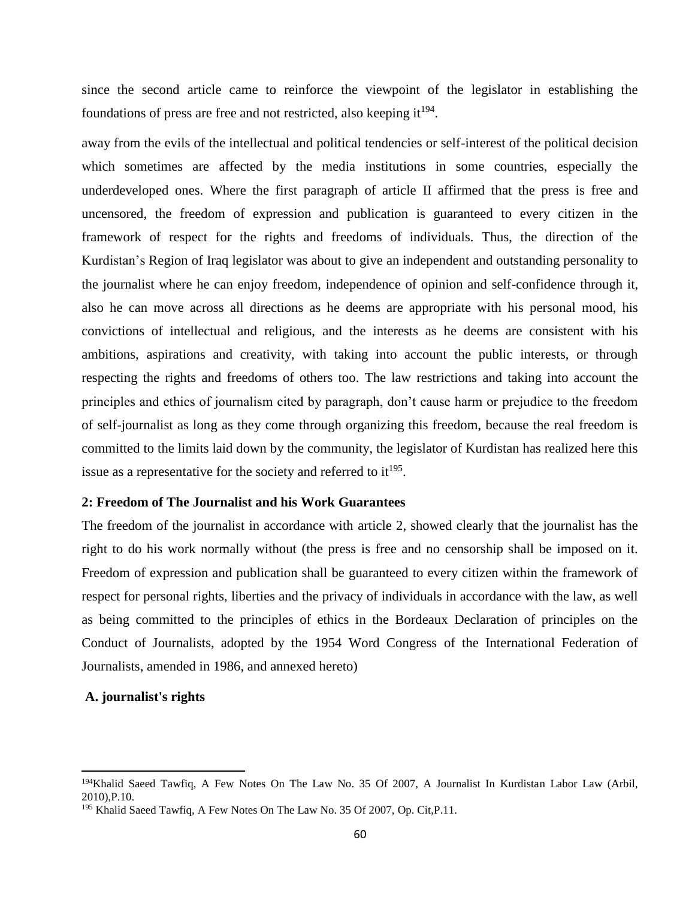since the second article came to reinforce the viewpoint of the legislator in establishing the foundations of press are free and not restricted, also keeping it[194].

away from the evils of the intellectual and political tendencies or self-interest of the political decision which sometimes are affected by the media institutions in some countries, especially the underdeveloped ones. Where the first paragraph of article II affirmed that the press is free and uncensored, the freedom of expression and publication is guaranteed to every citizen in the framework of respect for the rights and freedoms of individuals. Thus, the direction of the Kurdistan's Region of Iraq legislator was about to give an independent and outstanding personality to the journalist where he can enjoy freedom, independence of opinion and self-confidence through it, also he can move across all directions as he deems are appropriate with his personal mood, his convictions of intellectual and religious, and the interests as he deems are consistent with his ambitions, aspirations and creativity, with taking into account the public interests, or through respecting the rights and freedoms of others too. The law restrictions and taking into account the principles and ethics of journalism cited by paragraph, don't cause harm or prejudice to the freedom of self-journalist as long as they come through organizing this freedom, because the real freedom is committed to the limits laid down by the community, the legislator of Kurdistan has realized here this issue as a representative for the society and referred to it[195].

### 2: Freedom of The Journalist and his Work Guarantees

The freedom of the journalist in accordance with article 2, showed clearly that the journalist has the right to do his work normally without (the press is free and no censorship shall be imposed on it. Freedom of expression and publication shall be guaranteed to every citizen within the framework of respect for personal rights, liberties and the privacy of individuals in accordance with the law, as well as being committed to the principles of ethics in the Bordeaux Declaration of principles on the Conduct of Journalists, adopted by the 1954 Word Congress of the International Federation of Journalists, amended in 1986, and annexed hereto)

#### A. journalist's rights

---

[194] Khalid Saeed Tawfiq, A Few Notes On The Law No. 35 Of 2007, A Journalist In Kurdistan Labor Law (Arbil, 2010),P.10.

[195] Khalid Saeed Tawfiq, A Few Notes On The Law No. 35 Of 2007, Op. Cit,P.11.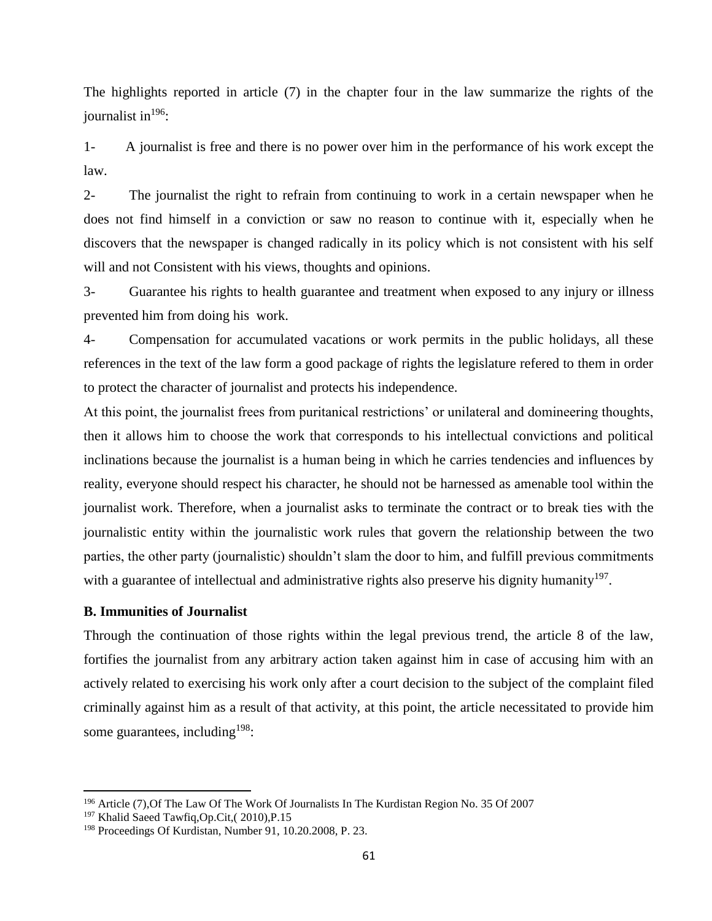The highlights reported in article (7) in the chapter four in the law summarize the rights of the journalist in[196]:

1- A journalist is free and there is no power over him in the performance of his work except the law.

2- The journalist the right to refrain from continuing to work in a certain newspaper when he does not find himself in a conviction or saw no reason to continue with it, especially when he discovers that the newspaper is changed radically in its policy which is not consistent with his self will and not Consistent with his views, thoughts and opinions.

3- Guarantee his rights to health guarantee and treatment when exposed to any injury or illness prevented him from doing his work.

4- Compensation for accumulated vacations or work permits in the public holidays, all these references in the text of the law form a good package of rights the legislature refered to them in order to protect the character of journalist and protects his independence.

At this point, the journalist frees from puritanical restrictions' or unilateral and domineering thoughts, then it allows him to choose the work that corresponds to his intellectual convictions and political inclinations because the journalist is a human being in which he carries tendencies and influences by reality, everyone should respect his character, he should not be harnessed as amenable tool within the journalist work. Therefore, when a journalist asks to terminate the contract or to break ties with the journalistic entity within the journalistic work rules that govern the relationship between the two parties, the other party (journalistic) shouldn't slam the door to him, and fulfill previous commitments with a guarantee of intellectual and administrative rights also preserve his dignity humanity[197].

**B. Immunities of Journalist**

Through the continuation of those rights within the legal previous trend, the article 8 of the law, fortifies the journalist from any arbitrary action taken against him in case of accusing him with an actively related to exercising his work only after a court decision to the subject of the complaint filed criminally against him as a result of that activity, at this point, the article necessitated to provide him some guarantees, including[198]:

---

[196] Article (7),Of The Law Of The Work Of Journalists In The Kurdistan Region No. 35 Of 2007

[197] Khalid Saeed Tawfiq,Op.Cit,( 2010),P.15

[198] Proceedings Of Kurdistan, Number 91, 10.20.2008, P. 23.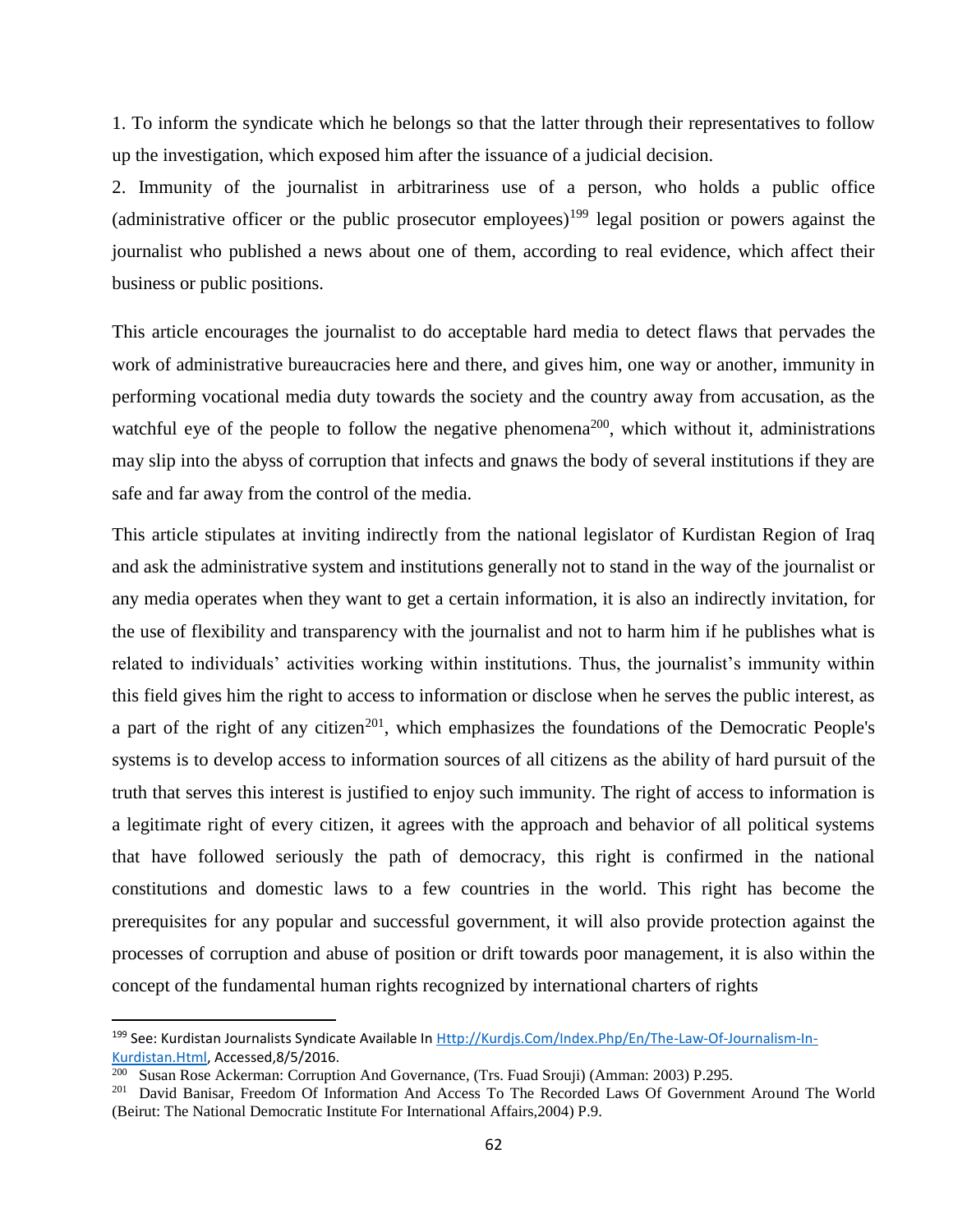1. To inform the syndicate which he belongs so that the latter through their representatives to follow up the investigation, which exposed him after the issuance of a judicial decision.

2. Immunity of the journalist in arbitrariness use of a person, who holds a public office (administrative officer or the public prosecutor employees)[199] legal position or powers against the journalist who published a news about one of them, according to real evidence, which affect their business or public positions.

This article encourages the journalist to do acceptable hard media to detect flaws that pervades the work of administrative bureaucracies here and there, and gives him, one way or another, immunity in performing vocational media duty towards the society and the country away from accusation, as the watchful eye of the people to follow the negative phenomena[200], which without it, administrations may slip into the abyss of corruption that infects and gnaws the body of several institutions if they are safe and far away from the control of the media.

This article stipulates at inviting indirectly from the national legislator of Kurdistan Region of Iraq and ask the administrative system and institutions generally not to stand in the way of the journalist or any media operates when they want to get a certain information, it is also an indirectly invitation, for the use of flexibility and transparency with the journalist and not to harm him if he publishes what is related to individuals' activities working within institutions. Thus, the journalist's immunity within this field gives him the right to access to information or disclose when he serves the public interest, as a part of the right of any citizen[201], which emphasizes the foundations of the Democratic People's systems is to develop access to information sources of all citizens as the ability of hard pursuit of the truth that serves this interest is justified to enjoy such immunity. The right of access to information is a legitimate right of every citizen, it agrees with the approach and behavior of all political systems that have followed seriously the path of democracy, this right is confirmed in the national constitutions and domestic laws to a few countries in the world. This right has become the prerequisites for any popular and successful government, it will also provide protection against the processes of corruption and abuse of position or drift towards poor management, it is also within the concept of the fundamental human rights recognized by international charters of rights

---

[199] See: Kurdistan Journalists Syndicate Available In Http://Kurdjs.Com/Index.Php/En/The-Law-Of-Journalism-In-Kurdistan.Html, Accessed,8/5/2016.

[200] Susan Rose Ackerman: Corruption And Governance, (Trs. Fuad Srouji) (Amman: 2003) P.295.

[201] David Banisar, Freedom Of Information And Access To The Recorded Laws Of Government Around The World (Beirut: The National Democratic Institute For International Affairs,2004) P.9.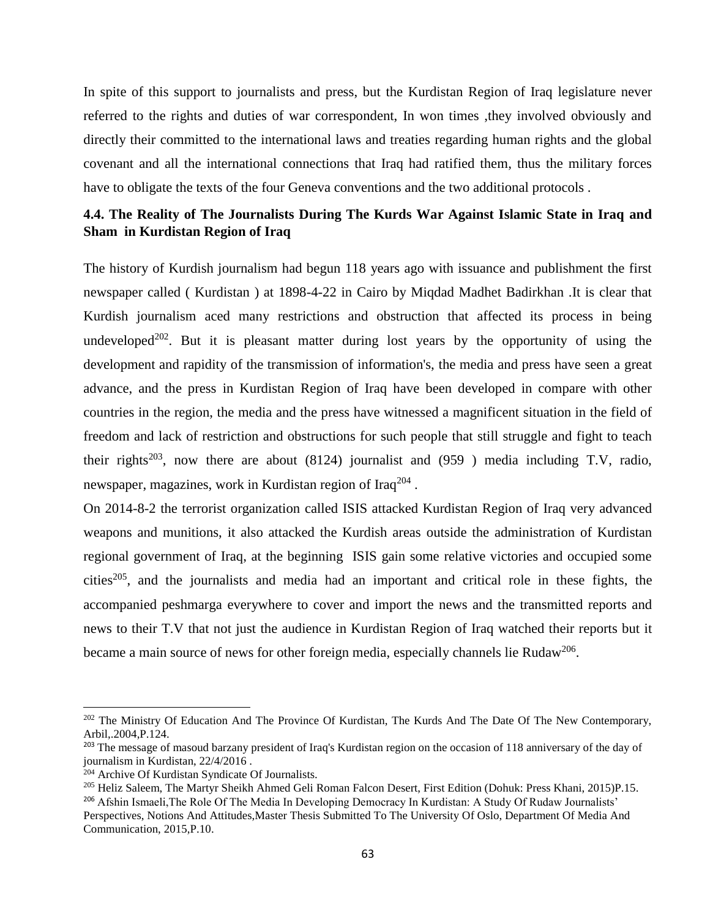In spite of this support to journalists and press, but the Kurdistan Region of Iraq legislature never referred to the rights and duties of war correspondent, In won times ,they involved obviously and directly their committed to the international laws and treaties regarding human rights and the global covenant and all the international connections that Iraq had ratified them, thus the military forces have to obligate the texts of the four Geneva conventions and the two additional protocols .

### 4.4. The Reality of The Journalists During The Kurds War Against Islamic State in Iraq and Sham in Kurdistan Region of Iraq

The history of Kurdish journalism had begun 118 years ago with issuance and publishment the first newspaper called ( Kurdistan ) at 1898-4-22 in Cairo by Miqdad Madhet Badirkhan .It is clear that Kurdish journalism aced many restrictions and obstruction that affected its process in being undeveloped[202]. But it is pleasant matter during lost years by the opportunity of using the development and rapidity of the transmission of information's, the media and press have seen a great advance, and the press in Kurdistan Region of Iraq have been developed in compare with other countries in the region, the media and the press have witnessed a magnificent situation in the field of freedom and lack of restriction and obstructions for such people that still struggle and fight to teach their rights[203], now there are about (8124) journalist and (959 ) media including T.V, radio, newspaper, magazines, work in Kurdistan region of Iraq[204] .

On 2014-8-2 the terrorist organization called ISIS attacked Kurdistan Region of Iraq very advanced weapons and munitions, it also attacked the Kurdish areas outside the administration of Kurdistan regional government of Iraq, at the beginning ISIS gain some relative victories and occupied some cities[205], and the journalists and media had an important and critical role in these fights, the accompanied peshmarga everywhere to cover and import the news and the transmitted reports and news to their T.V that not just the audience in Kurdistan Region of Iraq watched their reports but it became a main source of news for other foreign media, especially channels lie Rudaw[206].

---

[202] The Ministry Of Education And The Province Of Kurdistan, The Kurds And The Date Of The New Contemporary, Arbil,.2004,P.124.

[203] The message of masoud barzany president of Iraq's Kurdistan region on the occasion of 118 anniversary of the day of journalism in Kurdistan, 22/4/2016 .

[204] Archive Of Kurdistan Syndicate Of Journalists.

[205] Heliz Saleem, The Martyr Sheikh Ahmed Geli Roman Falcon Desert, First Edition (Dohuk: Press Khani, 2015)P.15.

[206] Afshin Ismaeli,The Role Of The Media In Developing Democracy In Kurdistan: A Study Of Rudaw Journalists' Perspectives, Notions And Attitudes,Master Thesis Submitted To The University Of Oslo, Department Of Media And Communication, 2015,P.10.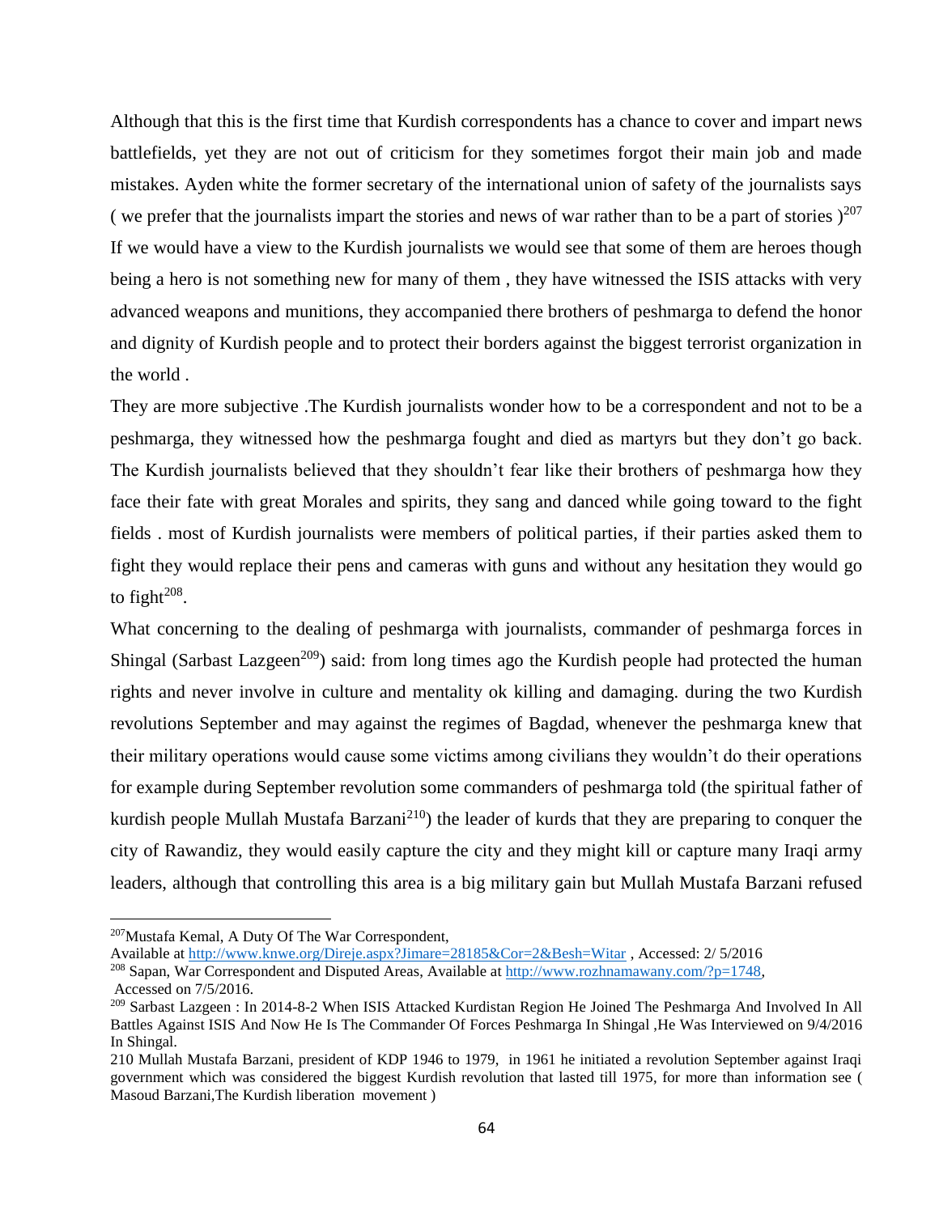Although that this is the first time that Kurdish correspondents has a chance to cover and impart news battlefields, yet they are not out of criticism for they sometimes forgot their main job and made mistakes. Ayden white the former secretary of the international union of safety of the journalists says ( we prefer that the journalists impart the stories and news of war rather than to be a part of stories )[207] If we would have a view to the Kurdish journalists we would see that some of them are heroes though being a hero is not something new for many of them , they have witnessed the ISIS attacks with very advanced weapons and munitions, they accompanied there brothers of peshmarga to defend the honor and dignity of Kurdish people and to protect their borders against the biggest terrorist organization in the world .

They are more subjective .The Kurdish journalists wonder how to be a correspondent and not to be a peshmarga, they witnessed how the peshmarga fought and died as martyrs but they don't go back. The Kurdish journalists believed that they shouldn't fear like their brothers of peshmarga how they face their fate with great Morales and spirits, they sang and danced while going toward to the fight fields . most of Kurdish journalists were members of political parties, if their parties asked them to fight they would replace their pens and cameras with guns and without any hesitation they would go to fight[208].

What concerning to the dealing of peshmarga with journalists, commander of peshmarga forces in Shingal (Sarbast Lazgeen[209]) said: from long times ago the Kurdish people had protected the human rights and never involve in culture and mentality ok killing and damaging. during the two Kurdish revolutions September and may against the regimes of Bagdad, whenever the peshmarga knew that their military operations would cause some victims among civilians they wouldn't do their operations for example during September revolution some commanders of peshmarga told (the spiritual father of kurdish people Mullah Mustafa Barzani[210]) the leader of kurds that they are preparing to conquer the city of Rawandiz, they would easily capture the city and they might kill or capture many Iraqi army leaders, although that controlling this area is a big military gain but Mullah Mustafa Barzani refused

---

[207] Mustafa Kemal, A Duty Of The War Correspondent, Available at http://www.knwe.org/Direje.aspx?Jimare=28185&Cor=2&Besh=Witar , Accessed: 2/ 5/2016

[208] Sapan, War Correspondent and Disputed Areas, Available at http://www.rozhnamawany.com/?p=1748, Accessed on 7/5/2016.

[209] Sarbast Lazgeen : In 2014-8-2 When ISIS Attacked Kurdistan Region He Joined The Peshmarga And Involved In All Battles Against ISIS And Now He Is The Commander Of Forces Peshmarga In Shingal ,He Was Interviewed on 9/4/2016 In Shingal.

210 Mullah Mustafa Barzani, president of KDP 1946 to 1979, in 1961 he initiated a revolution September against Iraqi government which was considered the biggest Kurdish revolution that lasted till 1975, for more than information see ( Masoud Barzani,The Kurdish liberation movement )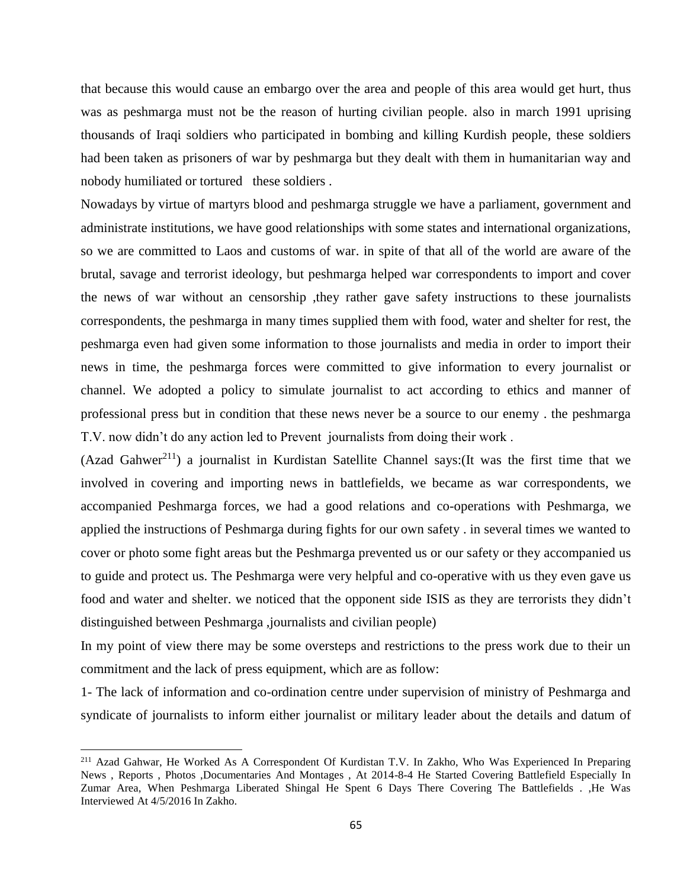that because this would cause an embargo over the area and people of this area would get hurt, thus was as peshmarga must not be the reason of hurting civilian people. also in march 1991 uprising thousands of Iraqi soldiers who participated in bombing and killing Kurdish people, these soldiers had been taken as prisoners of war by peshmarga but they dealt with them in humanitarian way and nobody humiliated or tortured these soldiers .

Nowadays by virtue of martyrs blood and peshmarga struggle we have a parliament, government and administrate institutions, we have good relationships with some states and international organizations, so we are committed to Laos and customs of war. in spite of that all of the world are aware of the brutal, savage and terrorist ideology, but peshmarga helped war correspondents to import and cover the news of war without an censorship ,they rather gave safety instructions to these journalists correspondents, the peshmarga in many times supplied them with food, water and shelter for rest, the peshmarga even had given some information to those journalists and media in order to import their news in time, the peshmarga forces were committed to give information to every journalist or channel. We adopted a policy to simulate journalist to act according to ethics and manner of professional press but in condition that these news never be a source to our enemy . the peshmarga T.V. now didn't do any action led to Prevent journalists from doing their work .

(Azad Gahwer[211]) a journalist in Kurdistan Satellite Channel says:(It was the first time that we involved in covering and importing news in battlefields, we became as war correspondents, we accompanied Peshmarga forces, we had a good relations and co-operations with Peshmarga, we applied the instructions of Peshmarga during fights for our own safety . in several times we wanted to cover or photo some fight areas but the Peshmarga prevented us or our safety or they accompanied us to guide and protect us. The Peshmarga were very helpful and co-operative with us they even gave us food and water and shelter. we noticed that the opponent side ISIS as they are terrorists they didn't distinguished between Peshmarga ,journalists and civilian people)

In my point of view there may be some oversteps and restrictions to the press work due to their un commitment and the lack of press equipment, which are as follow:

1- The lack of information and co-ordination centre under supervision of ministry of Peshmarga and syndicate of journalists to inform either journalist or military leader about the details and datum of

---

[211] Azad Gahwar, He Worked As A Correspondent Of Kurdistan T.V. In Zakho, Who Was Experienced In Preparing News , Reports , Photos ,Documentaries And Montages , At 2014-8-4 He Started Covering Battlefield Especially In Zumar Area, When Peshmarga Liberated Shingal He Spent 6 Days There Covering The Battlefields . ,He Was Interviewed At 4/5/2016 In Zakho.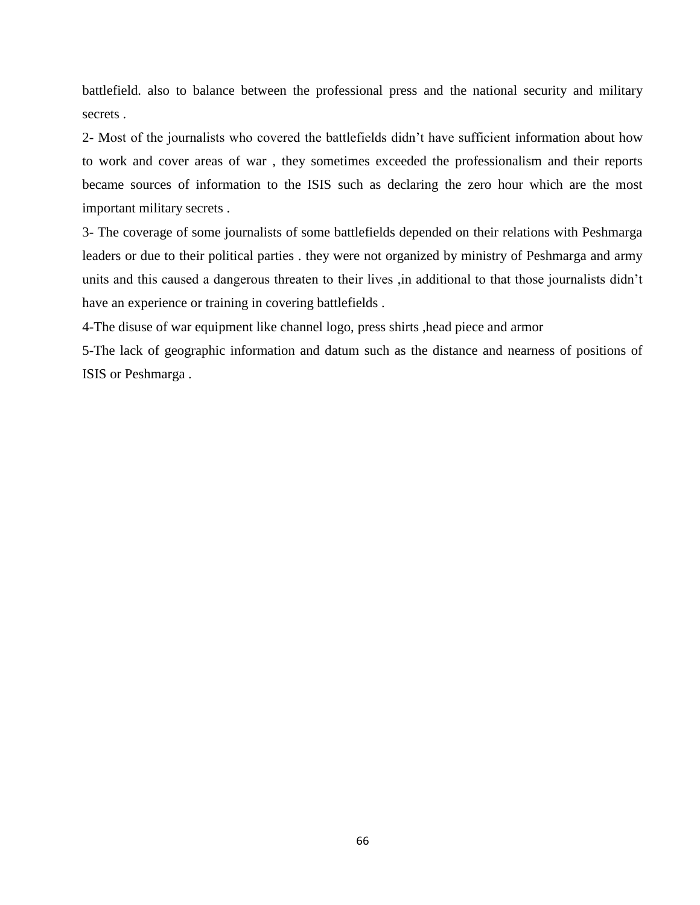battlefield. also to balance between the professional press and the national security and military secrets .

2- Most of the journalists who covered the battlefields didn't have sufficient information about how to work and cover areas of war , they sometimes exceeded the professionalism and their reports became sources of information to the ISIS such as declaring the zero hour which are the most important military secrets .

3- The coverage of some journalists of some battlefields depended on their relations with Peshmarga leaders or due to their political parties . they were not organized by ministry of Peshmarga and army units and this caused a dangerous threaten to their lives ,in additional to that those journalists didn't have an experience or training in covering battlefields .

4-The disuse of war equipment like channel logo, press shirts ,head piece and armor

5-The lack of geographic information and datum such as the distance and nearness of positions of ISIS or Peshmarga .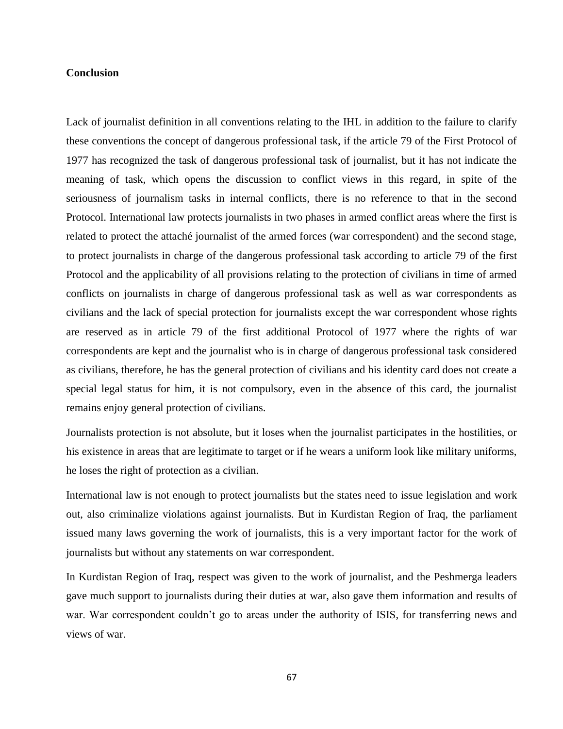**Conclusion**

Lack of journalist definition in all conventions relating to the IHL in addition to the failure to clarify these conventions the concept of dangerous professional task, if the article 79 of the First Protocol of 1977 has recognized the task of dangerous professional task of journalist, but it has not indicate the meaning of task, which opens the discussion to conflict views in this regard, in spite of the seriousness of journalism tasks in internal conflicts, there is no reference to that in the second Protocol. International law protects journalists in two phases in armed conflict areas where the first is related to protect the attaché journalist of the armed forces (war correspondent) and the second stage, to protect journalists in charge of the dangerous professional task according to article 79 of the first Protocol and the applicability of all provisions relating to the protection of civilians in time of armed conflicts on journalists in charge of dangerous professional task as well as war correspondents as civilians and the lack of special protection for journalists except the war correspondent whose rights are reserved as in article 79 of the first additional Protocol of 1977 where the rights of war correspondents are kept and the journalist who is in charge of dangerous professional task considered as civilians, therefore, he has the general protection of civilians and his identity card does not create a special legal status for him, it is not compulsory, even in the absence of this card, the journalist remains enjoy general protection of civilians.

Journalists protection is not absolute, but it loses when the journalist participates in the hostilities, or his existence in areas that are legitimate to target or if he wears a uniform look like military uniforms, he loses the right of protection as a civilian.

International law is not enough to protect journalists but the states need to issue legislation and work out, also criminalize violations against journalists. But in Kurdistan Region of Iraq, the parliament issued many laws governing the work of journalists, this is a very important factor for the work of journalists but without any statements on war correspondent.

In Kurdistan Region of Iraq, respect was given to the work of journalist, and the Peshmerga leaders gave much support to journalists during their duties at war, also gave them information and results of war. War correspondent couldn't go to areas under the authority of ISIS, for transferring news and views of war.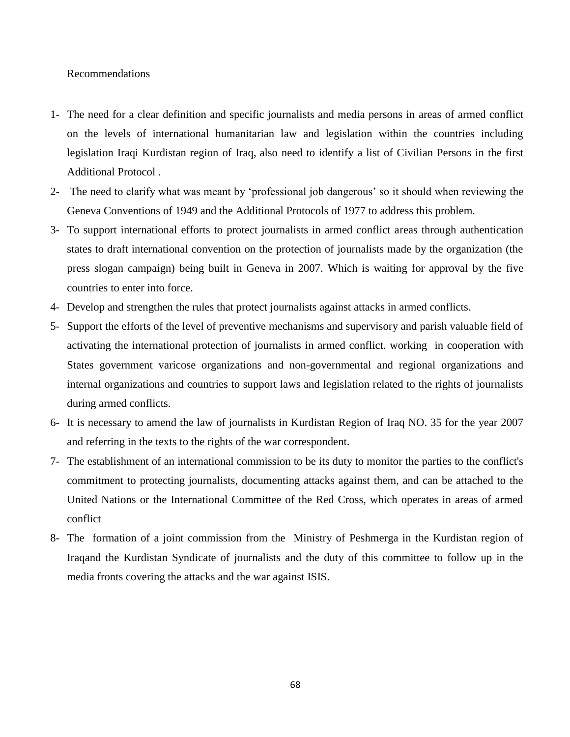Recommendations

1- The need for a clear definition and specific journalists and media persons in areas of armed conflict on the levels of international humanitarian law and legislation within the countries including legislation Iraqi Kurdistan region of Iraq, also need to identify a list of Civilian Persons in the first Additional Protocol .
2- The need to clarify what was meant by 'professional job dangerous' so it should when reviewing the Geneva Conventions of 1949 and the Additional Protocols of 1977 to address this problem.
3- To support international efforts to protect journalists in armed conflict areas through authentication states to draft international convention on the protection of journalists made by the organization (the press slogan campaign) being built in Geneva in 2007. Which is waiting for approval by the five countries to enter into force.
4- Develop and strengthen the rules that protect journalists against attacks in armed conflicts.
5- Support the efforts of the level of preventive mechanisms and supervisory and parish valuable field of activating the international protection of journalists in armed conflict. working in cooperation with States government varicose organizations and non-governmental and regional organizations and internal organizations and countries to support laws and legislation related to the rights of journalists during armed conflicts.
6- It is necessary to amend the law of journalists in Kurdistan Region of Iraq NO. 35 for the year 2007 and referring in the texts to the rights of the war correspondent.
7- The establishment of an international commission to be its duty to monitor the parties to the conflict's commitment to protecting journalists, documenting attacks against them, and can be attached to the United Nations or the International Committee of the Red Cross, which operates in areas of armed conflict
8- The formation of a joint commission from the Ministry of Peshmerga in the Kurdistan region of Iraqand the Kurdistan Syndicate of journalists and the duty of this committee to follow up in the media fronts covering the attacks and the war against ISIS.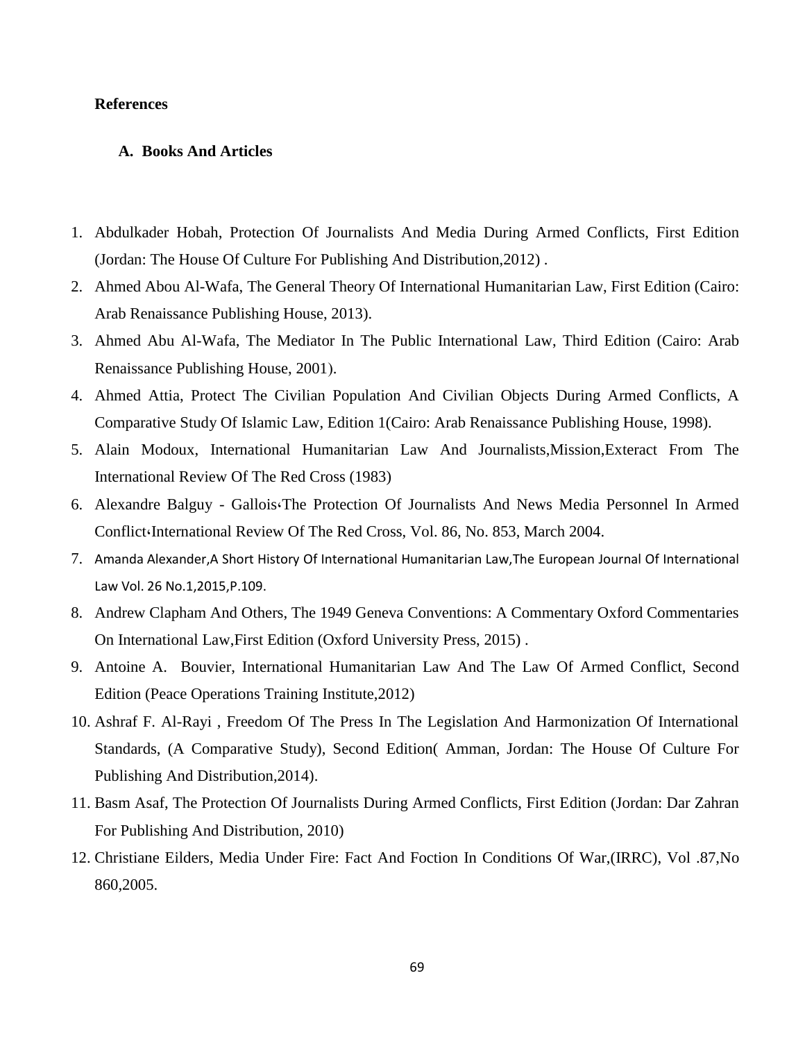**References**

**A. Books And Articles**

1. Abdulkader Hobah, Protection Of Journalists And Media During Armed Conflicts, First Edition (Jordan: The House Of Culture For Publishing And Distribution,2012) .
2. Ahmed Abou Al-Wafa, The General Theory Of International Humanitarian Law, First Edition (Cairo: Arab Renaissance Publishing House, 2013).
3. Ahmed Abu Al-Wafa, The Mediator In The Public International Law, Third Edition (Cairo: Arab Renaissance Publishing House, 2001).
4. Ahmed Attia, Protect The Civilian Population And Civilian Objects During Armed Conflicts, A Comparative Study Of Islamic Law, Edition 1(Cairo: Arab Renaissance Publishing House, 1998).
5. Alain Modoux, International Humanitarian Law And Journalists,Mission,Exteract From The International Review Of The Red Cross (1983)
6. Alexandre Balguy - Gallois،The Protection Of Journalists And News Media Personnel In Armed Conflict،International Review Of The Red Cross, Vol. 86, No. 853, March 2004.
7. Amanda Alexander,A Short History Of International Humanitarian Law,The European Journal Of International Law Vol. 26 No.1,2015,P.109.
8. Andrew Clapham And Others, The 1949 Geneva Conventions: A Commentary Oxford Commentaries On International Law,First Edition (Oxford University Press, 2015) .
9. Antoine A. Bouvier, International Humanitarian Law And The Law Of Armed Conflict, Second Edition (Peace Operations Training Institute,2012)
10. Ashraf F. Al-Rayi , Freedom Of The Press In The Legislation And Harmonization Of International Standards, (A Comparative Study), Second Edition( Amman, Jordan: The House Of Culture For Publishing And Distribution,2014).
11. Basm Asaf, The Protection Of Journalists During Armed Conflicts, First Edition (Jordan: Dar Zahran For Publishing And Distribution, 2010)
12. Christiane Eilders, Media Under Fire: Fact And Foction In Conditions Of War,(IRRC), Vol .87,No 860,2005.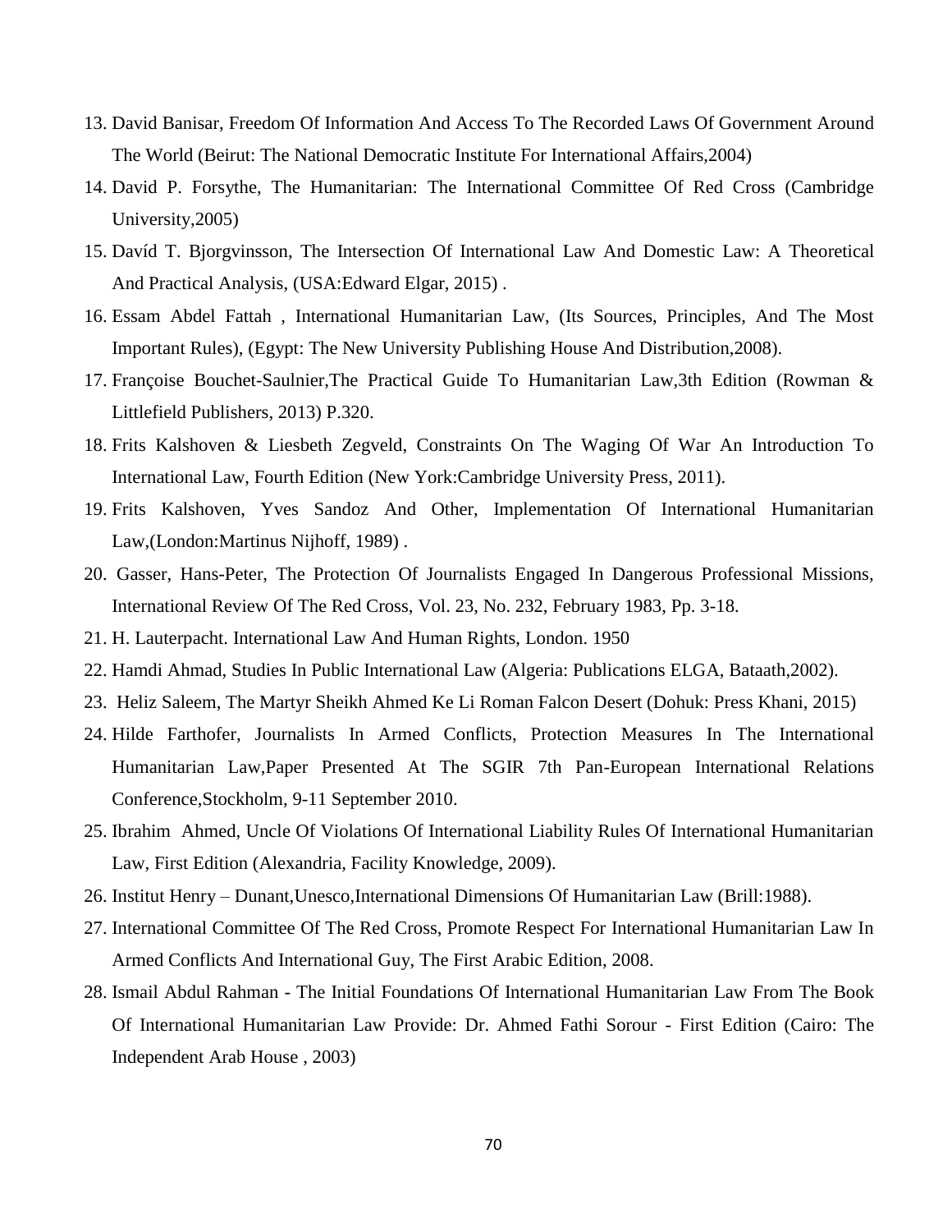13. David Banisar, Freedom Of Information And Access To The Recorded Laws Of Government Around The World (Beirut: The National Democratic Institute For International Affairs,2004)
14. David P. Forsythe, The Humanitarian: The International Committee Of Red Cross (Cambridge University,2005)
15. Davíd T. Bjorgvinsson, The Intersection Of International Law And Domestic Law: A Theoretical And Practical Analysis, (USA:Edward Elgar, 2015) .
16. Essam Abdel Fattah , International Humanitarian Law, (Its Sources, Principles, And The Most Important Rules), (Egypt: The New University Publishing House And Distribution,2008).
17. Françoise Bouchet-Saulnier,The Practical Guide To Humanitarian Law,3th Edition (Rowman & Littlefield Publishers, 2013) P.320.
18. Frits Kalshoven & Liesbeth Zegveld, Constraints On The Waging Of War An Introduction To International Law, Fourth Edition (New York:Cambridge University Press, 2011).
19. Frits Kalshoven, Yves Sandoz And Other, Implementation Of International Humanitarian Law,(London:Martinus Nijhoff, 1989) .
20. Gasser, Hans-Peter, The Protection Of Journalists Engaged In Dangerous Professional Missions, International Review Of The Red Cross, Vol. 23, No. 232, February 1983, Pp. 3-18.
21. H. Lauterpacht. International Law And Human Rights, London. 1950
22. Hamdi Ahmad, Studies In Public International Law (Algeria: Publications ELGA, Bataath,2002).
23. Heliz Saleem, The Martyr Sheikh Ahmed Ke Li Roman Falcon Desert (Dohuk: Press Khani, 2015)
24. Hilde Farthofer, Journalists In Armed Conflicts, Protection Measures In The International Humanitarian Law,Paper Presented At The SGIR 7th Pan-European International Relations Conference,Stockholm, 9-11 September 2010.
25. Ibrahim Ahmed, Uncle Of Violations Of International Liability Rules Of International Humanitarian Law, First Edition (Alexandria, Facility Knowledge, 2009).
26. Institut Henry – Dunant,Unesco,International Dimensions Of Humanitarian Law (Brill:1988).
27. International Committee Of The Red Cross, Promote Respect For International Humanitarian Law In Armed Conflicts And International Guy, The First Arabic Edition, 2008.
28. Ismail Abdul Rahman - The Initial Foundations Of International Humanitarian Law From The Book Of International Humanitarian Law Provide: Dr. Ahmed Fathi Sorour - First Edition (Cairo: The Independent Arab House , 2003)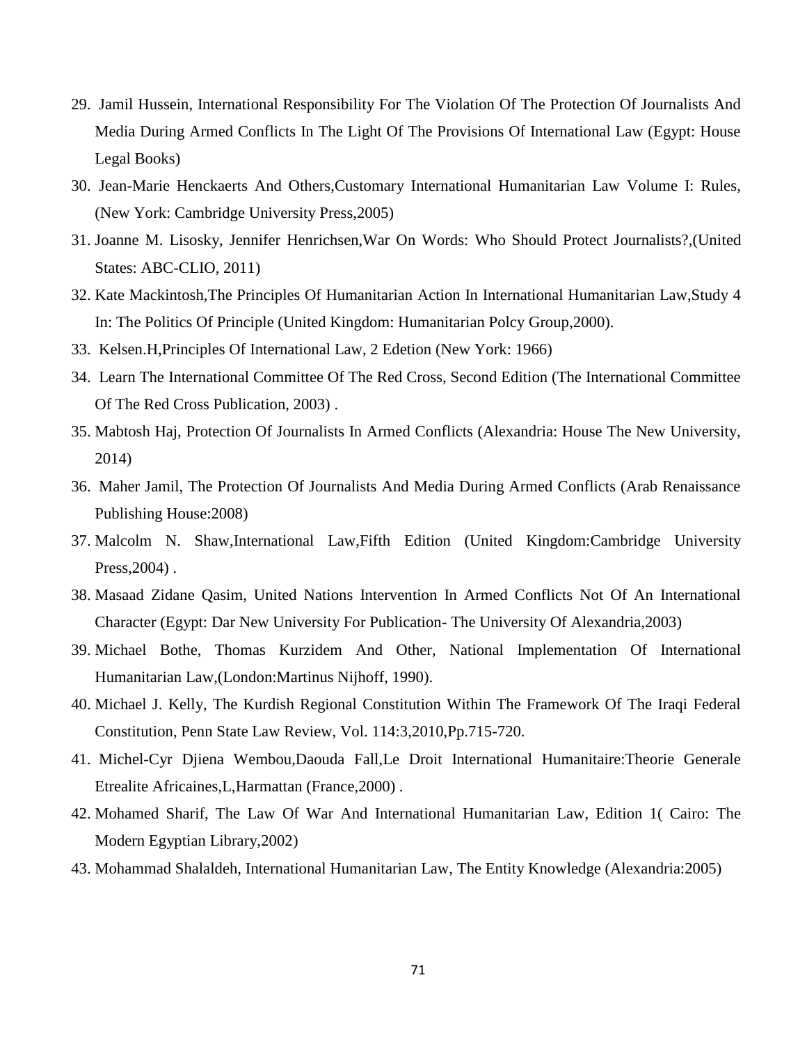29. Jamil Hussein, International Responsibility For The Violation Of The Protection Of Journalists And Media During Armed Conflicts In The Light Of The Provisions Of International Law (Egypt: House Legal Books)
30. Jean-Marie Henckaerts And Others,Customary International Humanitarian Law Volume I: Rules, (New York: Cambridge University Press,2005)
31. Joanne M. Lisosky, Jennifer Henrichsen,War On Words: Who Should Protect Journalists?,(United States: ABC-CLIO, 2011)
32. Kate Mackintosh,The Principles Of Humanitarian Action In International Humanitarian Law,Study 4 In: The Politics Of Principle (United Kingdom: Humanitarian Polcy Group,2000).
33. Kelsen.H,Principles Of International Law, 2 Edetion (New York: 1966)
34. Learn The International Committee Of The Red Cross, Second Edition (The International Committee Of The Red Cross Publication, 2003) .
35. Mabtosh Haj, Protection Of Journalists In Armed Conflicts (Alexandria: House The New University, 2014)
36. Maher Jamil, The Protection Of Journalists And Media During Armed Conflicts (Arab Renaissance Publishing House:2008)
37. Malcolm N. Shaw,International Law,Fifth Edition (United Kingdom:Cambridge University Press,2004) .
38. Masaad Zidane Qasim, United Nations Intervention In Armed Conflicts Not Of An International Character (Egypt: Dar New University For Publication- The University Of Alexandria,2003)
39. Michael Bothe, Thomas Kurzidem And Other, National Implementation Of International Humanitarian Law,(London:Martinus Nijhoff, 1990).
40. Michael J. Kelly, The Kurdish Regional Constitution Within The Framework Of The Iraqi Federal Constitution, Penn State Law Review, Vol. 114:3,2010,Pp.715-720.
41. Michel-Cyr Djiena Wembou,Daouda Fall,Le Droit International Humanitaire:Theorie Generale Etrealite Africaines,L,Harmattan (France,2000) .
42. Mohamed Sharif, The Law Of War And International Humanitarian Law, Edition 1( Cairo: The Modern Egyptian Library,2002)
43. Mohammad Shalaldeh, International Humanitarian Law, The Entity Knowledge (Alexandria:2005)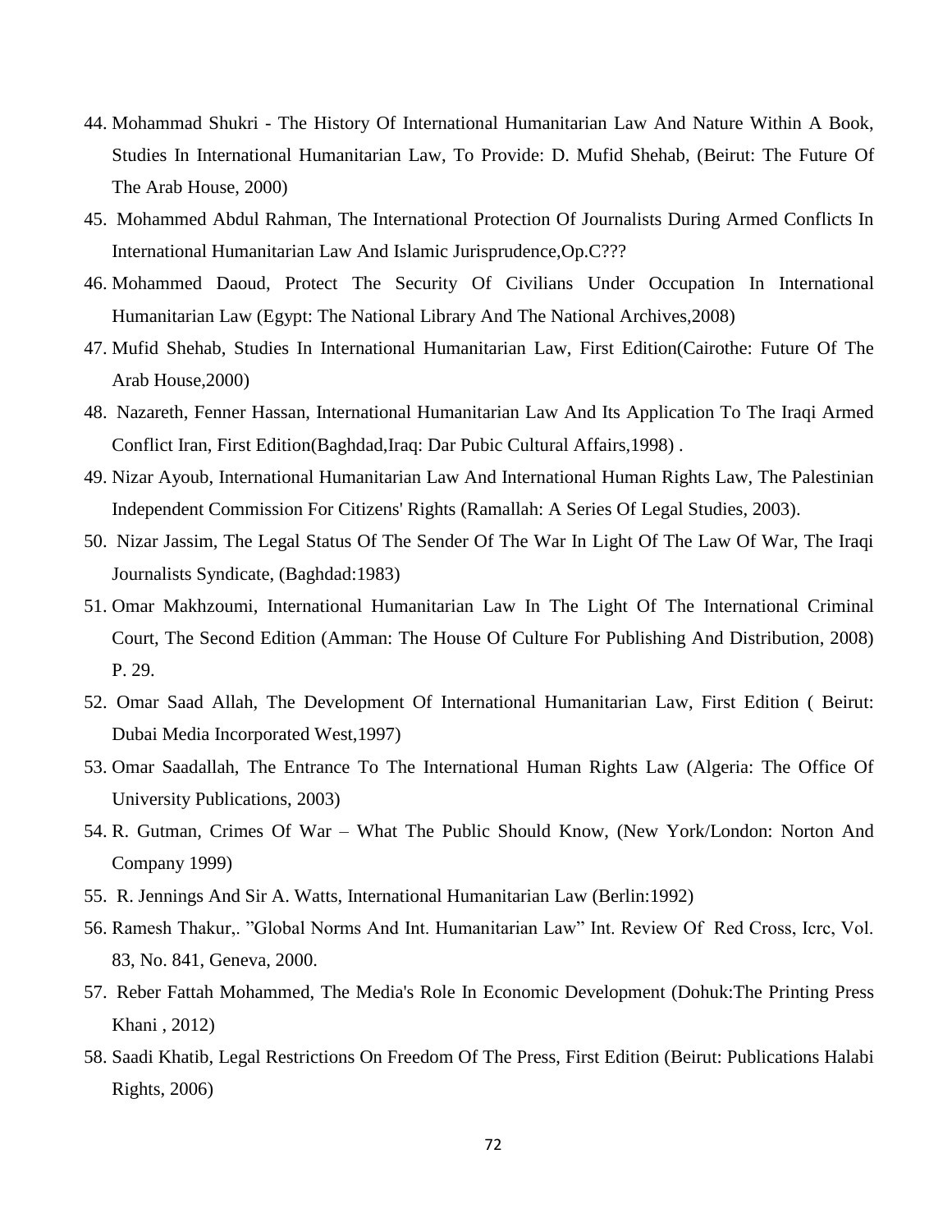44. Mohammad Shukri - The History Of International Humanitarian Law And Nature Within A Book, Studies In International Humanitarian Law, To Provide: D. Mufid Shehab, (Beirut: The Future Of The Arab House, 2000)
45. Mohammed Abdul Rahman, The International Protection Of Journalists During Armed Conflicts In International Humanitarian Law And Islamic Jurisprudence,Op.C???
46. Mohammed Daoud, Protect The Security Of Civilians Under Occupation In International Humanitarian Law (Egypt: The National Library And The National Archives,2008)
47. Mufid Shehab, Studies In International Humanitarian Law, First Edition(Cairothe: Future Of The Arab House,2000)
48. Nazareth, Fenner Hassan, International Humanitarian Law And Its Application To The Iraqi Armed Conflict Iran, First Edition(Baghdad,Iraq: Dar Pubic Cultural Affairs,1998) .
49. Nizar Ayoub, International Humanitarian Law And International Human Rights Law, The Palestinian Independent Commission For Citizens' Rights (Ramallah: A Series Of Legal Studies, 2003).
50. Nizar Jassim, The Legal Status Of The Sender Of The War In Light Of The Law Of War, The Iraqi Journalists Syndicate, (Baghdad:1983)
51. Omar Makhzoumi, International Humanitarian Law In The Light Of The International Criminal Court, The Second Edition (Amman: The House Of Culture For Publishing And Distribution, 2008) P. 29.
52. Omar Saad Allah, The Development Of International Humanitarian Law, First Edition ( Beirut: Dubai Media Incorporated West,1997)
53. Omar Saadallah, The Entrance To The International Human Rights Law (Algeria: The Office Of University Publications, 2003)
54. R. Gutman, Crimes Of War – What The Public Should Know, (New York/London: Norton And Company 1999)
55. R. Jennings And Sir A. Watts, International Humanitarian Law (Berlin:1992)
56. Ramesh Thakur,. "Global Norms And Int. Humanitarian Law" Int. Review Of Red Cross, Icrc, Vol. 83, No. 841, Geneva, 2000.
57. Reber Fattah Mohammed, The Media's Role In Economic Development (Dohuk:The Printing Press Khani , 2012)
58. Saadi Khatib, Legal Restrictions On Freedom Of The Press, First Edition (Beirut: Publications Halabi Rights, 2006)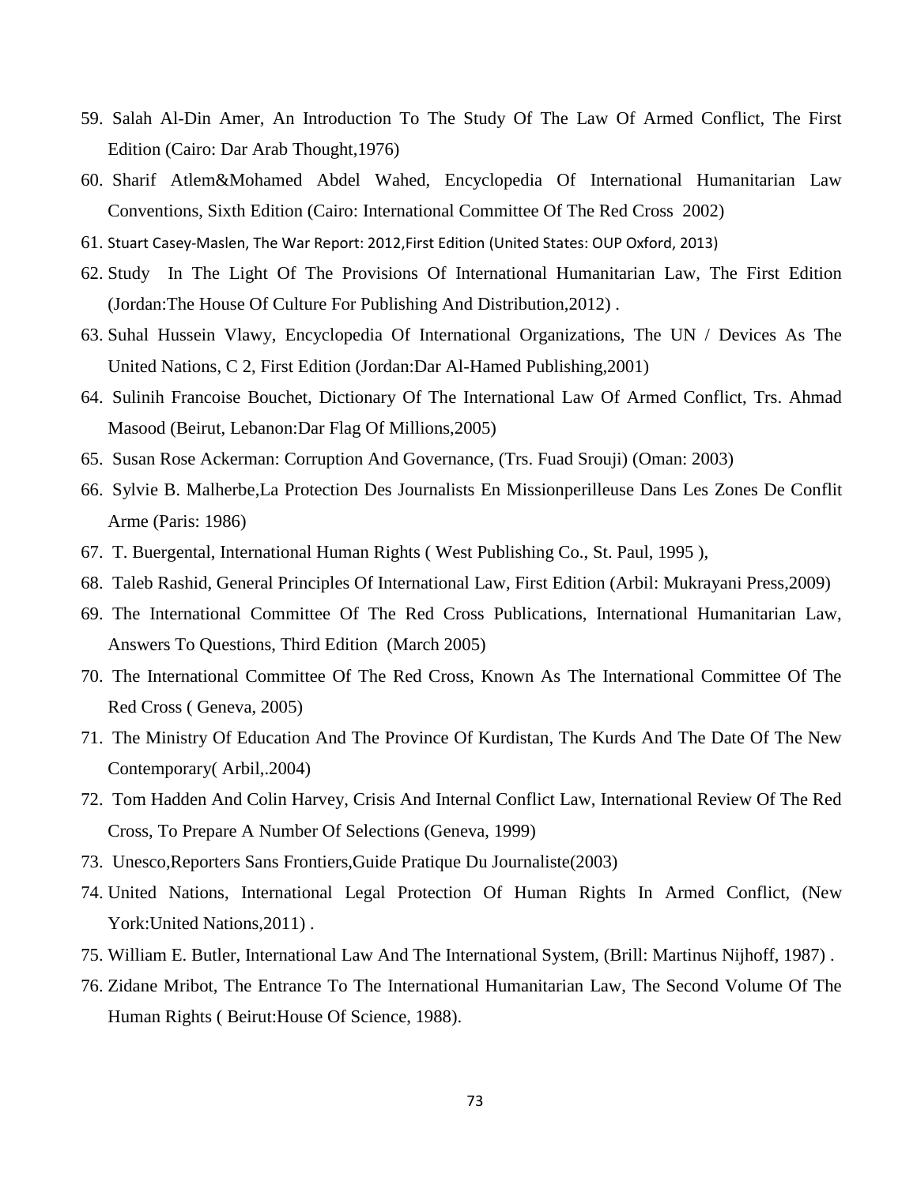59. Salah Al-Din Amer, An Introduction To The Study Of The Law Of Armed Conflict, The First Edition (Cairo: Dar Arab Thought,1976)
60. Sharif Atlem&Mohamed Abdel Wahed, Encyclopedia Of International Humanitarian Law Conventions, Sixth Edition (Cairo: International Committee Of The Red Cross 2002)
61. Stuart Casey-Maslen, The War Report: 2012,First Edition (United States: OUP Oxford, 2013)
62. Study In The Light Of The Provisions Of International Humanitarian Law, The First Edition (Jordan:The House Of Culture For Publishing And Distribution,2012) .
63. Suhal Hussein Vlawy, Encyclopedia Of International Organizations, The UN / Devices As The United Nations, C 2, First Edition (Jordan:Dar Al-Hamed Publishing,2001)
64. Sulinih Francoise Bouchet, Dictionary Of The International Law Of Armed Conflict, Trs. Ahmad Masood (Beirut, Lebanon:Dar Flag Of Millions,2005)
65. Susan Rose Ackerman: Corruption And Governance, (Trs. Fuad Srouji) (Oman: 2003)
66. Sylvie B. Malherbe,La Protection Des Journalists En Missionperilleuse Dans Les Zones De Conflit Arme (Paris: 1986)
67. T. Buergental, International Human Rights ( West Publishing Co., St. Paul, 1995 ),
68. Taleb Rashid, General Principles Of International Law, First Edition (Arbil: Mukrayani Press,2009)
69. The International Committee Of The Red Cross Publications, International Humanitarian Law, Answers To Questions, Third Edition (March 2005)
70. The International Committee Of The Red Cross, Known As The International Committee Of The Red Cross ( Geneva, 2005)
71. The Ministry Of Education And The Province Of Kurdistan, The Kurds And The Date Of The New Contemporary( Arbil,.2004)
72. Tom Hadden And Colin Harvey, Crisis And Internal Conflict Law, International Review Of The Red Cross, To Prepare A Number Of Selections (Geneva, 1999)
73. Unesco,Reporters Sans Frontiers,Guide Pratique Du Journaliste(2003)
74. United Nations, International Legal Protection Of Human Rights In Armed Conflict, (New York:United Nations,2011) .
75. William E. Butler, International Law And The International System, (Brill: Martinus Nijhoff, 1987) .
76. Zidane Mribot, The Entrance To The International Humanitarian Law, The Second Volume Of The Human Rights ( Beirut:House Of Science, 1988).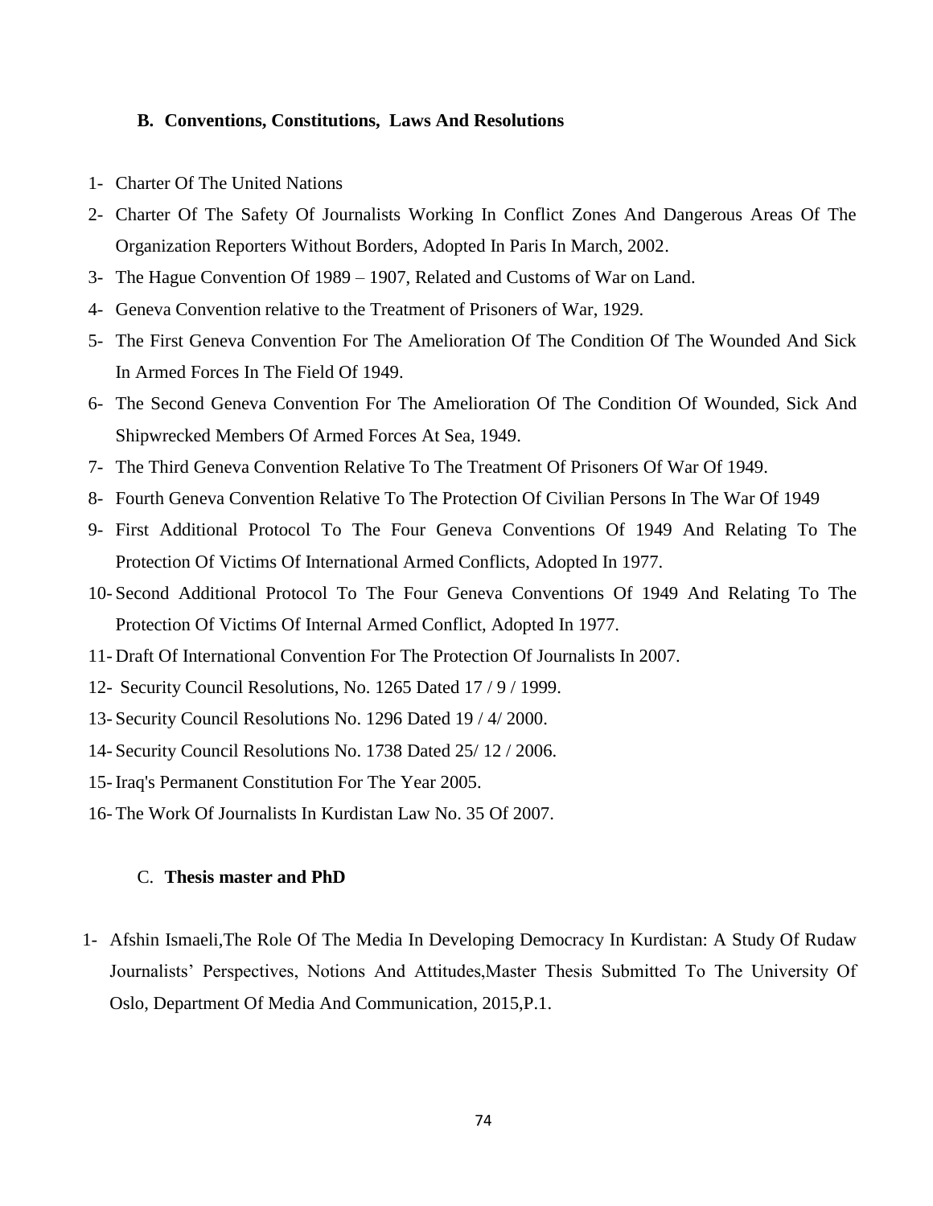### B. Conventions, Constitutions, Laws And Resolutions

1- Charter Of The United Nations
2- Charter Of The Safety Of Journalists Working In Conflict Zones And Dangerous Areas Of The Organization Reporters Without Borders, Adopted In Paris In March, 2002.
3- The Hague Convention Of 1989 – 1907, Related and Customs of War on Land.
4- Geneva Convention relative to the Treatment of Prisoners of War, 1929.
5- The First Geneva Convention For The Amelioration Of The Condition Of The Wounded And Sick In Armed Forces In The Field Of 1949.
6- The Second Geneva Convention For The Amelioration Of The Condition Of Wounded, Sick And Shipwrecked Members Of Armed Forces At Sea, 1949.
7- The Third Geneva Convention Relative To The Treatment Of Prisoners Of War Of 1949.
8- Fourth Geneva Convention Relative To The Protection Of Civilian Persons In The War Of 1949
9- First Additional Protocol To The Four Geneva Conventions Of 1949 And Relating To The Protection Of Victims Of International Armed Conflicts, Adopted In 1977.
10- Second Additional Protocol To The Four Geneva Conventions Of 1949 And Relating To The Protection Of Victims Of Internal Armed Conflict, Adopted In 1977.
11- Draft Of International Convention For The Protection Of Journalists In 2007.
12- Security Council Resolutions, No. 1265 Dated 17 / 9 / 1999.
13- Security Council Resolutions No. 1296 Dated 19 / 4/ 2000.
14- Security Council Resolutions No. 1738 Dated 25/ 12 / 2006.
15- Iraq's Permanent Constitution For The Year 2005.
16- The Work Of Journalists In Kurdistan Law No. 35 Of 2007.

### C. Thesis master and PhD

1- Afshin Ismaeli,The Role Of The Media In Developing Democracy In Kurdistan: A Study Of Rudaw Journalists' Perspectives, Notions And Attitudes,Master Thesis Submitted To The University Of Oslo, Department Of Media And Communication, 2015,P.1.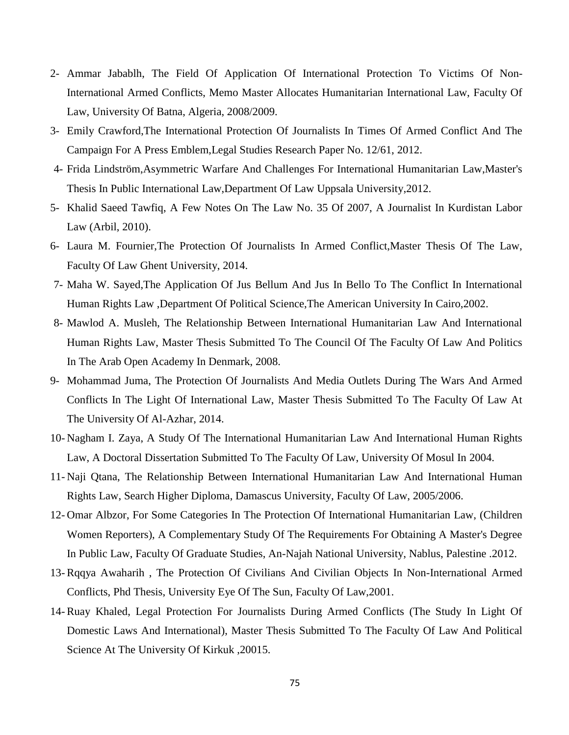2- Ammar Jabablh, The Field Of Application Of International Protection To Victims Of Non-International Armed Conflicts, Memo Master Allocates Humanitarian International Law, Faculty Of Law, University Of Batna, Algeria, 2008/2009.

3- Emily Crawford,The International Protection Of Journalists In Times Of Armed Conflict And The Campaign For A Press Emblem,Legal Studies Research Paper No. 12/61, 2012.

4- Frida Lindström,Asymmetric Warfare And Challenges For International Humanitarian Law,Master's Thesis In Public International Law,Department Of Law Uppsala University,2012.

5- Khalid Saeed Tawfiq, A Few Notes On The Law No. 35 Of 2007, A Journalist In Kurdistan Labor Law (Arbil, 2010).

6- Laura M. Fournier,The Protection Of Journalists In Armed Conflict,Master Thesis Of The Law, Faculty Of Law Ghent University, 2014.

7- Maha W. Sayed,The Application Of Jus Bellum And Jus In Bello To The Conflict In International Human Rights Law ,Department Of Political Science,The American University In Cairo,2002.

8- Mawlod A. Musleh, The Relationship Between International Humanitarian Law And International Human Rights Law, Master Thesis Submitted To The Council Of The Faculty Of Law And Politics In The Arab Open Academy In Denmark, 2008.

9- Mohammad Juma, The Protection Of Journalists And Media Outlets During The Wars And Armed Conflicts In The Light Of International Law, Master Thesis Submitted To The Faculty Of Law At The University Of Al-Azhar, 2014.

10- Nagham I. Zaya, A Study Of The International Humanitarian Law And International Human Rights Law, A Doctoral Dissertation Submitted To The Faculty Of Law, University Of Mosul In 2004.

11- Naji Qtana, The Relationship Between International Humanitarian Law And International Human Rights Law, Search Higher Diploma, Damascus University, Faculty Of Law, 2005/2006.

12- Omar Albzor, For Some Categories In The Protection Of International Humanitarian Law, (Children Women Reporters), A Complementary Study Of The Requirements For Obtaining A Master's Degree In Public Law, Faculty Of Graduate Studies, An-Najah National University, Nablus, Palestine .2012.

13- Rqqya Awaharih , The Protection Of Civilians And Civilian Objects In Non-International Armed Conflicts, Phd Thesis, University Eye Of The Sun, Faculty Of Law,2001.

14- Ruay Khaled, Legal Protection For Journalists During Armed Conflicts (The Study In Light Of Domestic Laws And International), Master Thesis Submitted To The Faculty Of Law And Political Science At The University Of Kirkuk ,20015.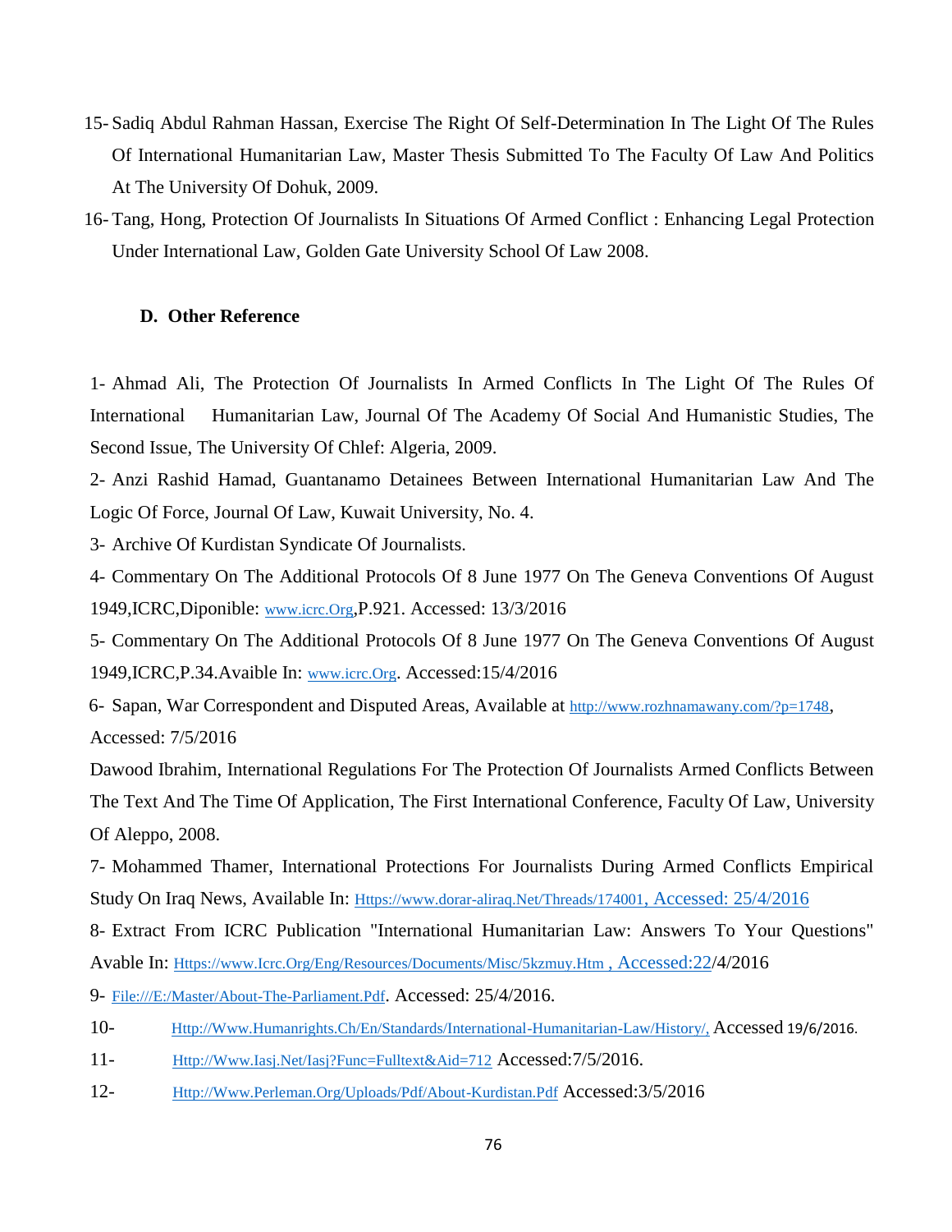15- Sadiq Abdul Rahman Hassan, Exercise The Right Of Self-Determination In The Light Of The Rules Of International Humanitarian Law, Master Thesis Submitted To The Faculty Of Law And Politics At The University Of Dohuk, 2009.

16- Tang, Hong, Protection Of Journalists In Situations Of Armed Conflict : Enhancing Legal Protection Under International Law, Golden Gate University School Of Law 2008.

### D. Other Reference

1- Ahmad Ali, The Protection Of Journalists In Armed Conflicts In The Light Of The Rules Of International Humanitarian Law, Journal Of The Academy Of Social And Humanistic Studies, The Second Issue, The University Of Chlef: Algeria, 2009.

2- Anzi Rashid Hamad, Guantanamo Detainees Between International Humanitarian Law And The Logic Of Force, Journal Of Law, Kuwait University, No. 4.

3- Archive Of Kurdistan Syndicate Of Journalists.

4- Commentary On The Additional Protocols Of 8 June 1977 On The Geneva Conventions Of August 1949,ICRC,Diponible: www.icrc.Org,P.921. Accessed: 13/3/2016

5- Commentary On The Additional Protocols Of 8 June 1977 On The Geneva Conventions Of August 1949,ICRC,P.34.Avaible In: www.icrc.Org. Accessed:15/4/2016

6- Sapan, War Correspondent and Disputed Areas, Available at http://www.rozhnamawany.com/?p=1748, Accessed: 7/5/2016

Dawood Ibrahim, International Regulations For The Protection Of Journalists Armed Conflicts Between The Text And The Time Of Application, The First International Conference, Faculty Of Law, University Of Aleppo, 2008.

7- Mohammed Thamer, International Protections For Journalists During Armed Conflicts Empirical Study On Iraq News, Available In: Https://www.dorar-aliraq.Net/Threads/174001, Accessed: 25/4/2016

8- Extract From ICRC Publication "International Humanitarian Law: Answers To Your Questions" Avable In: Https://www.Icrc.Org/Eng/Resources/Documents/Misc/5kzmuy.Htm , Accessed:22/4/2016

9- File:///E:/Master/About-The-Parliament.Pdf. Accessed: 25/4/2016.

10- Http://Www.Humanrights.Ch/En/Standards/International-Humanitarian-Law/History/, Accessed 19/6/2016.

11- Http://Www.Iasj.Net/Iasj?Func=Fulltext&Aid=712 Accessed:7/5/2016.

12- Http://Www.Perleman.Org/Uploads/Pdf/About-Kurdistan.Pdf Accessed:3/5/2016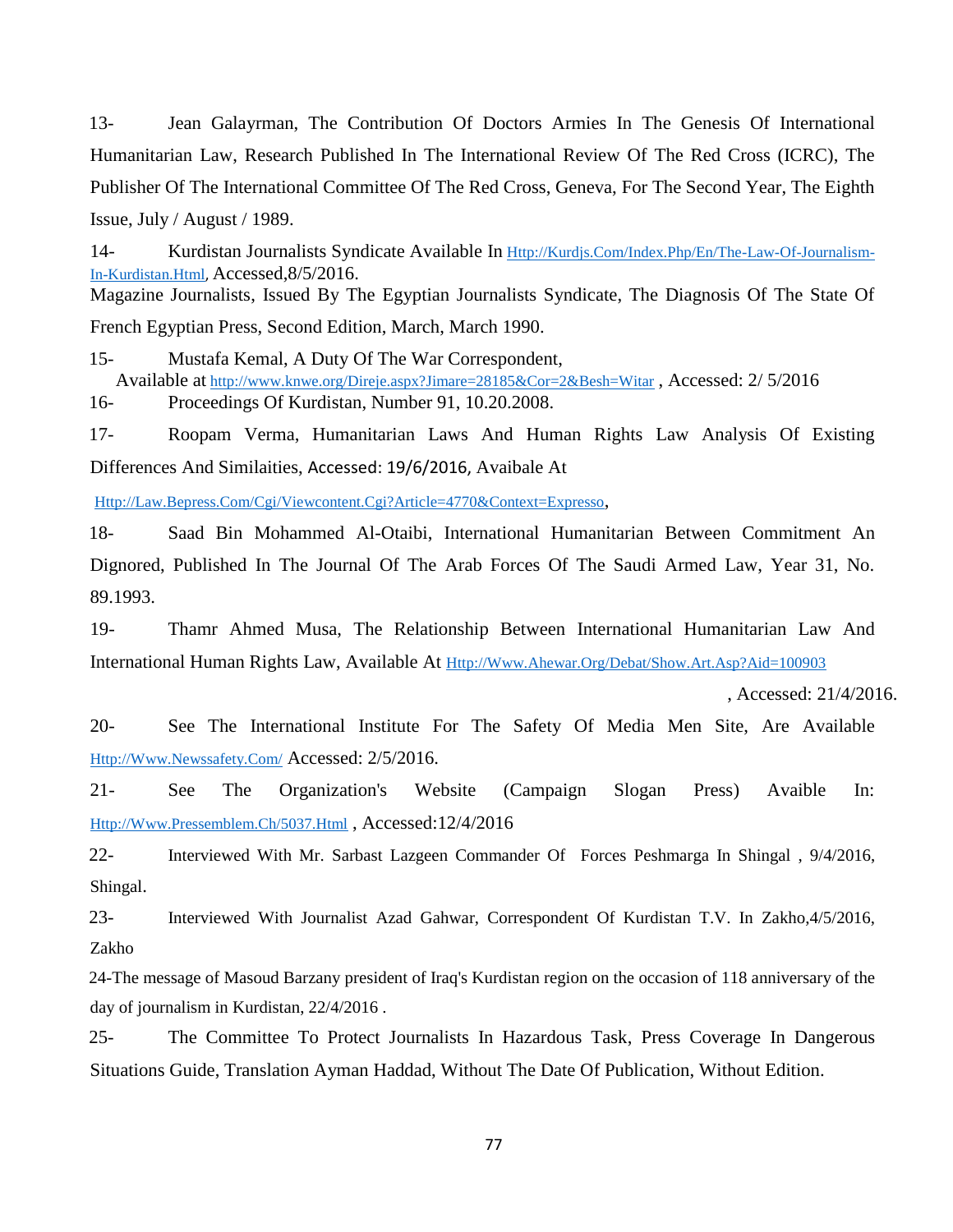13- Jean Galayrman, The Contribution Of Doctors Armies In The Genesis Of International Humanitarian Law, Research Published In The International Review Of The Red Cross (ICRC), The Publisher Of The International Committee Of The Red Cross, Geneva, For The Second Year, The Eighth Issue, July / August / 1989.

14- Kurdistan Journalists Syndicate Available In Http://Kurdjs.Com/Index.Php/En/The-Law-Of-Journalism-In-Kurdistan.Html, Accessed,8/5/2016.

Magazine Journalists, Issued By The Egyptian Journalists Syndicate, The Diagnosis Of The State Of French Egyptian Press, Second Edition, March, March 1990.

15- Mustafa Kemal, A Duty Of The War Correspondent, Available at http://www.knwe.org/Direje.aspx?Jimare=28185&Cor=2&Besh=Witar , Accessed: 2/ 5/2016

16- Proceedings Of Kurdistan, Number 91, 10.20.2008.

17- Roopam Verma, Humanitarian Laws And Human Rights Law Analysis Of Existing Differences And Similaities, Accessed: 19/6/2016, Avaibale At Http://Law.Bepress.Com/Cgi/Viewcontent.Cgi?Article=4770&Context=Expresso,

18- Saad Bin Mohammed Al-Otaibi, International Humanitarian Between Commitment An Dignored, Published In The Journal Of The Arab Forces Of The Saudi Armed Law, Year 31, No. 89.1993.

19- Thamr Ahmed Musa, The Relationship Between International Humanitarian Law And International Human Rights Law, Available At Http://Www.Ahewar.Org/Debat/Show.Art.Asp?Aid=100903 , Accessed: 21/4/2016.

20- See The International Institute For The Safety Of Media Men Site, Are Available Http://Www.Newssafety.Com/ Accessed: 2/5/2016.

21- See The Organization's Website (Campaign Slogan Press) Avaible In: Http://Www.Pressemblem.Ch/5037.Html , Accessed:12/4/2016

22- Interviewed With Mr. Sarbast Lazgeen Commander Of Forces Peshmarga In Shingal , 9/4/2016, Shingal.

23- Interviewed With Journalist Azad Gahwar, Correspondent Of Kurdistan T.V. In Zakho,4/5/2016, Zakho

24-The message of Masoud Barzany president of Iraq's Kurdistan region on the occasion of 118 anniversary of the day of journalism in Kurdistan, 22/4/2016 .

25- The Committee To Protect Journalists In Hazardous Task, Press Coverage In Dangerous Situations Guide, Translation Ayman Haddad, Without The Date Of Publication, Without Edition.